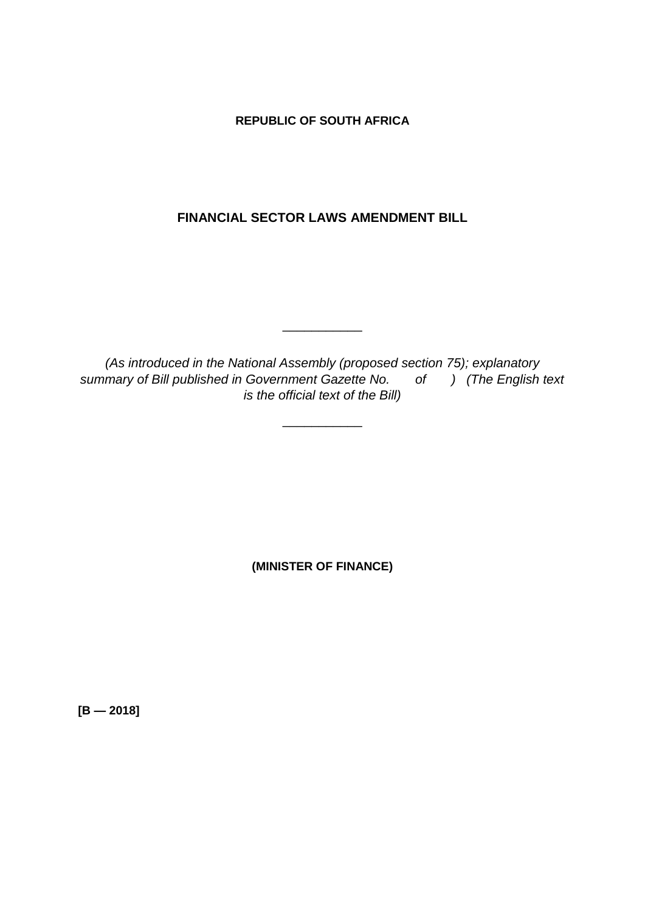**REPUBLIC OF SOUTH AFRICA**

# FINANCIAL SECTOR LAWS AMENDMENT BILL

___________

*(As introduced in the National Assembly (proposed section 75); explanatory summary of Bill published in Government Gazette No. of ) (The English text is the official text of the Bill)*

___________

**(MINISTER OF FINANCE)**

**[B — 2018]**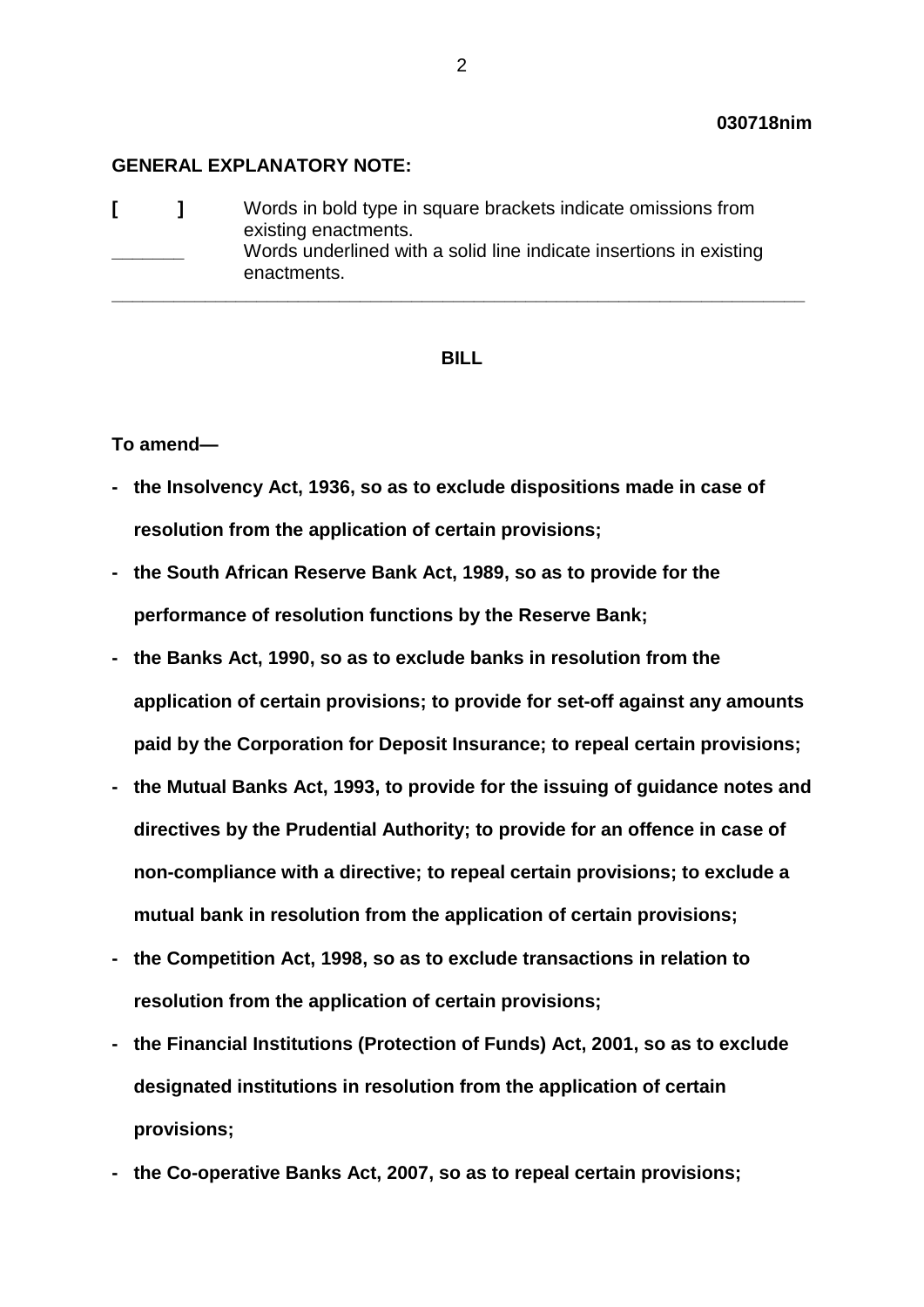**030718nim**

**GENERAL EXPLANATORY NOTE:**

| | |
|---|---|
| **[ ]** | Words in bold type in square brackets indicate omissions from existing enactments. |
| ______ | Words underlined with a solid line indicate insertions in existing enactments. |

---

**BILL**

**To amend—**

- **the Insolvency Act, 1936, so as to exclude dispositions made in case of resolution from the application of certain provisions;**
- **the South African Reserve Bank Act, 1989, so as to provide for the performance of resolution functions by the Reserve Bank;**
- **the Banks Act, 1990, so as to exclude banks in resolution from the application of certain provisions; to provide for set-off against any amounts paid by the Corporation for Deposit Insurance; to repeal certain provisions;**
- **the Mutual Banks Act, 1993, to provide for the issuing of guidance notes and directives by the Prudential Authority; to provide for an offence in case of non-compliance with a directive; to repeal certain provisions; to exclude a mutual bank in resolution from the application of certain provisions;**
- **the Competition Act, 1998, so as to exclude transactions in relation to resolution from the application of certain provisions;**
- **the Financial Institutions (Protection of Funds) Act, 2001, so as to exclude designated institutions in resolution from the application of certain provisions;**
- **the Co-operative Banks Act, 2007, so as to repeal certain provisions;**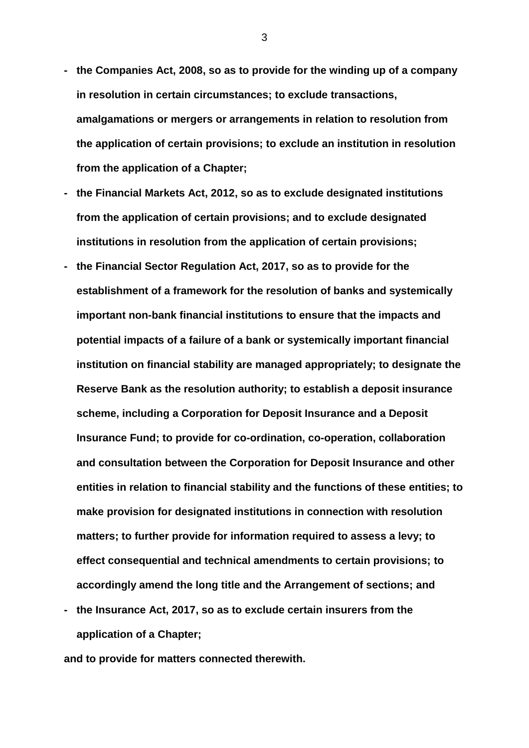- **the Companies Act, 2008, so as to provide for the winding up of a company in resolution in certain circumstances; to exclude transactions, amalgamations or mergers or arrangements in relation to resolution from the application of certain provisions; to exclude an institution in resolution from the application of a Chapter;**
- **the Financial Markets Act, 2012, so as to exclude designated institutions from the application of certain provisions; and to exclude designated institutions in resolution from the application of certain provisions;**
- **the Financial Sector Regulation Act, 2017, so as to provide for the establishment of a framework for the resolution of banks and systemically important non-bank financial institutions to ensure that the impacts and potential impacts of a failure of a bank or systemically important financial institution on financial stability are managed appropriately; to designate the Reserve Bank as the resolution authority; to establish a deposit insurance scheme, including a Corporation for Deposit Insurance and a Deposit Insurance Fund; to provide for co-ordination, co-operation, collaboration and consultation between the Corporation for Deposit Insurance and other entities in relation to financial stability and the functions of these entities; to make provision for designated institutions in connection with resolution matters; to further provide for information required to assess a levy; to effect consequential and technical amendments to certain provisions; to accordingly amend the long title and the Arrangement of sections; and**
- **the Insurance Act, 2017, so as to exclude certain insurers from the application of a Chapter;**

**and to provide for matters connected therewith.**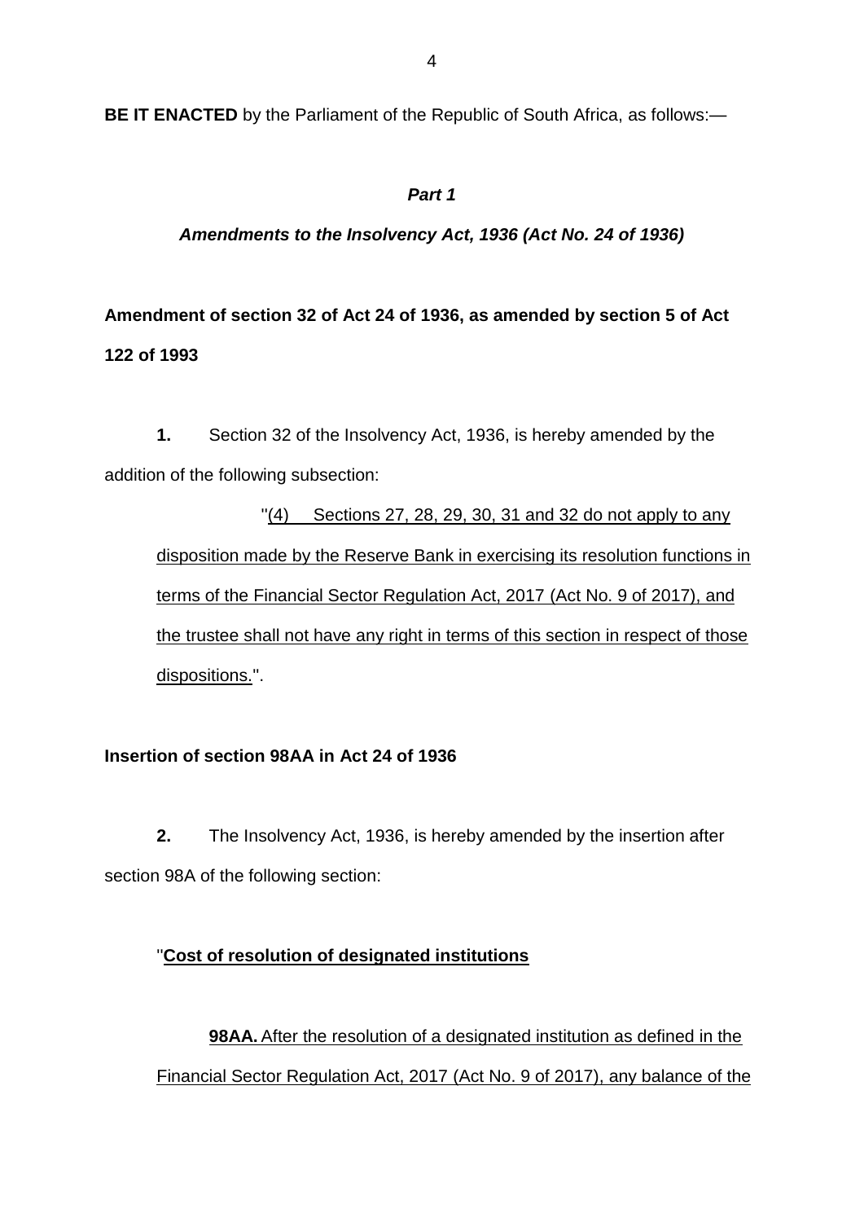**BE IT ENACTED** by the Parliament of the Republic of South Africa, as follows:—

***Part 1***

***Amendments to the Insolvency Act, 1936 (Act No. 24 of 1936)***

**Amendment of section 32 of Act 24 of 1936, as amended by section 5 of Act 122 of 1993**

**1.** Section 32 of the Insolvency Act, 1936, is hereby amended by the addition of the following subsection:

"<u>(4) Sections 27, 28, 29, 30, 31 and 32 do not apply to any disposition made by the Reserve Bank in exercising its resolution functions in terms of the Financial Sector Regulation Act, 2017 (Act No. 9 of 2017), and the trustee shall not have any right in terms of this section in respect of those dispositions.</u>".

**Insertion of section 98AA in Act 24 of 1936**

**2.** The Insolvency Act, 1936, is hereby amended by the insertion after section 98A of the following section:

"<u>**Cost of resolution of designated institutions**</u>

<u>**98AA.** After the resolution of a designated institution as defined in the Financial Sector Regulation Act, 2017 (Act No. 9 of 2017), any balance of the</u>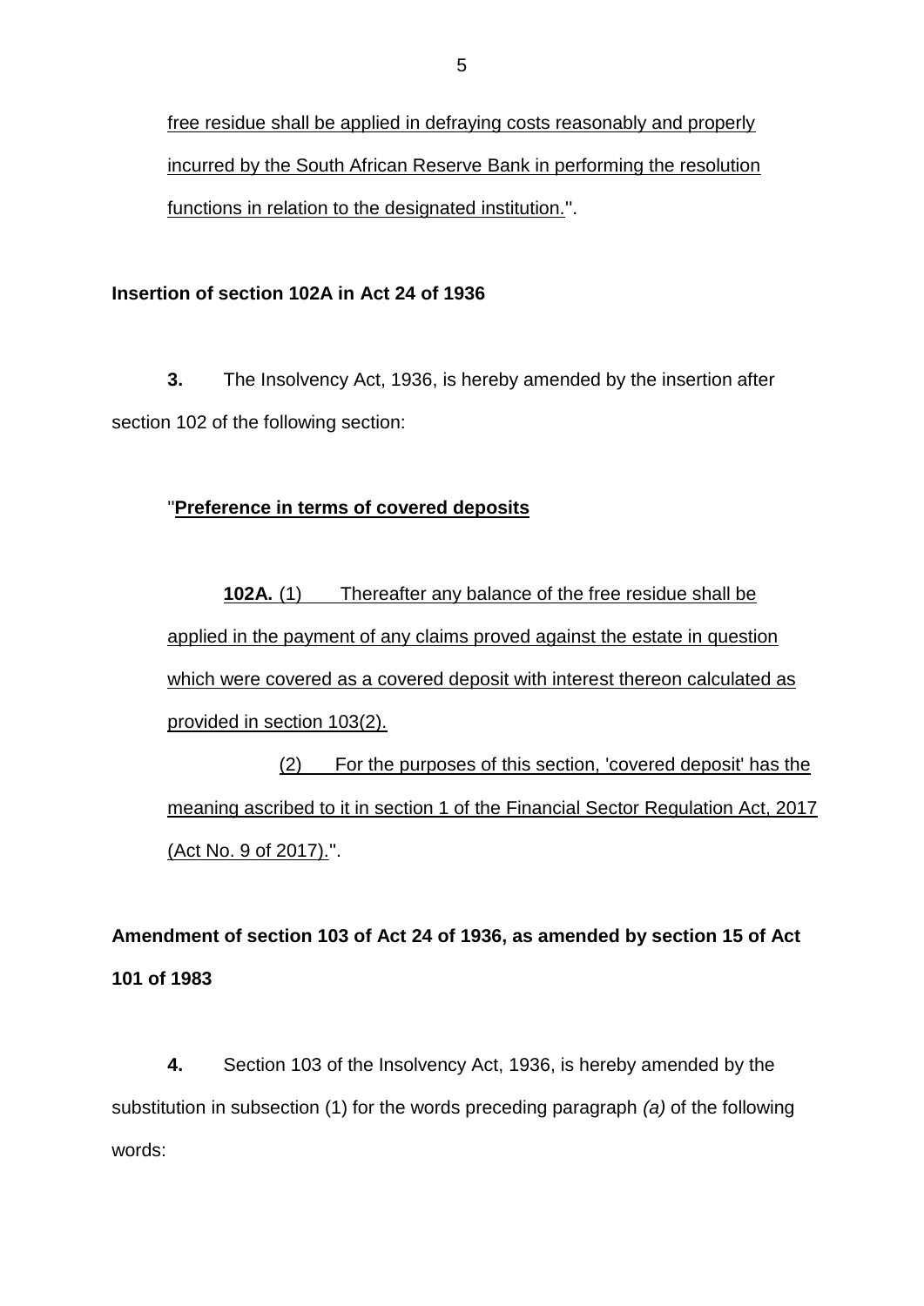<u>free residue shall be applied in defraying costs reasonably and properly incurred by the South African Reserve Bank in performing the resolution functions in relation to the designated institution.</u>".

**Insertion of section 102A in Act 24 of 1936**

**3.** The Insolvency Act, 1936, is hereby amended by the insertion after section 102 of the following section:

"<u>**Preference in terms of covered deposits**</u>

<u>**102A.** (1) Thereafter any balance of the free residue shall be applied in the payment of any claims proved against the estate in question which were covered as a covered deposit with interest thereon calculated as provided in section 103(2).</u>

<u>(2) For the purposes of this section, 'covered deposit' has the meaning ascribed to it in section 1 of the Financial Sector Regulation Act, 2017 (Act No. 9 of 2017).</u>".

**Amendment of section 103 of Act 24 of 1936, as amended by section 15 of Act 101 of 1983**

**4.** Section 103 of the Insolvency Act, 1936, is hereby amended by the substitution in subsection (1) for the words preceding paragraph *(a)* of the following words: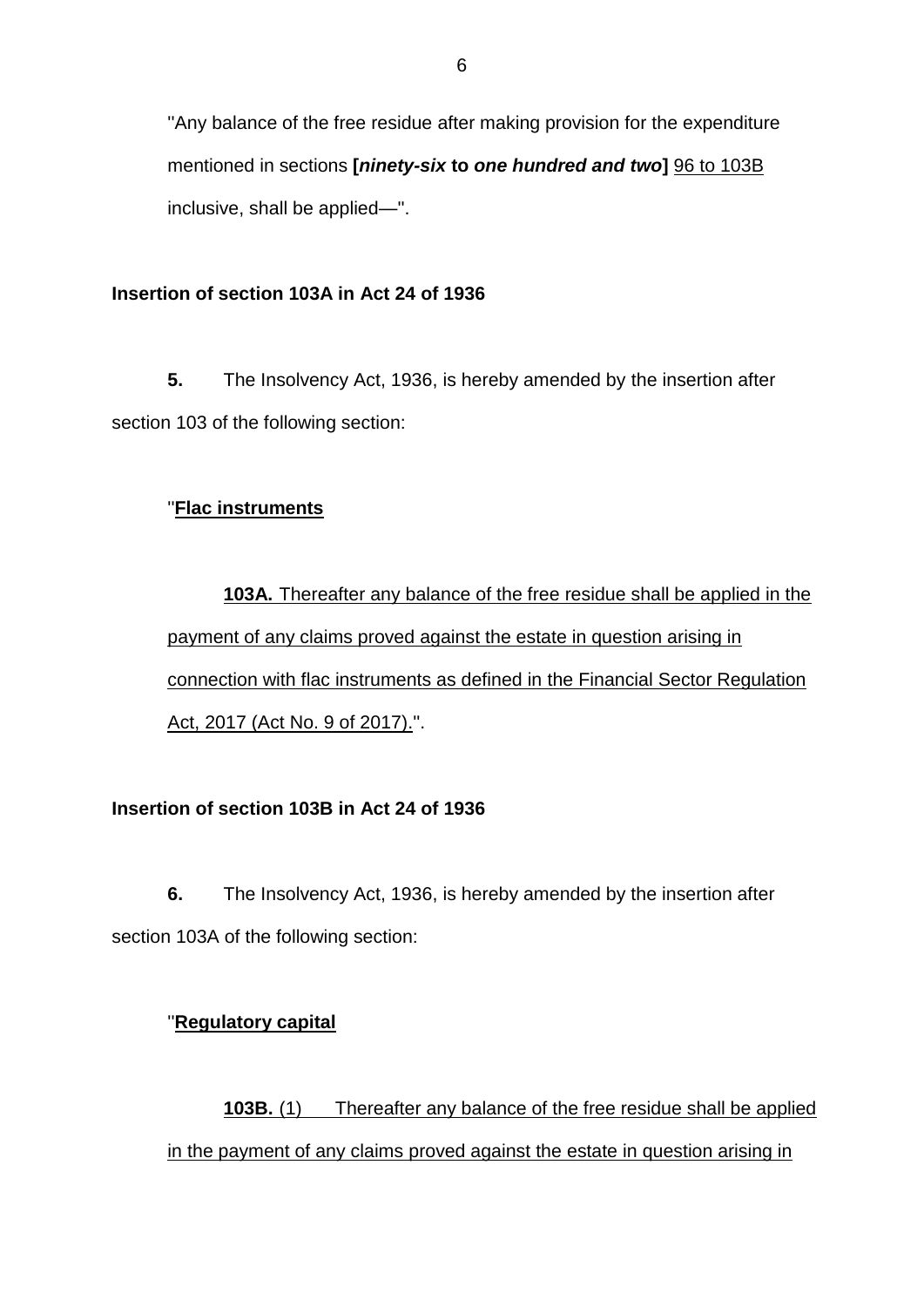"Any balance of the free residue after making provision for the expenditure mentioned in sections **[*ninety-six* to *one hundred and two*]** <u>96 to 103B</u> inclusive, shall be applied—".

**Insertion of section 103A in Act 24 of 1936**

**5.** The Insolvency Act, 1936, is hereby amended by the insertion after section 103 of the following section:

"<u>**Flac instruments**</u>

<u>**103A.** Thereafter any balance of the free residue shall be applied in the payment of any claims proved against the estate in question arising in connection with flac instruments as defined in the Financial Sector Regulation Act, 2017 (Act No. 9 of 2017).</u>".

**Insertion of section 103B in Act 24 of 1936**

**6.** The Insolvency Act, 1936, is hereby amended by the insertion after section 103A of the following section:

"<u>**Regulatory capital**</u>

<u>**103B.** (1) Thereafter any balance of the free residue shall be applied in the payment of any claims proved against the estate in question arising in</u>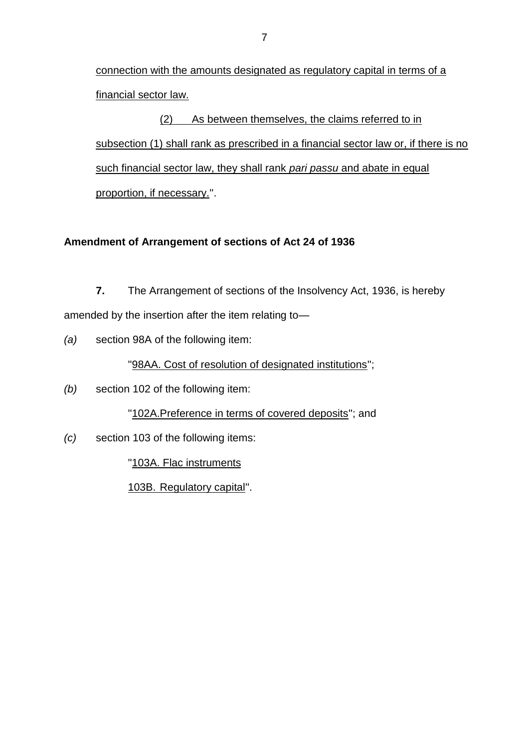connection with the amounts designated as regulatory capital in terms of a financial sector law.

(2) As between themselves, the claims referred to in subsection (1) shall rank as prescribed in a financial sector law or, if there is no such financial sector law, they shall rank *pari passu* and abate in equal proportion, if necessary.".

**Amendment of Arrangement of sections of Act 24 of 1936**

**7.** The Arrangement of sections of the Insolvency Act, 1936, is hereby amended by the insertion after the item relating to—

*(a)* section 98A of the following item:

"98AA. Cost of resolution of designated institutions";

*(b)* section 102 of the following item:

"102A.Preference in terms of covered deposits"; and

*(c)* section 103 of the following items:

"103A. Flac instruments

103B. Regulatory capital".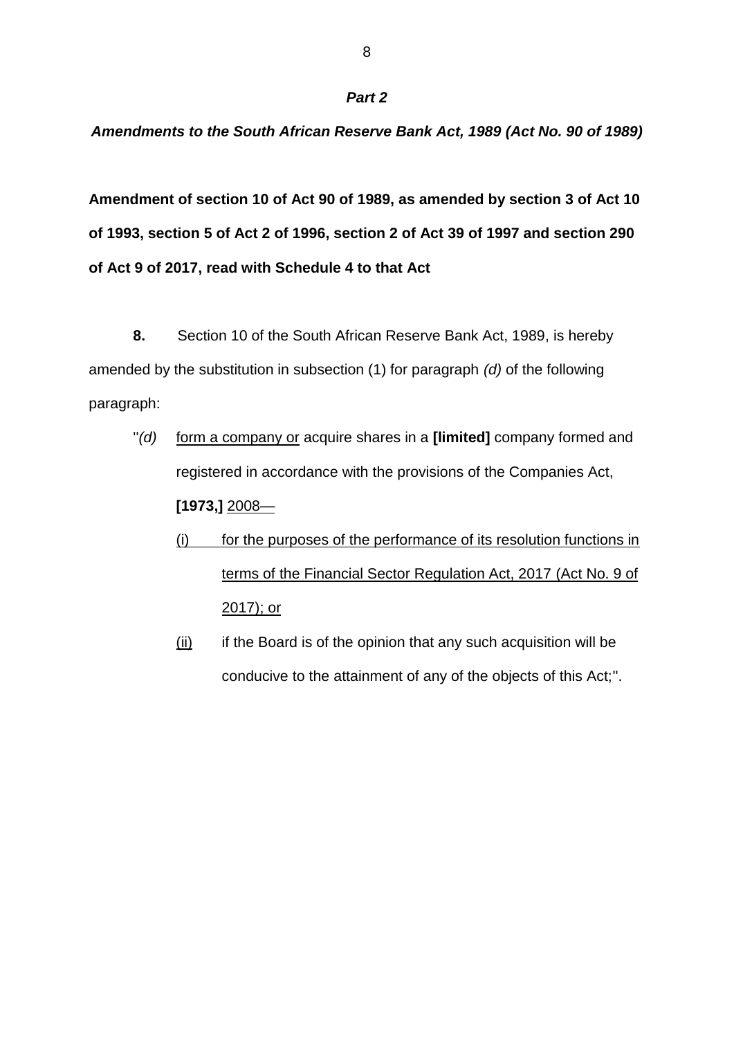### *Part 2*

### *Amendments to the South African Reserve Bank Act, 1989 (Act No. 90 of 1989)*

**Amendment of section 10 of Act 90 of 1989, as amended by section 3 of Act 10 of 1993, section 5 of Act 2 of 1996, section 2 of Act 39 of 1997 and section 290 of Act 9 of 2017, read with Schedule 4 to that Act**

**8.** Section 10 of the South African Reserve Bank Act, 1989, is hereby amended by the substitution in subsection (1) for paragraph *(d)* of the following paragraph:

"*(d)* <u>form a company or</u> acquire shares in a **[limited]** company formed and registered in accordance with the provisions of the Companies Act, **[1973,]** <u>2008—</u>

<u>(i)</u> <u>for the purposes of the performance of its resolution functions in terms of the Financial Sector Regulation Act, 2017 (Act No. 9 of 2017); or</u>

<u>(ii)</u> if the Board is of the opinion that any such acquisition will be conducive to the attainment of any of the objects of this Act;".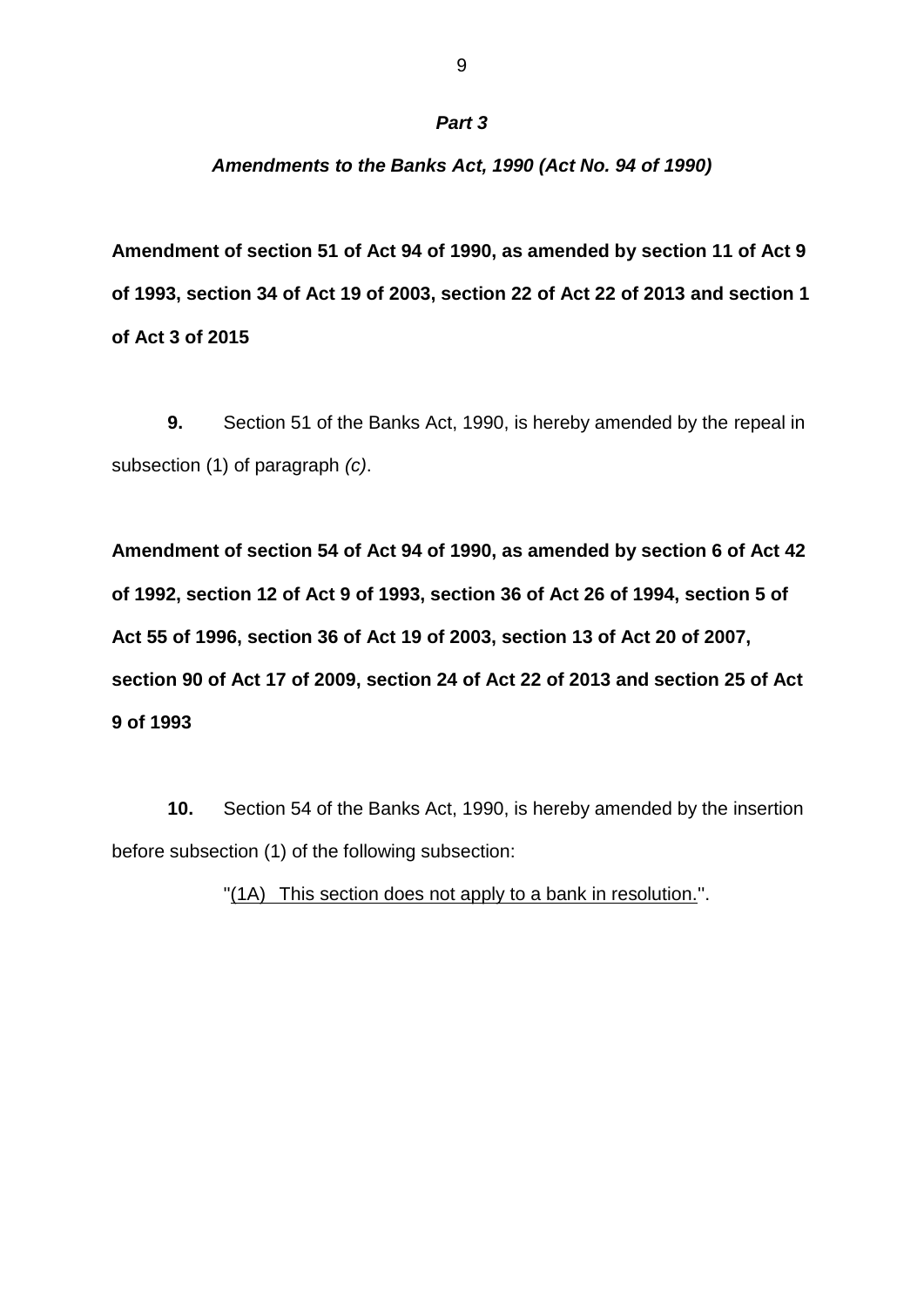### *Part 3*

### *Amendments to the Banks Act, 1990 (Act No. 94 of 1990)*

**Amendment of section 51 of Act 94 of 1990, as amended by section 11 of Act 9 of 1993, section 34 of Act 19 of 2003, section 22 of Act 22 of 2013 and section 1 of Act 3 of 2015**

**9.** Section 51 of the Banks Act, 1990, is hereby amended by the repeal in subsection (1) of paragraph *(c)*.

**Amendment of section 54 of Act 94 of 1990, as amended by section 6 of Act 42 of 1992, section 12 of Act 9 of 1993, section 36 of Act 26 of 1994, section 5 of Act 55 of 1996, section 36 of Act 19 of 2003, section 13 of Act 20 of 2007, section 90 of Act 17 of 2009, section 24 of Act 22 of 2013 and section 25 of Act 9 of 1993**

**10.** Section 54 of the Banks Act, 1990, is hereby amended by the insertion before subsection (1) of the following subsection:

"<u>(1A) This section does not apply to a bank in resolution.</u>".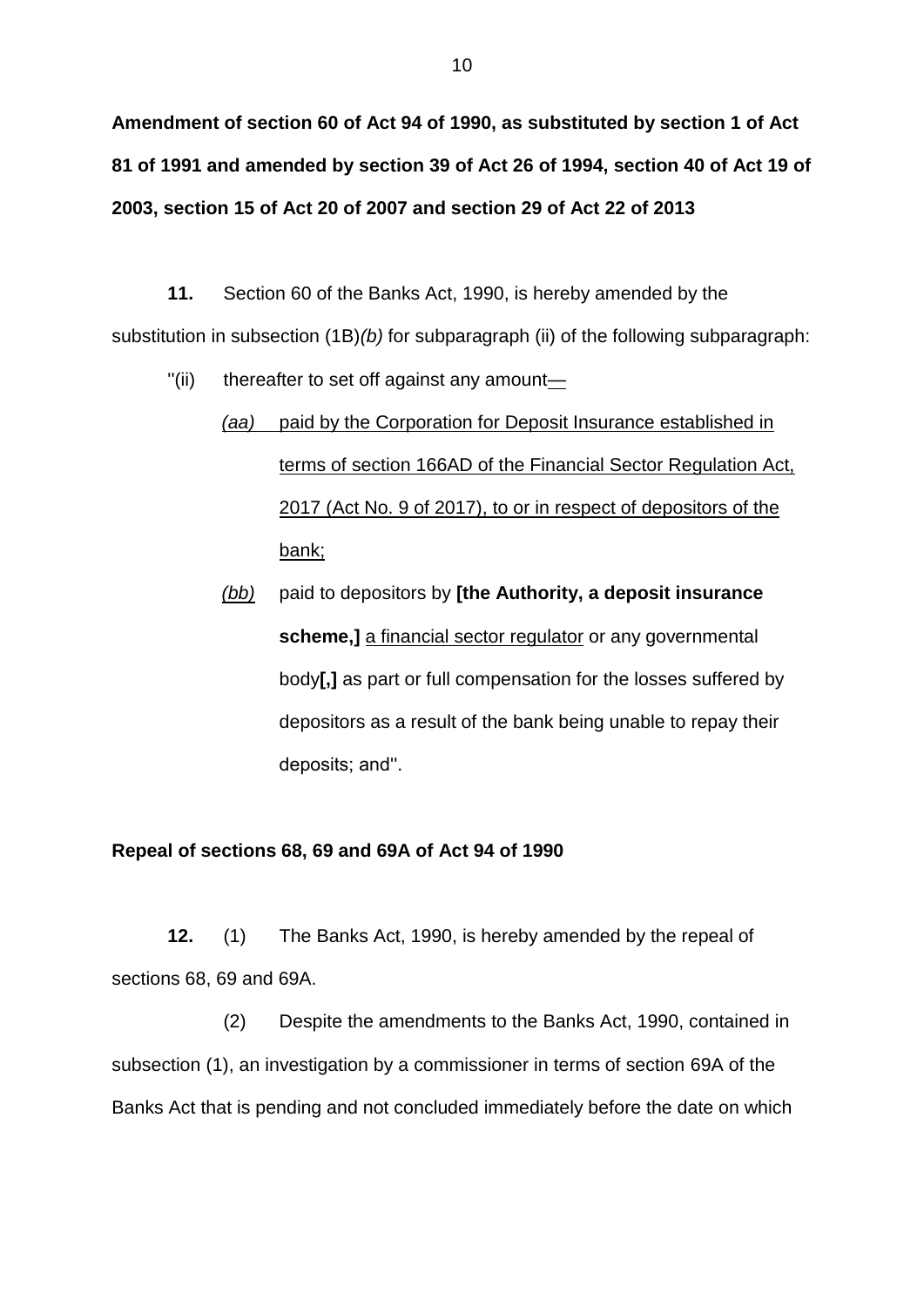**Amendment of section 60 of Act 94 of 1990, as substituted by section 1 of Act 81 of 1991 and amended by section 39 of Act 26 of 1994, section 40 of Act 19 of 2003, section 15 of Act 20 of 2007 and section 29 of Act 22 of 2013**

**11.** Section 60 of the Banks Act, 1990, is hereby amended by the substitution in subsection (1B)*(b)* for subparagraph (ii) of the following subparagraph:

"(ii) thereafter to set off against any amount<u>—</u>

*<u>(aa)</u>* <u>paid by the Corporation for Deposit Insurance established in terms of section 166AD of the Financial Sector Regulation Act, 2017 (Act No. 9 of 2017), to or in respect of depositors of the bank;</u>

*<u>(bb)</u>* paid to depositors by **[the Authority, a deposit insurance scheme,]** <u>a financial sector regulator</u> or any governmental body**[,]** as part or full compensation for the losses suffered by depositors as a result of the bank being unable to repay their deposits; and".

**Repeal of sections 68, 69 and 69A of Act 94 of 1990**

**12.** (1) The Banks Act, 1990, is hereby amended by the repeal of sections 68, 69 and 69A.

(2) Despite the amendments to the Banks Act, 1990, contained in subsection (1), an investigation by a commissioner in terms of section 69A of the Banks Act that is pending and not concluded immediately before the date on which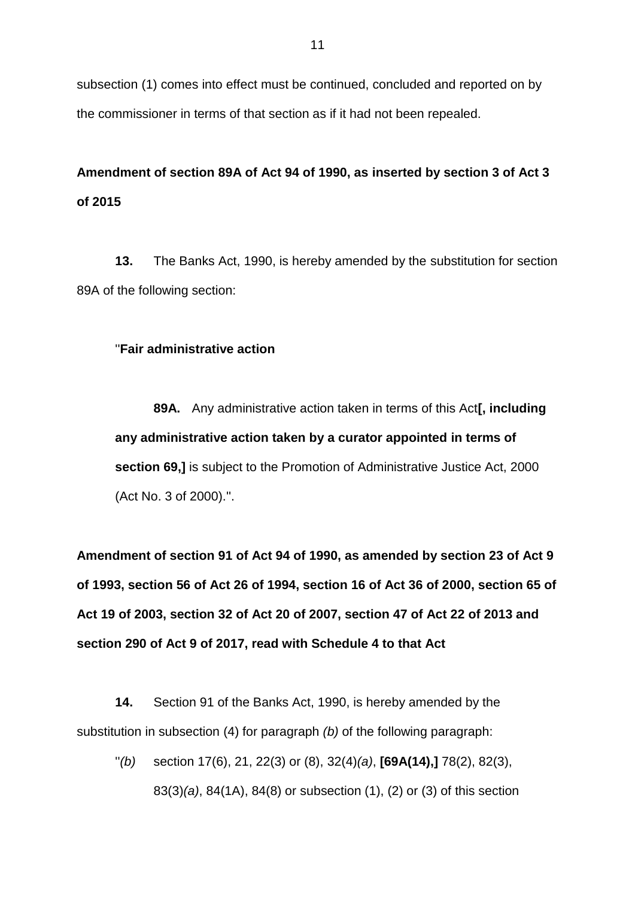subsection (1) comes into effect must be continued, concluded and reported on by the commissioner in terms of that section as if it had not been repealed.

**Amendment of section 89A of Act 94 of 1990, as inserted by section 3 of Act 3 of 2015**

**13.** The Banks Act, 1990, is hereby amended by the substitution for section 89A of the following section:

"**Fair administrative action**

**89A.** Any administrative action taken in terms of this Act**[, including any administrative action taken by a curator appointed in terms of section 69,]** is subject to the Promotion of Administrative Justice Act, 2000 (Act No. 3 of 2000).".

**Amendment of section 91 of Act 94 of 1990, as amended by section 23 of Act 9 of 1993, section 56 of Act 26 of 1994, section 16 of Act 36 of 2000, section 65 of Act 19 of 2003, section 32 of Act 20 of 2007, section 47 of Act 22 of 2013 and section 290 of Act 9 of 2017, read with Schedule 4 to that Act**

**14.** Section 91 of the Banks Act, 1990, is hereby amended by the substitution in subsection (4) for paragraph *(b)* of the following paragraph:

"*(b)* section 17(6), 21, 22(3) or (8), 32(4)*(a)*, **[69A(14),]** 78(2), 82(3), 83(3)*(a)*, 84(1A), 84(8) or subsection (1), (2) or (3) of this section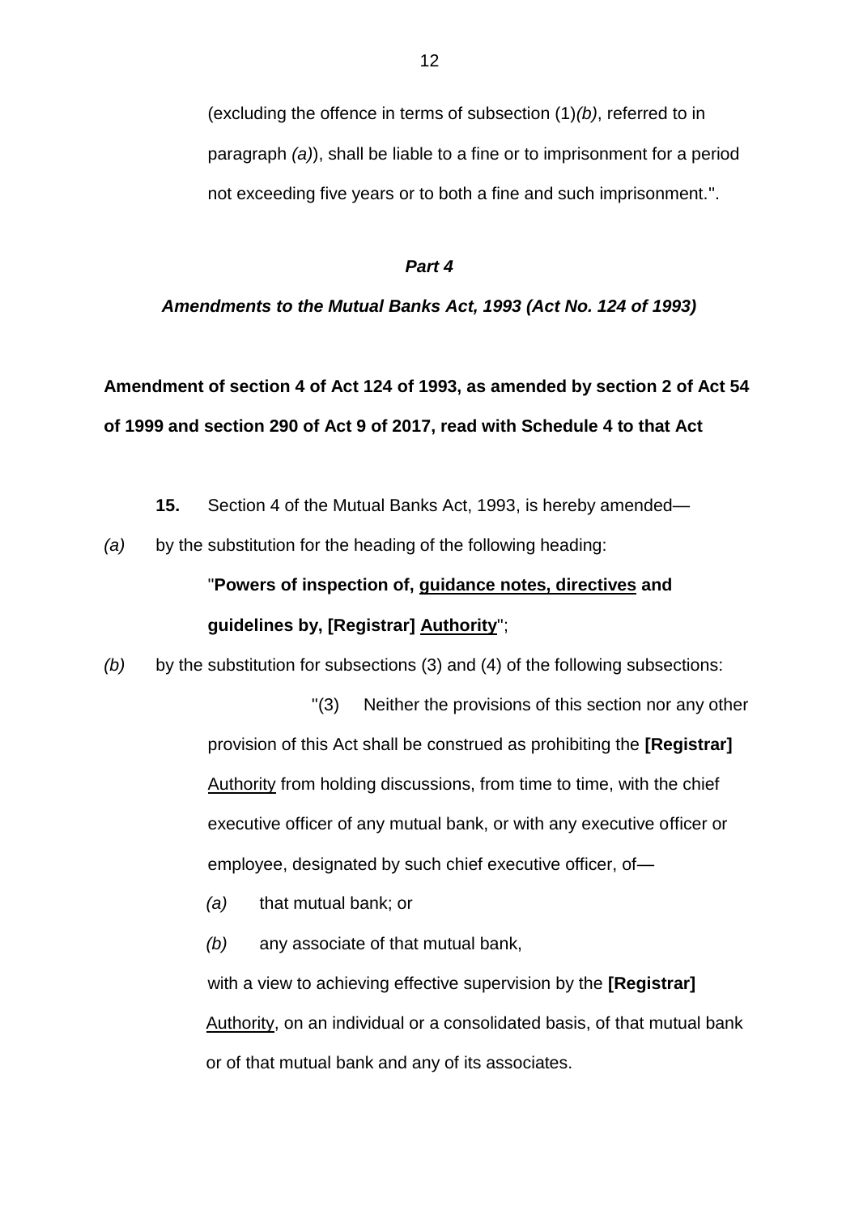(excluding the offence in terms of subsection (1)*(b)*, referred to in paragraph *(a)*), shall be liable to a fine or to imprisonment for a period not exceeding five years or to both a fine and such imprisonment.".

***Part 4***

***Amendments to the Mutual Banks Act, 1993 (Act No. 124 of 1993)***

**Amendment of section 4 of Act 124 of 1993, as amended by section 2 of Act 54 of 1999 and section 290 of Act 9 of 2017, read with Schedule 4 to that Act**

**15.** Section 4 of the Mutual Banks Act, 1993, is hereby amended—

*(a)* by the substitution for the heading of the following heading:

"**Powers of inspection of, <u>guidance notes, directives</u> and guidelines by, [Registrar] <u>Authority</u>**";

*(b)* by the substitution for subsections (3) and (4) of the following subsections:

"(3) Neither the provisions of this section nor any other provision of this Act shall be construed as prohibiting the **[Registrar]** <u>Authority</u> from holding discussions, from time to time, with the chief executive officer of any mutual bank, or with any executive officer or employee, designated by such chief executive officer, of—

*(a)* that mutual bank; or

*(b)* any associate of that mutual bank,

with a view to achieving effective supervision by the **[Registrar]** <u>Authority</u>, on an individual or a consolidated basis, of that mutual bank or of that mutual bank and any of its associates.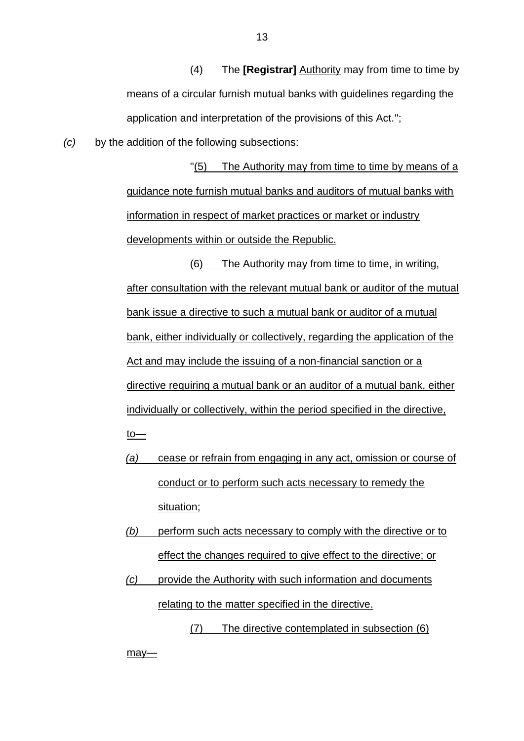(4) The **[Registrar]** Authority may from time to time by means of a circular furnish mutual banks with guidelines regarding the application and interpretation of the provisions of this Act.";

*(c)* by the addition of the following subsections:

"(5) The Authority may from time to time by means of a guidance note furnish mutual banks and auditors of mutual banks with information in respect of market practices or market or industry developments within or outside the Republic.

(6) The Authority may from time to time, in writing, after consultation with the relevant mutual bank or auditor of the mutual bank issue a directive to such a mutual bank or auditor of a mutual bank, either individually or collectively, regarding the application of the Act and may include the issuing of a non-financial sanction or a directive requiring a mutual bank or an auditor of a mutual bank, either individually or collectively, within the period specified in the directive, to—

*(a)* cease or refrain from engaging in any act, omission or course of conduct or to perform such acts necessary to remedy the situation;

*(b)* perform such acts necessary to comply with the directive or to effect the changes required to give effect to the directive; or

*(c)* provide the Authority with such information and documents relating to the matter specified in the directive.

(7) The directive contemplated in subsection (6) may—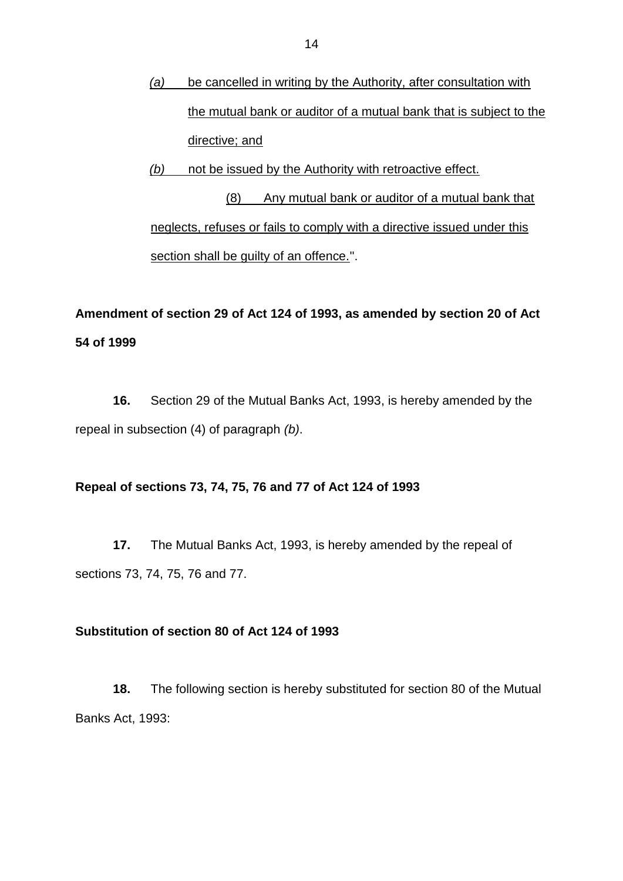*(a)* be cancelled in writing by the Authority, after consultation with the mutual bank or auditor of a mutual bank that is subject to the directive; and

*(b)* not be issued by the Authority with retroactive effect.

(8) Any mutual bank or auditor of a mutual bank that neglects, refuses or fails to comply with a directive issued under this section shall be guilty of an offence.".

**Amendment of section 29 of Act 124 of 1993, as amended by section 20 of Act 54 of 1999**

**16.** Section 29 of the Mutual Banks Act, 1993, is hereby amended by the repeal in subsection (4) of paragraph *(b)*.

**Repeal of sections 73, 74, 75, 76 and 77 of Act 124 of 1993**

**17.** The Mutual Banks Act, 1993, is hereby amended by the repeal of sections 73, 74, 75, 76 and 77.

**Substitution of section 80 of Act 124 of 1993**

**18.** The following section is hereby substituted for section 80 of the Mutual Banks Act, 1993: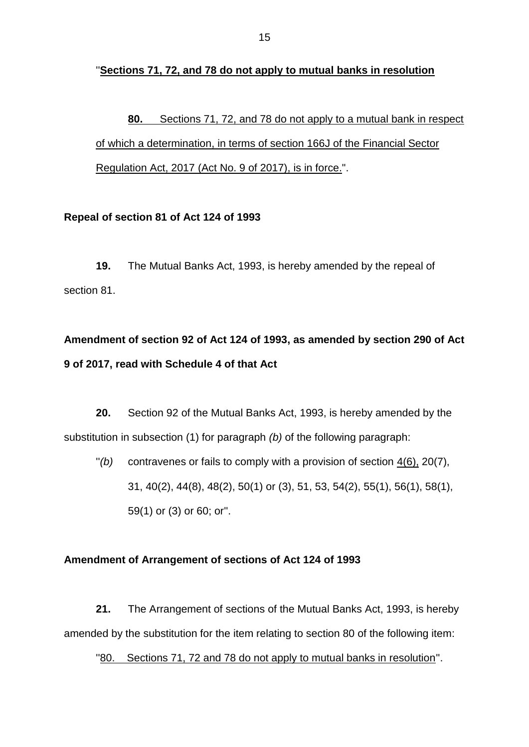"<u>**Sections 71, 72, and 78 do not apply to mutual banks in resolution**</u>

<u>**80.** Sections 71, 72, and 78 do not apply to a mutual bank in respect of which a determination, in terms of section 166J of the Financial Sector Regulation Act, 2017 (Act No. 9 of 2017), is in force.</u>".

**Repeal of section 81 of Act 124 of 1993**

**19.** The Mutual Banks Act, 1993, is hereby amended by the repeal of section 81.

**Amendment of section 92 of Act 124 of 1993, as amended by section 290 of Act 9 of 2017, read with Schedule 4 of that Act**

**20.** Section 92 of the Mutual Banks Act, 1993, is hereby amended by the substitution in subsection (1) for paragraph *(b)* of the following paragraph:

"*(b)* contravenes or fails to comply with a provision of section <u>4(6),</u> 20(7), 31, 40(2), 44(8), 48(2), 50(1) or (3), 51, 53, 54(2), 55(1), 56(1), 58(1), 59(1) or (3) or 60; or".

**Amendment of Arrangement of sections of Act 124 of 1993**

**21.** The Arrangement of sections of the Mutual Banks Act, 1993, is hereby amended by the substitution for the item relating to section 80 of the following item:

"<u>80. Sections 71, 72 and 78 do not apply to mutual banks in resolution</u>".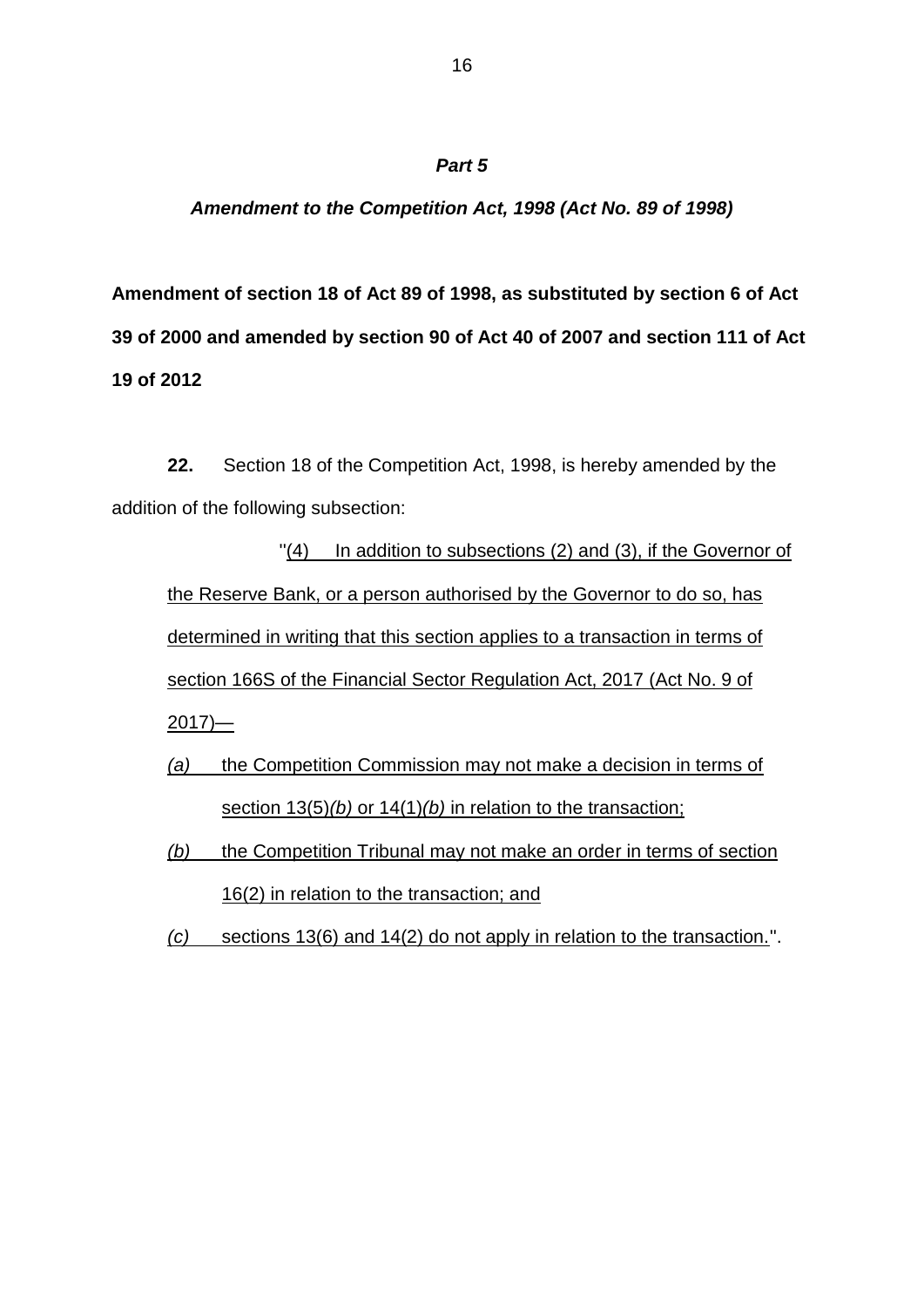***Part 5***

***Amendment to the Competition Act, 1998 (Act No. 89 of 1998)***

**Amendment of section 18 of Act 89 of 1998, as substituted by section 6 of Act 39 of 2000 and amended by section 90 of Act 40 of 2007 and section 111 of Act 19 of 2012**

**22.** Section 18 of the Competition Act, 1998, is hereby amended by the addition of the following subsection:

"<u>(4) In addition to subsections (2) and (3), if the Governor of the Reserve Bank, or a person authorised by the Governor to do so, has determined in writing that this section applies to a transaction in terms of section 166S of the Financial Sector Regulation Act, 2017 (Act No. 9 of 2017)—</u>

<u>*(a)* the Competition Commission may not make a decision in terms of section 13(5)*(b)* or 14(1)*(b)* in relation to the transaction;</u>

<u>*(b)* the Competition Tribunal may not make an order in terms of section 16(2) in relation to the transaction; and</u>

<u>*(c)* sections 13(6) and 14(2) do not apply in relation to the transaction.</u>".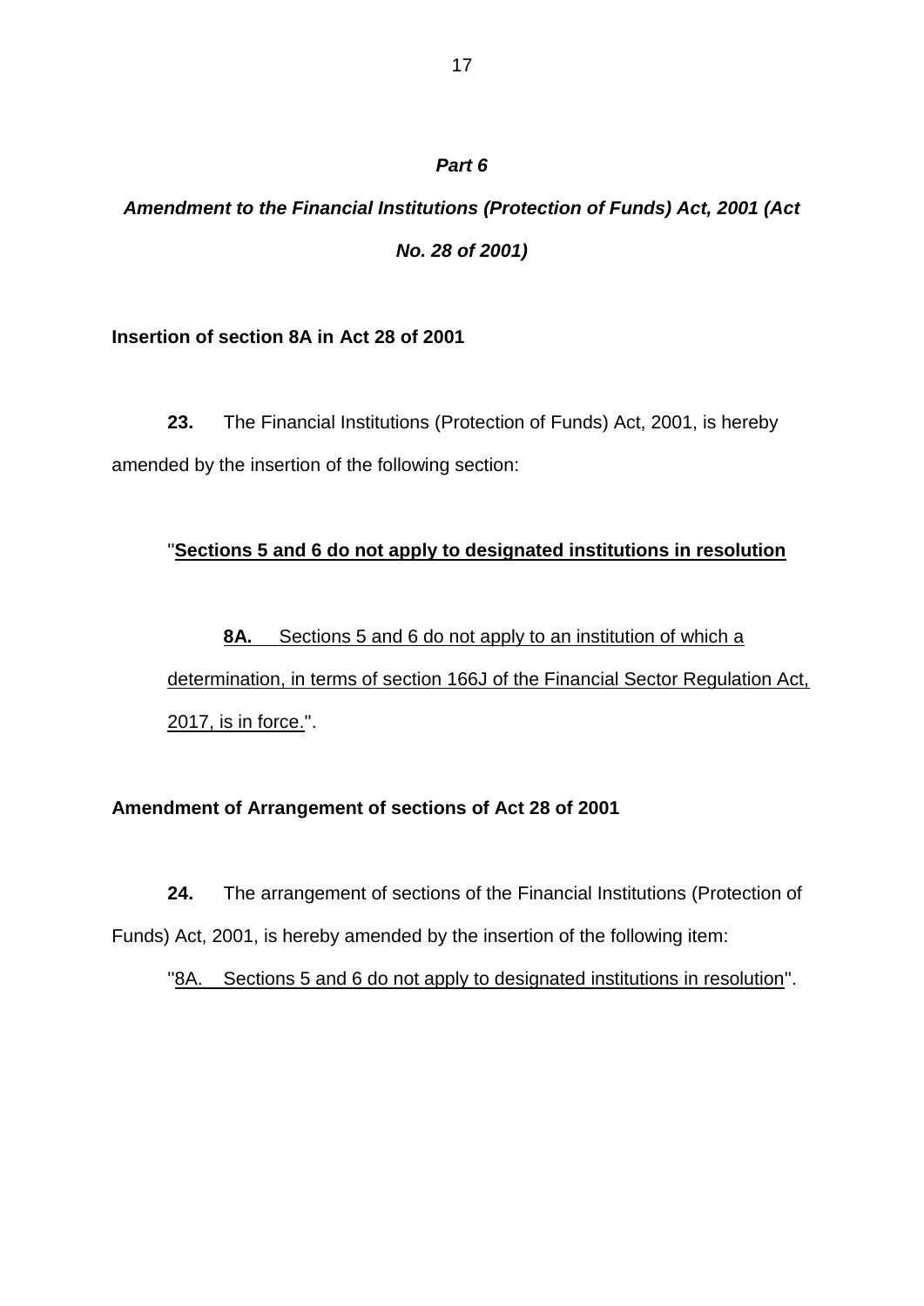***Part 6***

***Amendment to the Financial Institutions (Protection of Funds) Act, 2001 (Act No. 28 of 2001)***

**Insertion of section 8A in Act 28 of 2001**

**23.** The Financial Institutions (Protection of Funds) Act, 2001, is hereby amended by the insertion of the following section:

"<u>**Sections 5 and 6 do not apply to designated institutions in resolution**</u>

<u>**8A.** Sections 5 and 6 do not apply to an institution of which a determination, in terms of section 166J of the Financial Sector Regulation Act, 2017, is in force.</u>".

**Amendment of Arrangement of sections of Act 28 of 2001**

**24.** The arrangement of sections of the Financial Institutions (Protection of Funds) Act, 2001, is hereby amended by the insertion of the following item:

"<u>8A. Sections 5 and 6 do not apply to designated institutions in resolution</u>".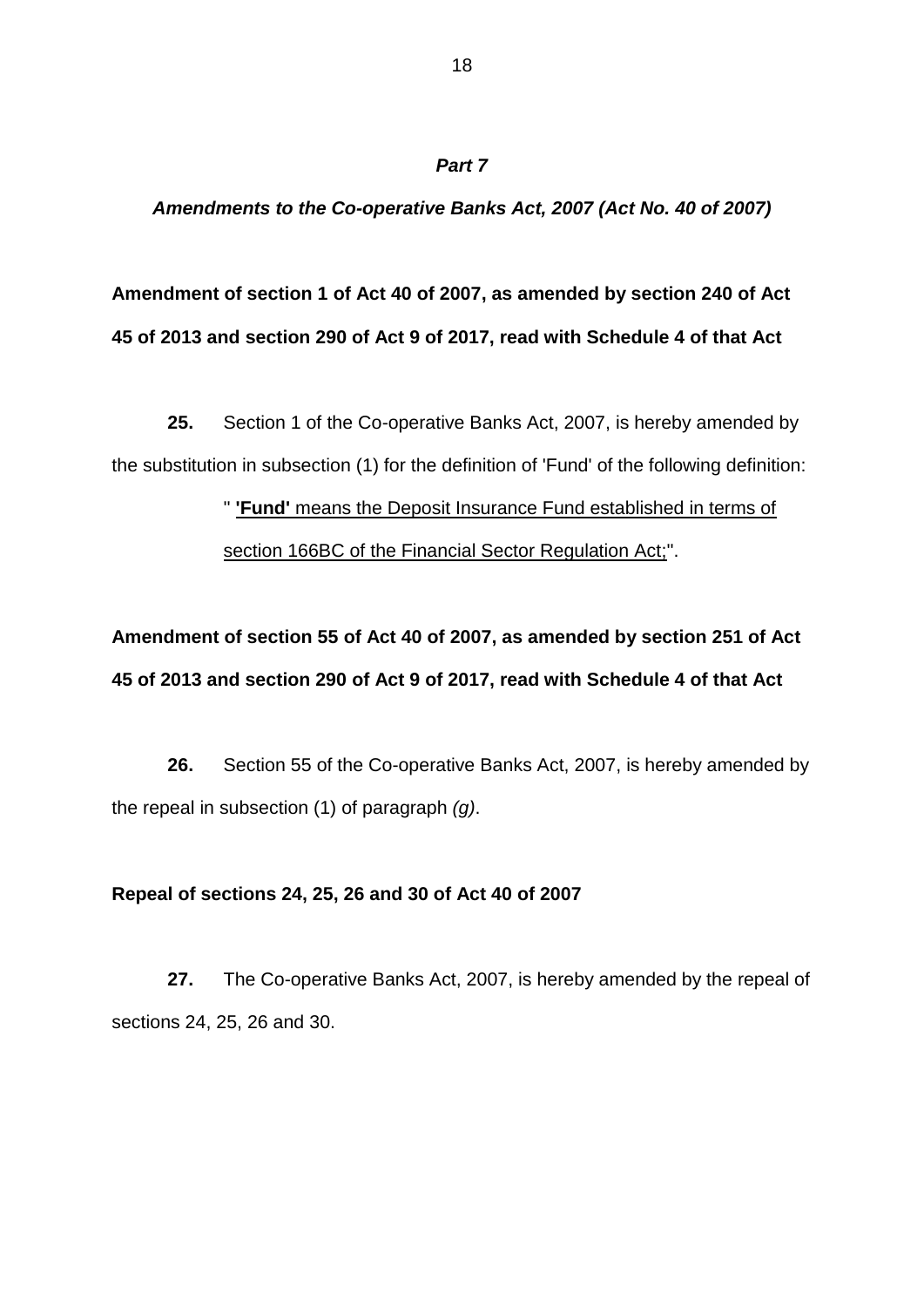***Part 7***

***Amendments to the Co-operative Banks Act, 2007 (Act No. 40 of 2007)***

**Amendment of section 1 of Act 40 of 2007, as amended by section 240 of Act 45 of 2013 and section 290 of Act 9 of 2017, read with Schedule 4 of that Act**

**25.** Section 1 of the Co-operative Banks Act, 2007, is hereby amended by the substitution in subsection (1) for the definition of 'Fund' of the following definition:

> " <u>**'Fund'** means the Deposit Insurance Fund established in terms of section 166BC of the Financial Sector Regulation Act;</u>".

**Amendment of section 55 of Act 40 of 2007, as amended by section 251 of Act 45 of 2013 and section 290 of Act 9 of 2017, read with Schedule 4 of that Act**

**26.** Section 55 of the Co-operative Banks Act, 2007, is hereby amended by the repeal in subsection (1) of paragraph *(g)*.

**Repeal of sections 24, 25, 26 and 30 of Act 40 of 2007**

**27.** The Co-operative Banks Act, 2007, is hereby amended by the repeal of sections 24, 25, 26 and 30.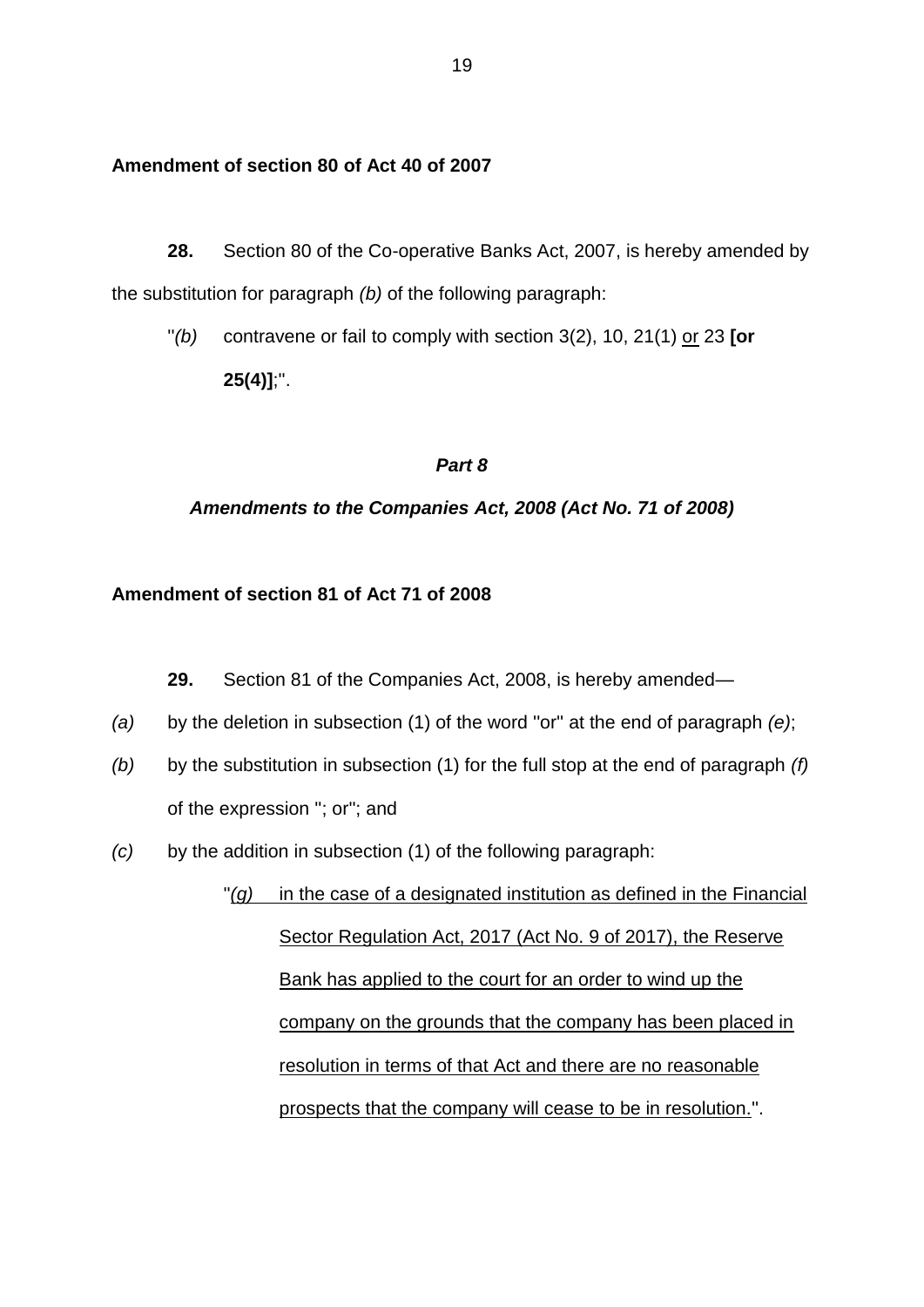**Amendment of section 80 of Act 40 of 2007**

**28.** Section 80 of the Co-operative Banks Act, 2007, is hereby amended by the substitution for paragraph *(b)* of the following paragraph:

"*(b)* contravene or fail to comply with section 3(2), 10, 21(1) <u>or</u> 23 **[or 25(4)]**;".

***Part 8***

***Amendments to the Companies Act, 2008 (Act No. 71 of 2008)***

**Amendment of section 81 of Act 71 of 2008**

**29.** Section 81 of the Companies Act, 2008, is hereby amended—

*(a)* by the deletion in subsection (1) of the word "or" at the end of paragraph *(e)*;

*(b)* by the substitution in subsection (1) for the full stop at the end of paragraph *(f)* of the expression "; or"; and

*(c)* by the addition in subsection (1) of the following paragraph:

"<u>*(g)* in the case of a designated institution as defined in the Financial Sector Regulation Act, 2017 (Act No. 9 of 2017), the Reserve Bank has applied to the court for an order to wind up the company on the grounds that the company has been placed in resolution in terms of that Act and there are no reasonable prospects that the company will cease to be in resolution.</u>".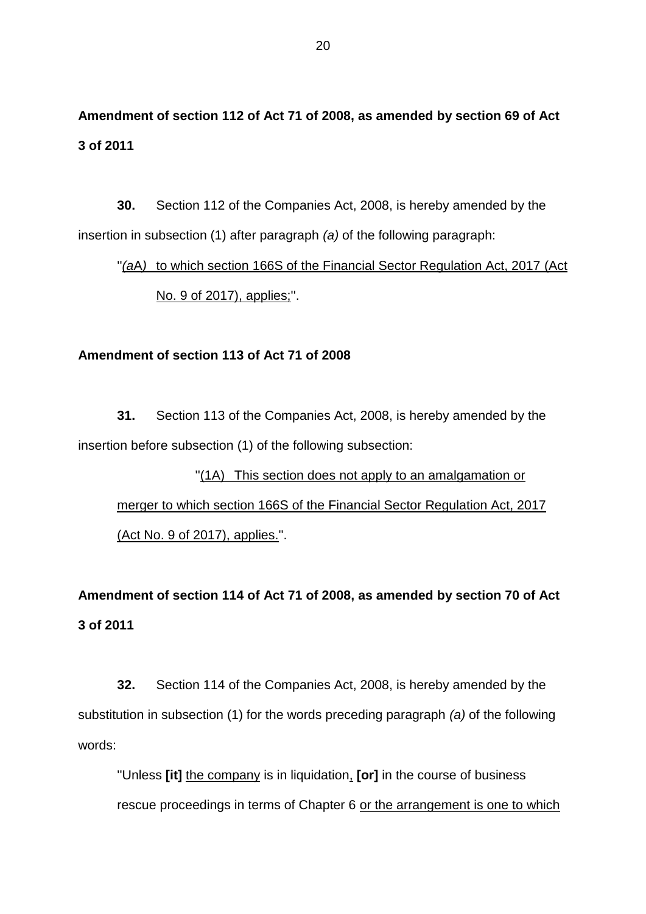**Amendment of section 112 of Act 71 of 2008, as amended by section 69 of Act 3 of 2011**

**30.** Section 112 of the Companies Act, 2008, is hereby amended by the insertion in subsection (1) after paragraph *(a)* of the following paragraph:

"<u>*(a*A*)* to which section 166S of the Financial Sector Regulation Act, 2017 (Act No. 9 of 2017), applies;</u>".

**Amendment of section 113 of Act 71 of 2008**

**31.** Section 113 of the Companies Act, 2008, is hereby amended by the insertion before subsection (1) of the following subsection:

"<u>(1A) This section does not apply to an amalgamation or merger to which section 166S of the Financial Sector Regulation Act, 2017 (Act No. 9 of 2017), applies.</u>".

**Amendment of section 114 of Act 71 of 2008, as amended by section 70 of Act 3 of 2011**

**32.** Section 114 of the Companies Act, 2008, is hereby amended by the substitution in subsection (1) for the words preceding paragraph *(a)* of the following words:

"Unless **[it]** <u>the company</u> is in liquidation<u>,</u> **[or]** in the course of business rescue proceedings in terms of Chapter 6 <u>or the arrangement is one to which</u>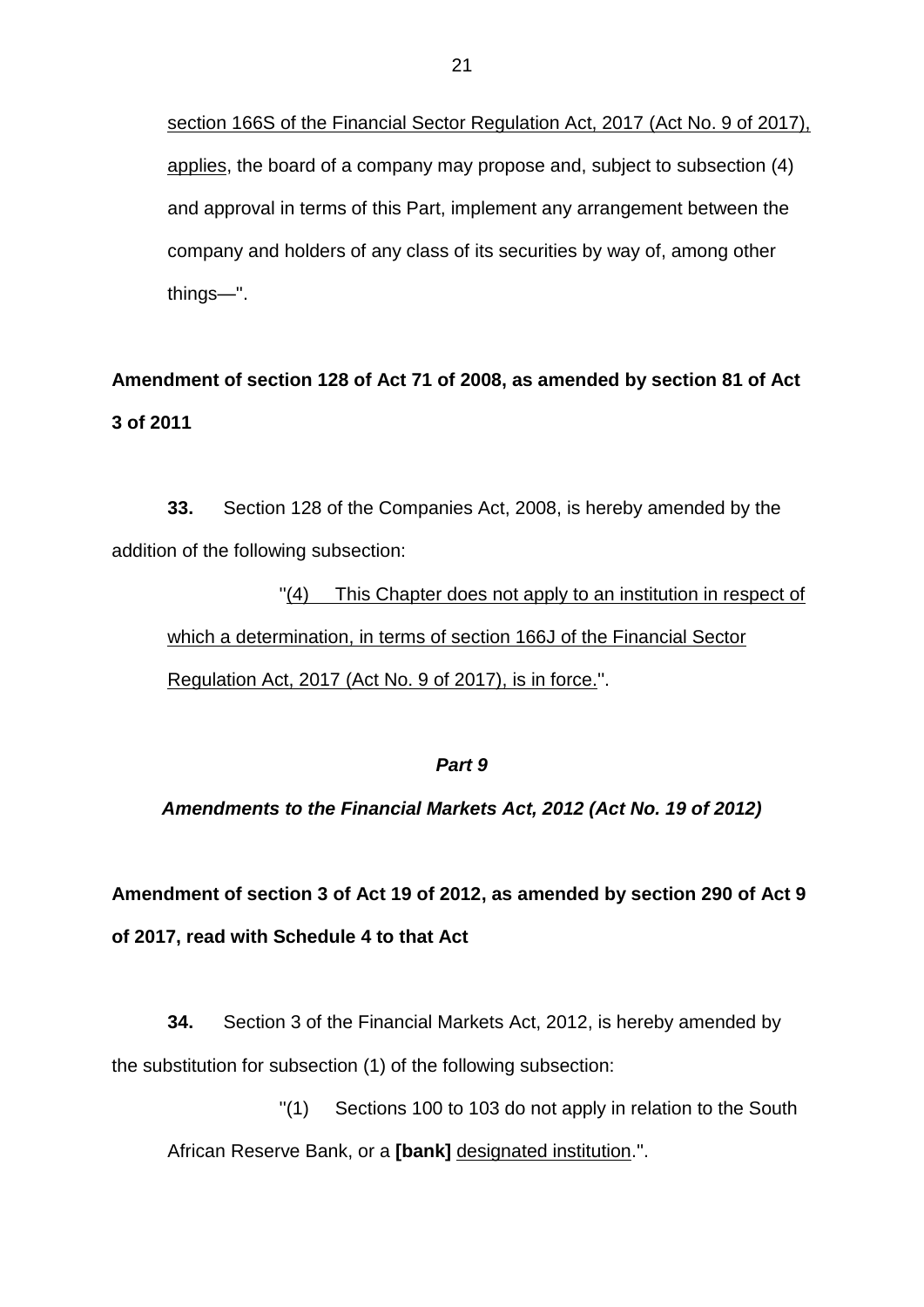section 166S of the Financial Sector Regulation Act, 2017 (Act No. 9 of 2017), applies, the board of a company may propose and, subject to subsection (4) and approval in terms of this Part, implement any arrangement between the company and holders of any class of its securities by way of, among other things—".

**Amendment of section 128 of Act 71 of 2008, as amended by section 81 of Act 3 of 2011**

**33.** Section 128 of the Companies Act, 2008, is hereby amended by the addition of the following subsection:

"(4) This Chapter does not apply to an institution in respect of which a determination, in terms of section 166J of the Financial Sector Regulation Act, 2017 (Act No. 9 of 2017), is in force.".

***Part 9***

***Amendments to the Financial Markets Act, 2012 (Act No. 19 of 2012)***

**Amendment of section 3 of Act 19 of 2012, as amended by section 290 of Act 9 of 2017, read with Schedule 4 to that Act**

**34.** Section 3 of the Financial Markets Act, 2012, is hereby amended by the substitution for subsection (1) of the following subsection:

"(1) Sections 100 to 103 do not apply in relation to the South African Reserve Bank, or a **[bank]** designated institution.".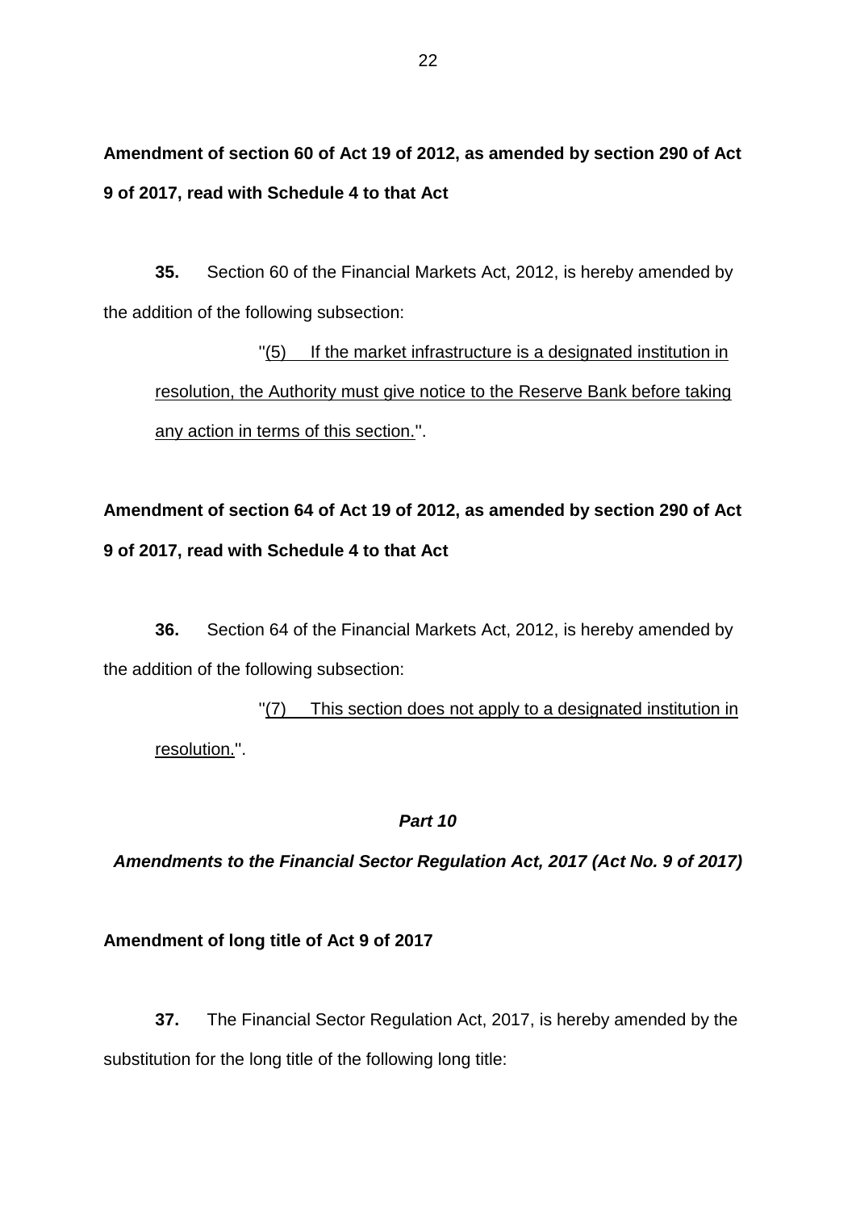**Amendment of section 60 of Act 19 of 2012, as amended by section 290 of Act 9 of 2017, read with Schedule 4 to that Act**

**35.** Section 60 of the Financial Markets Act, 2012, is hereby amended by the addition of the following subsection:

> "<u>(5) If the market infrastructure is a designated institution in resolution, the Authority must give notice to the Reserve Bank before taking any action in terms of this section.</u>".

**Amendment of section 64 of Act 19 of 2012, as amended by section 290 of Act 9 of 2017, read with Schedule 4 to that Act**

**36.** Section 64 of the Financial Markets Act, 2012, is hereby amended by the addition of the following subsection:

> "<u>(7) This section does not apply to a designated institution in resolution.</u>".

***Part 10***

***Amendments to the Financial Sector Regulation Act, 2017 (Act No. 9 of 2017)***

**Amendment of long title of Act 9 of 2017**

**37.** The Financial Sector Regulation Act, 2017, is hereby amended by the substitution for the long title of the following long title: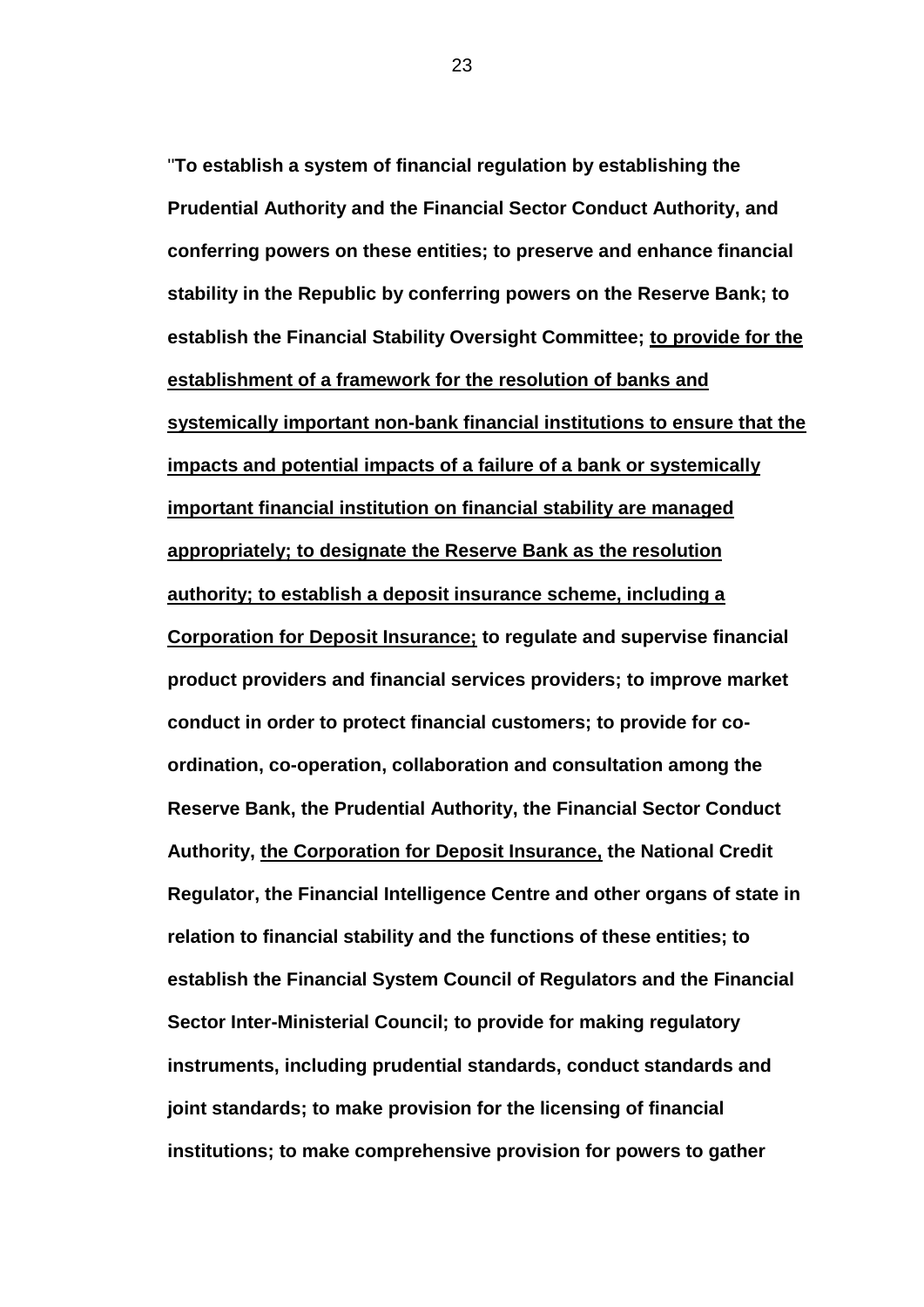"**To establish a system of financial regulation by establishing the Prudential Authority and the Financial Sector Conduct Authority, and conferring powers on these entities; to preserve and enhance financial stability in the Republic by conferring powers on the Reserve Bank; to establish the Financial Stability Oversight Committee; <u>to provide for the establishment of a framework for the resolution of banks and systemically important non-bank financial institutions to ensure that the impacts and potential impacts of a failure of a bank or systemically important financial institution on financial stability are managed appropriately; to designate the Reserve Bank as the resolution authority; to establish a deposit insurance scheme, including a Corporation for Deposit Insurance;</u> to regulate and supervise financial product providers and financial services providers; to improve market conduct in order to protect financial customers; to provide for co-ordination, co-operation, collaboration and consultation among the Reserve Bank, the Prudential Authority, the Financial Sector Conduct Authority, <u>the Corporation for Deposit Insurance,</u> the National Credit Regulator, the Financial Intelligence Centre and other organs of state in relation to financial stability and the functions of these entities; to establish the Financial System Council of Regulators and the Financial Sector Inter-Ministerial Council; to provide for making regulatory instruments, including prudential standards, conduct standards and joint standards; to make provision for the licensing of financial institutions; to make comprehensive provision for powers to gather**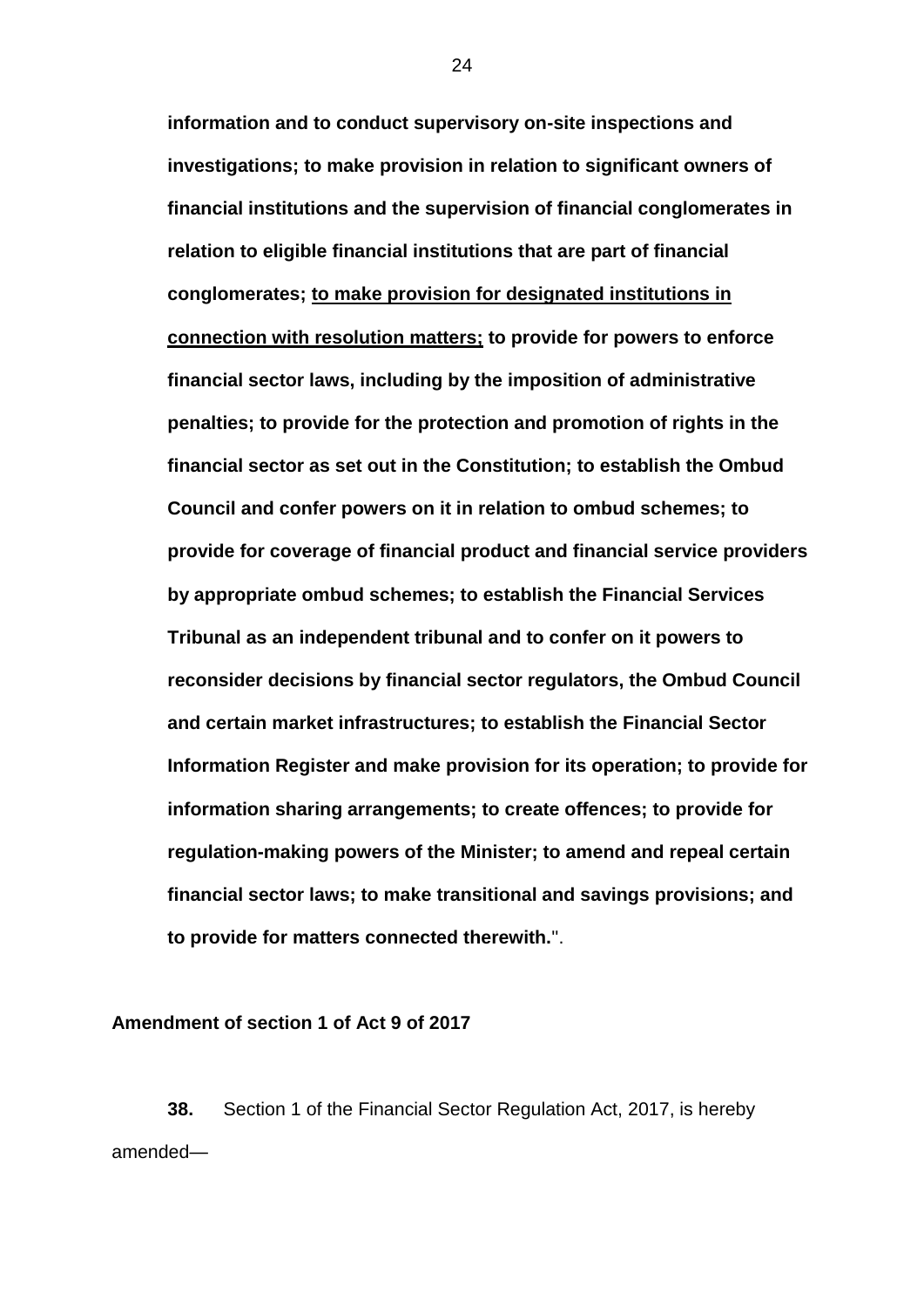**information and to conduct supervisory on-site inspections and investigations; to make provision in relation to significant owners of financial institutions and the supervision of financial conglomerates in relation to eligible financial institutions that are part of financial conglomerates; <u>to make provision for designated institutions in connection with resolution matters;</u> to provide for powers to enforce financial sector laws, including by the imposition of administrative penalties; to provide for the protection and promotion of rights in the financial sector as set out in the Constitution; to establish the Ombud Council and confer powers on it in relation to ombud schemes; to provide for coverage of financial product and financial service providers by appropriate ombud schemes; to establish the Financial Services Tribunal as an independent tribunal and to confer on it powers to reconsider decisions by financial sector regulators, the Ombud Council and certain market infrastructures; to establish the Financial Sector Information Register and make provision for its operation; to provide for information sharing arrangements; to create offences; to provide for regulation-making powers of the Minister; to amend and repeal certain financial sector laws; to make transitional and savings provisions; and to provide for matters connected therewith.**".

**Amendment of section 1 of Act 9 of 2017**

**38.** Section 1 of the Financial Sector Regulation Act, 2017, is hereby amended—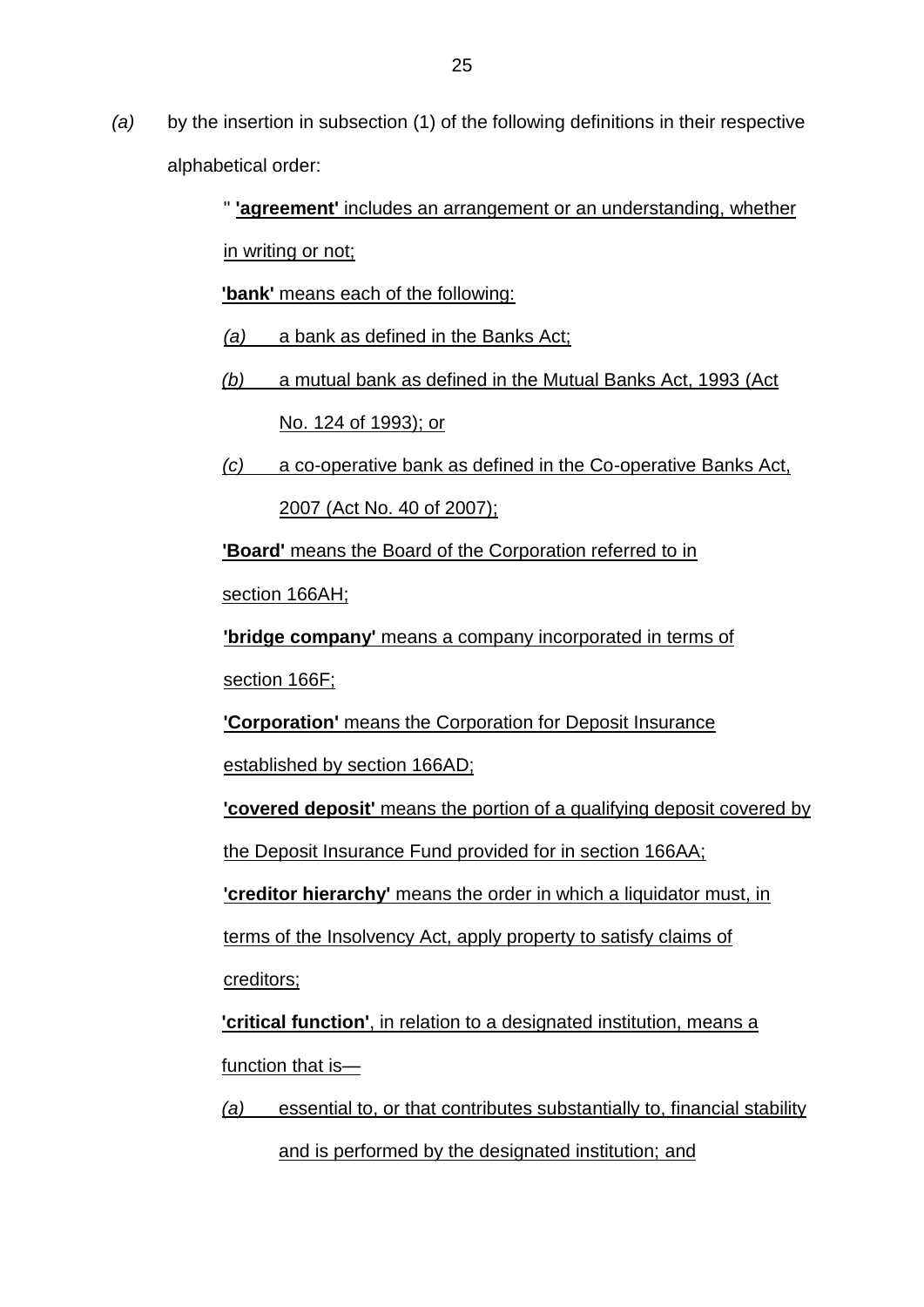*(a)* by the insertion in subsection (1) of the following definitions in their respective alphabetical order:

" **'agreement'** includes an arrangement or an understanding, whether in writing or not;

**'bank'** means each of the following:

*(a)* a bank as defined in the Banks Act;

*(b)* a mutual bank as defined in the Mutual Banks Act, 1993 (Act No. 124 of 1993); or

*(c)* a co-operative bank as defined in the Co-operative Banks Act, 2007 (Act No. 40 of 2007);

**'Board'** means the Board of the Corporation referred to in section 166AH;

**'bridge company'** means a company incorporated in terms of section 166F;

**'Corporation'** means the Corporation for Deposit Insurance established by section 166AD;

**'covered deposit'** means the portion of a qualifying deposit covered by the Deposit Insurance Fund provided for in section 166AA;

**'creditor hierarchy'** means the order in which a liquidator must, in terms of the Insolvency Act, apply property to satisfy claims of creditors;

**'critical function'**, in relation to a designated institution, means a function that is—

*(a)* essential to, or that contributes substantially to, financial stability and is performed by the designated institution; and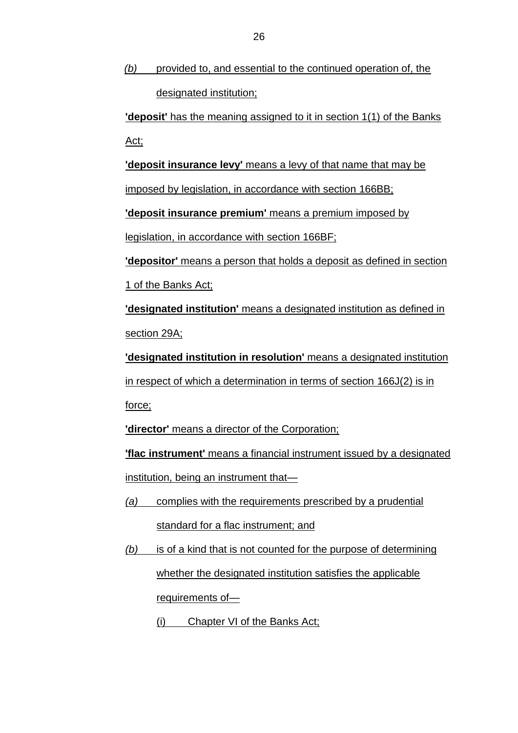*(b)* provided to, and essential to the continued operation of, the designated institution;

**'deposit'** has the meaning assigned to it in section 1(1) of the Banks Act;

**'deposit insurance levy'** means a levy of that name that may be imposed by legislation, in accordance with section 166BB;

**'deposit insurance premium'** means a premium imposed by legislation, in accordance with section 166BF;

**'depositor'** means a person that holds a deposit as defined in section 1 of the Banks Act;

**'designated institution'** means a designated institution as defined in section 29A;

**'designated institution in resolution'** means a designated institution in respect of which a determination in terms of section 166J(2) is in force;

**'director'** means a director of the Corporation;

**'flac instrument'** means a financial instrument issued by a designated institution, being an instrument that—

*(a)* complies with the requirements prescribed by a prudential standard for a flac instrument; and

*(b)* is of a kind that is not counted for the purpose of determining whether the designated institution satisfies the applicable requirements of—

(i) Chapter VI of the Banks Act;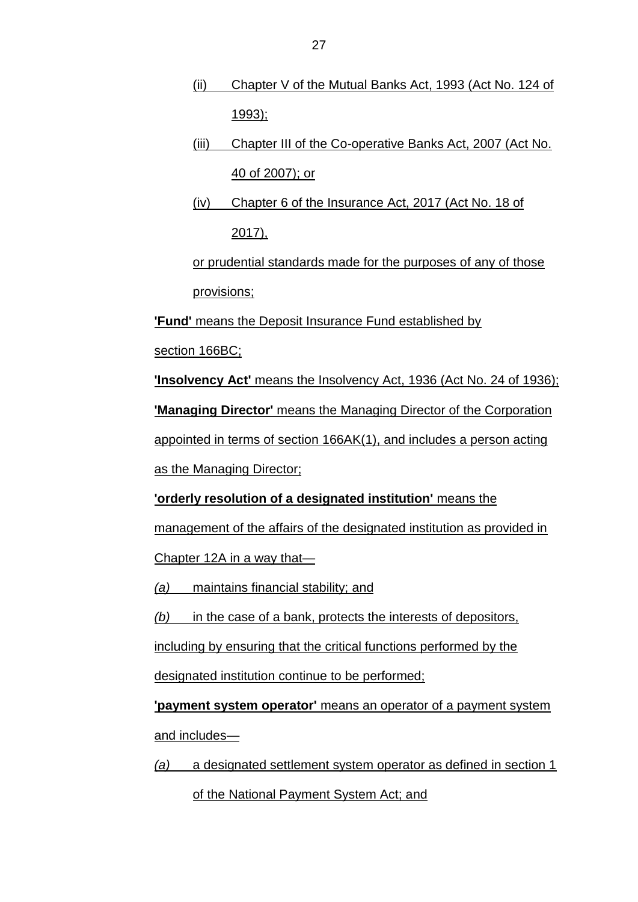(ii) Chapter V of the Mutual Banks Act, 1993 (Act No. 124 of 1993);

(iii) Chapter III of the Co-operative Banks Act, 2007 (Act No. 40 of 2007); or

(iv) Chapter 6 of the Insurance Act, 2017 (Act No. 18 of 2017),

or prudential standards made for the purposes of any of those provisions;

**'Fund'** means the Deposit Insurance Fund established by section 166BC;

**'Insolvency Act'** means the Insolvency Act, 1936 (Act No. 24 of 1936);

**'Managing Director'** means the Managing Director of the Corporation appointed in terms of section 166AK(1), and includes a person acting as the Managing Director;

**'orderly resolution of a designated institution'** means the management of the affairs of the designated institution as provided in Chapter 12A in a way that—

*(a)* maintains financial stability; and

*(b)* in the case of a bank, protects the interests of depositors, including by ensuring that the critical functions performed by the designated institution continue to be performed;

**'payment system operator'** means an operator of a payment system and includes—

*(a)* a designated settlement system operator as defined in section 1 of the National Payment System Act; and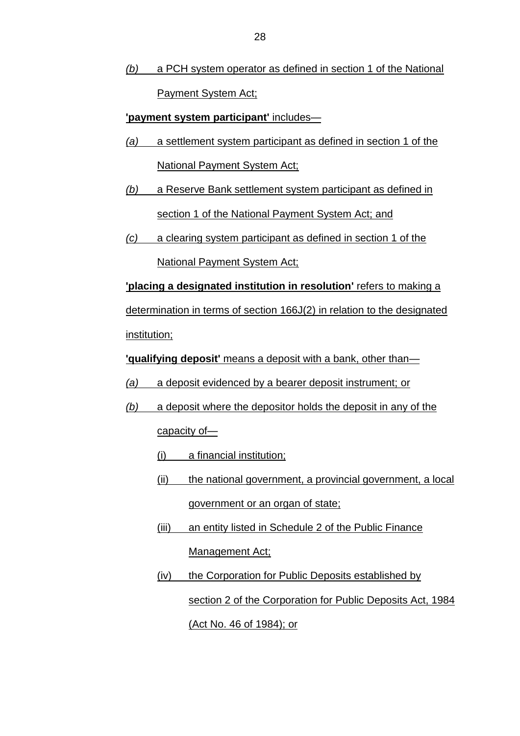*(b)* a PCH system operator as defined in section 1 of the National Payment System Act;

**'payment system participant'** includes—

*(a)* a settlement system participant as defined in section 1 of the National Payment System Act;

*(b)* a Reserve Bank settlement system participant as defined in section 1 of the National Payment System Act; and

*(c)* a clearing system participant as defined in section 1 of the National Payment System Act;

**'placing a designated institution in resolution'** refers to making a determination in terms of section 166J(2) in relation to the designated institution;

**'qualifying deposit'** means a deposit with a bank, other than—

*(a)* a deposit evidenced by a bearer deposit instrument; or

*(b)* a deposit where the depositor holds the deposit in any of the capacity of—

  (i) a financial institution;

  (ii) the national government, a provincial government, a local government or an organ of state;

  (iii) an entity listed in Schedule 2 of the Public Finance Management Act;

  (iv) the Corporation for Public Deposits established by section 2 of the Corporation for Public Deposits Act, 1984 (Act No. 46 of 1984); or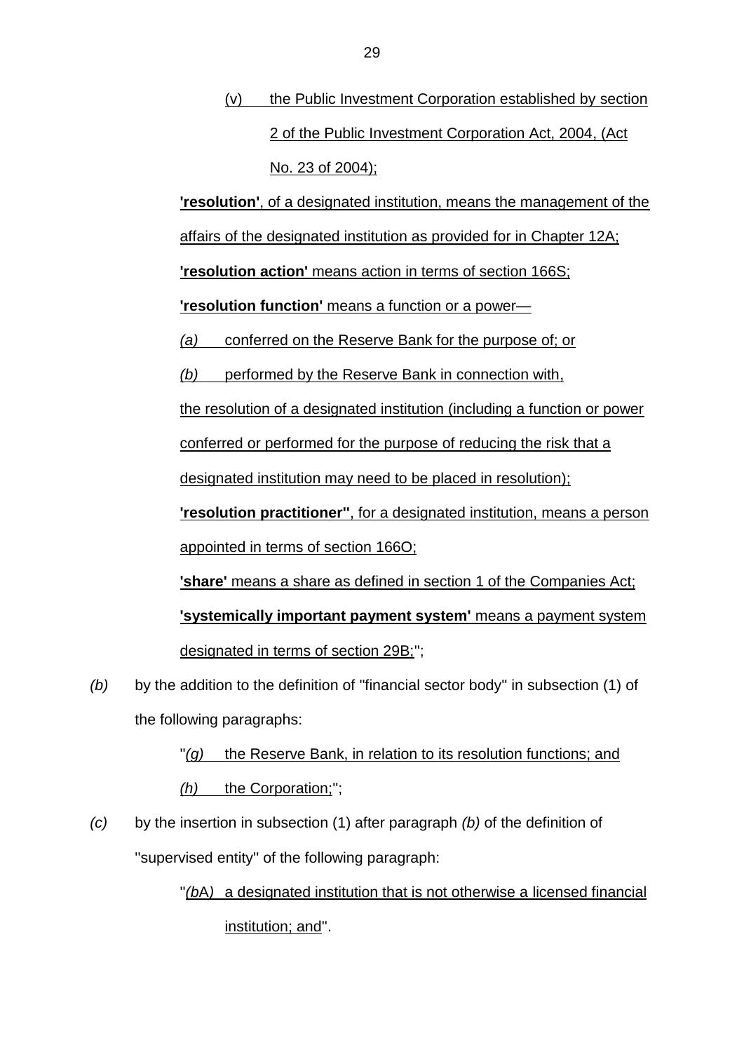(v) the Public Investment Corporation established by section 2 of the Public Investment Corporation Act, 2004, (Act No. 23 of 2004);

**'resolution'**, of a designated institution, means the management of the affairs of the designated institution as provided for in Chapter 12A;

**'resolution action'** means action in terms of section 166S;

**'resolution function'** means a function or a power—

*(a)* conferred on the Reserve Bank for the purpose of; or

*(b)* performed by the Reserve Bank in connection with,

the resolution of a designated institution (including a function or power conferred or performed for the purpose of reducing the risk that a designated institution may need to be placed in resolution);

**'resolution practitioner''**, for a designated institution, means a person appointed in terms of section 166O;

**'share'** means a share as defined in section 1 of the Companies Act;

**'systemically important payment system'** means a payment system designated in terms of section 29B;";

*(b)* by the addition to the definition of "financial sector body" in subsection (1) of the following paragraphs:

"*(g)* the Reserve Bank, in relation to its resolution functions; and

*(h)* the Corporation;";

*(c)* by the insertion in subsection (1) after paragraph *(b)* of the definition of "supervised entity" of the following paragraph:

"*(b*A*)* a designated institution that is not otherwise a licensed financial institution; and".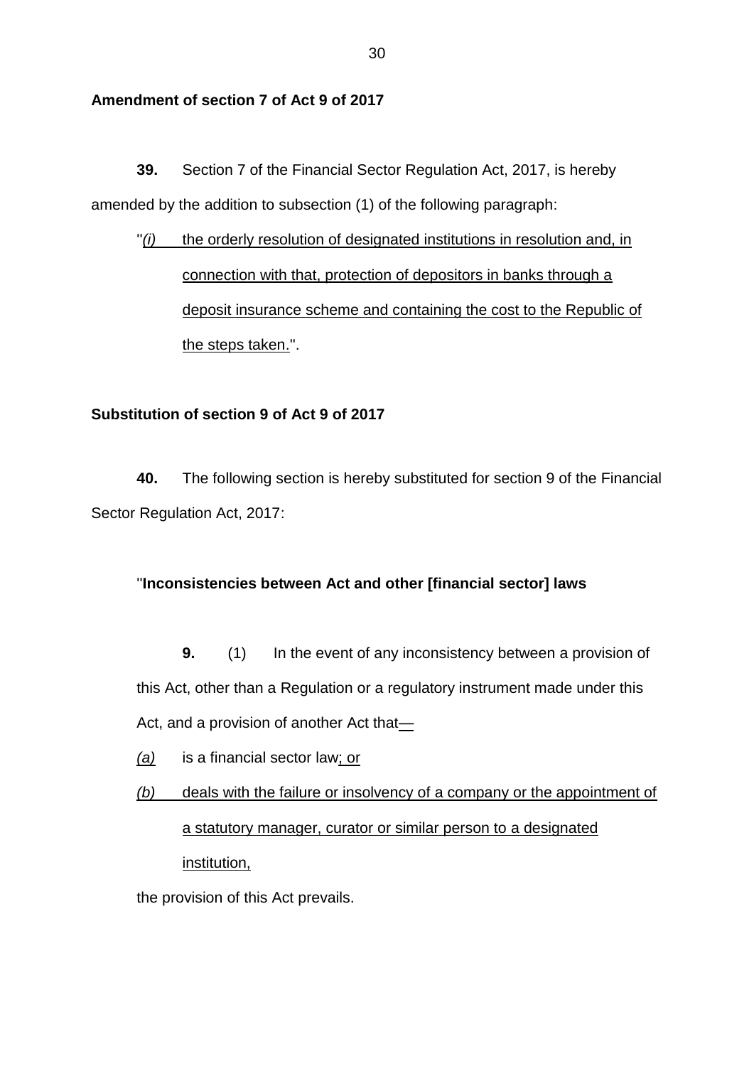**Amendment of section 7 of Act 9 of 2017**

**39.** Section 7 of the Financial Sector Regulation Act, 2017, is hereby amended by the addition to subsection (1) of the following paragraph:

"*(i)* <u>the orderly resolution of designated institutions in resolution and, in connection with that, protection of depositors in banks through a deposit insurance scheme and containing the cost to the Republic of the steps taken.</u>".

**Substitution of section 9 of Act 9 of 2017**

**40.** The following section is hereby substituted for section 9 of the Financial Sector Regulation Act, 2017:

"**Inconsistencies between Act and other [financial sector] laws**

**9.** (1) In the event of any inconsistency between a provision of this Act, other than a Regulation or a regulatory instrument made under this Act, and a provision of another Act that<u>—</u>

<u>*(a)*</u> is a financial sector law<u>; or</u>

<u>*(b)* deals with the failure or insolvency of a company or the appointment of a statutory manager, curator or similar person to a designated institution,</u>

the provision of this Act prevails.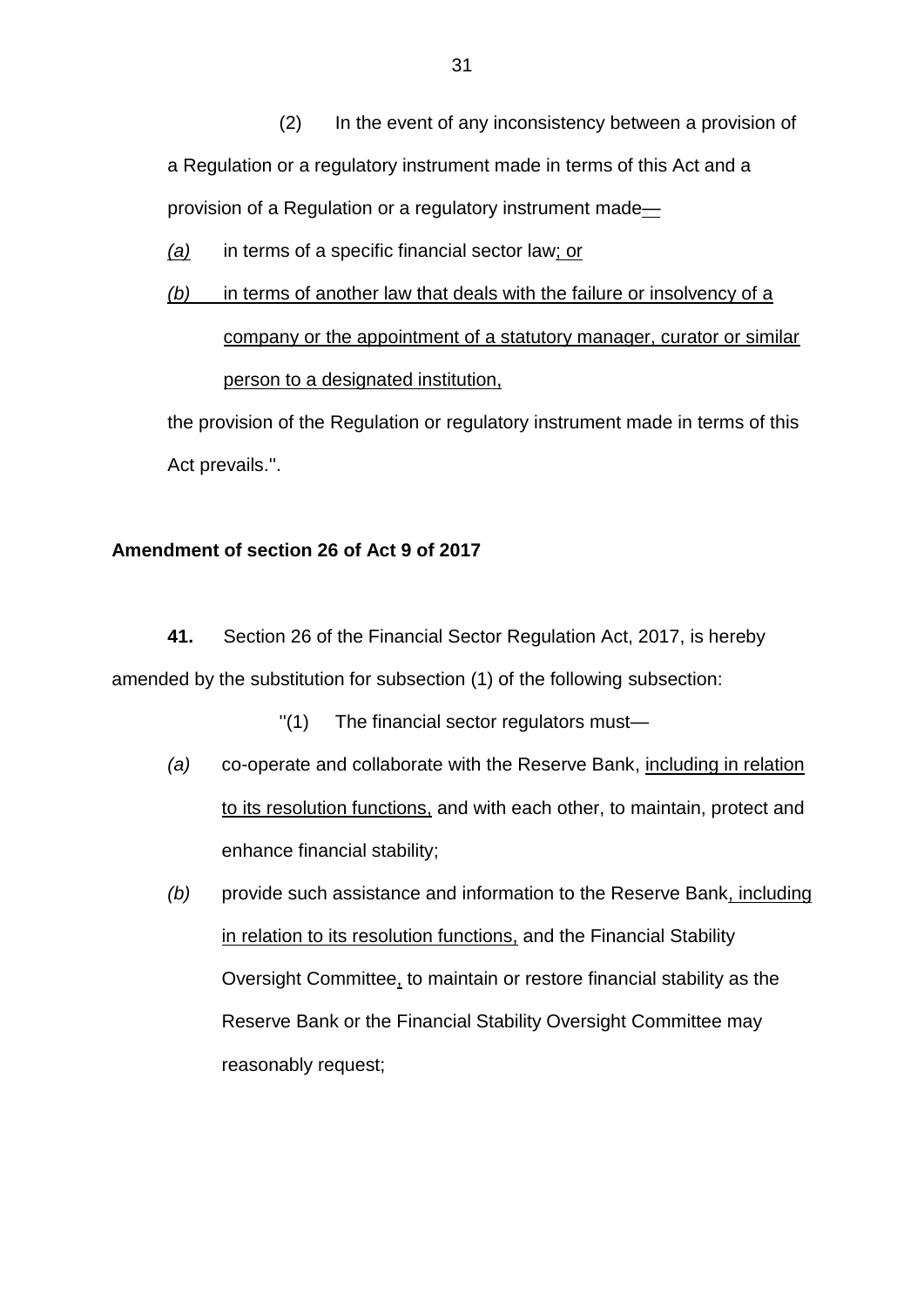(2) In the event of any inconsistency between a provision of a Regulation or a regulatory instrument made in terms of this Act and a provision of a Regulation or a regulatory instrument made<u>—</u>

<u>*(a)*</u> in terms of a specific financial sector law<u>; or</u>

<u>*(b)* in terms of another law that deals with the failure or insolvency of a company or the appointment of a statutory manager, curator or similar person to a designated institution,</u>

the provision of the Regulation or regulatory instrument made in terms of this Act prevails.".

**Amendment of section 26 of Act 9 of 2017**

**41.** Section 26 of the Financial Sector Regulation Act, 2017, is hereby amended by the substitution for subsection (1) of the following subsection:

"(1) The financial sector regulators must—

*(a)* co-operate and collaborate with the Reserve Bank, <u>including in relation to its resolution functions,</u> and with each other, to maintain, protect and enhance financial stability;

*(b)* provide such assistance and information to the Reserve Bank<u>, including in relation to its resolution functions,</u> and the Financial Stability Oversight Committee<u>,</u> to maintain or restore financial stability as the Reserve Bank or the Financial Stability Oversight Committee may reasonably request;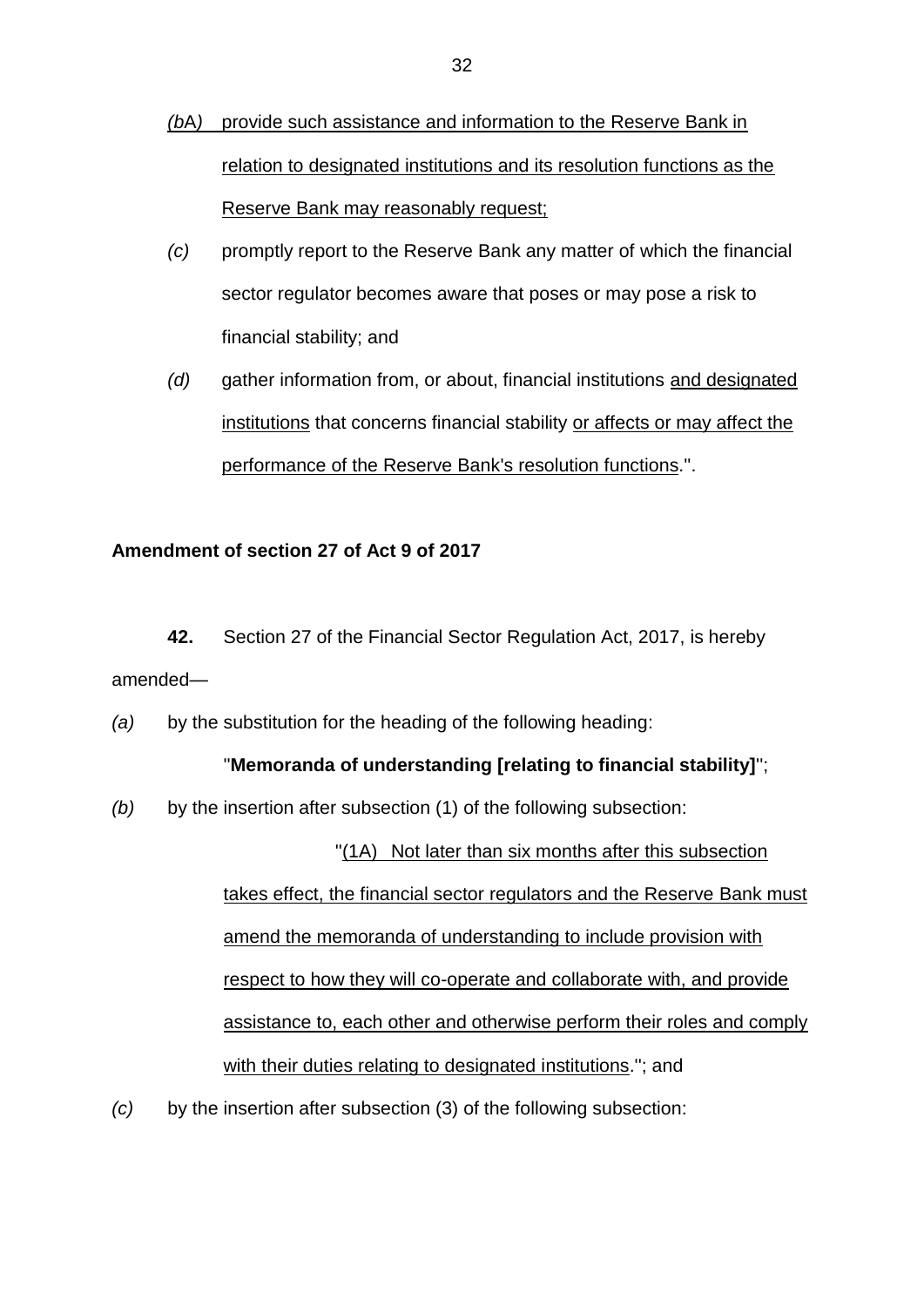*(b*A*)* provide such assistance and information to the Reserve Bank in relation to designated institutions and its resolution functions as the Reserve Bank may reasonably request;

*(c)* promptly report to the Reserve Bank any matter of which the financial sector regulator becomes aware that poses or may pose a risk to financial stability; and

*(d)* gather information from, or about, financial institutions and designated institutions that concerns financial stability or affects or may affect the performance of the Reserve Bank's resolution functions.".

**Amendment of section 27 of Act 9 of 2017**

**42.** Section 27 of the Financial Sector Regulation Act, 2017, is hereby amended—

*(a)* by the substitution for the heading of the following heading:

"**Memoranda of understanding [relating to financial stability]**";

*(b)* by the insertion after subsection (1) of the following subsection:

"(1A) Not later than six months after this subsection takes effect, the financial sector regulators and the Reserve Bank must amend the memoranda of understanding to include provision with respect to how they will co-operate and collaborate with, and provide assistance to, each other and otherwise perform their roles and comply with their duties relating to designated institutions."; and

*(c)* by the insertion after subsection (3) of the following subsection: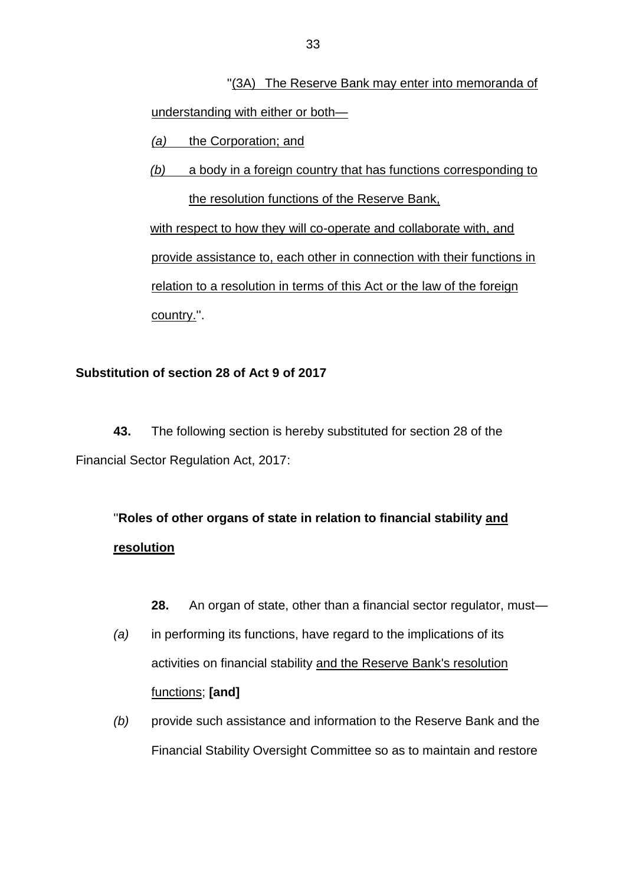"<u>(3A) The Reserve Bank may enter into memoranda of understanding with either or both—</u>

<u>*(a)* the Corporation; and</u>

<u>*(b)* a body in a foreign country that has functions corresponding to the resolution functions of the Reserve Bank,</u>

<u>with respect to how they will co-operate and collaborate with, and provide assistance to, each other in connection with their functions in relation to a resolution in terms of this Act or the law of the foreign country.</u>".

**Substitution of section 28 of Act 9 of 2017**

**43.** The following section is hereby substituted for section 28 of the Financial Sector Regulation Act, 2017:

"**Roles of other organs of state in relation to financial stability <u>and resolution</u>**

**28.** An organ of state, other than a financial sector regulator, must—

*(a)* in performing its functions, have regard to the implications of its activities on financial stability <u>and the Reserve Bank's resolution functions</u>; **[and]**

*(b)* provide such assistance and information to the Reserve Bank and the Financial Stability Oversight Committee so as to maintain and restore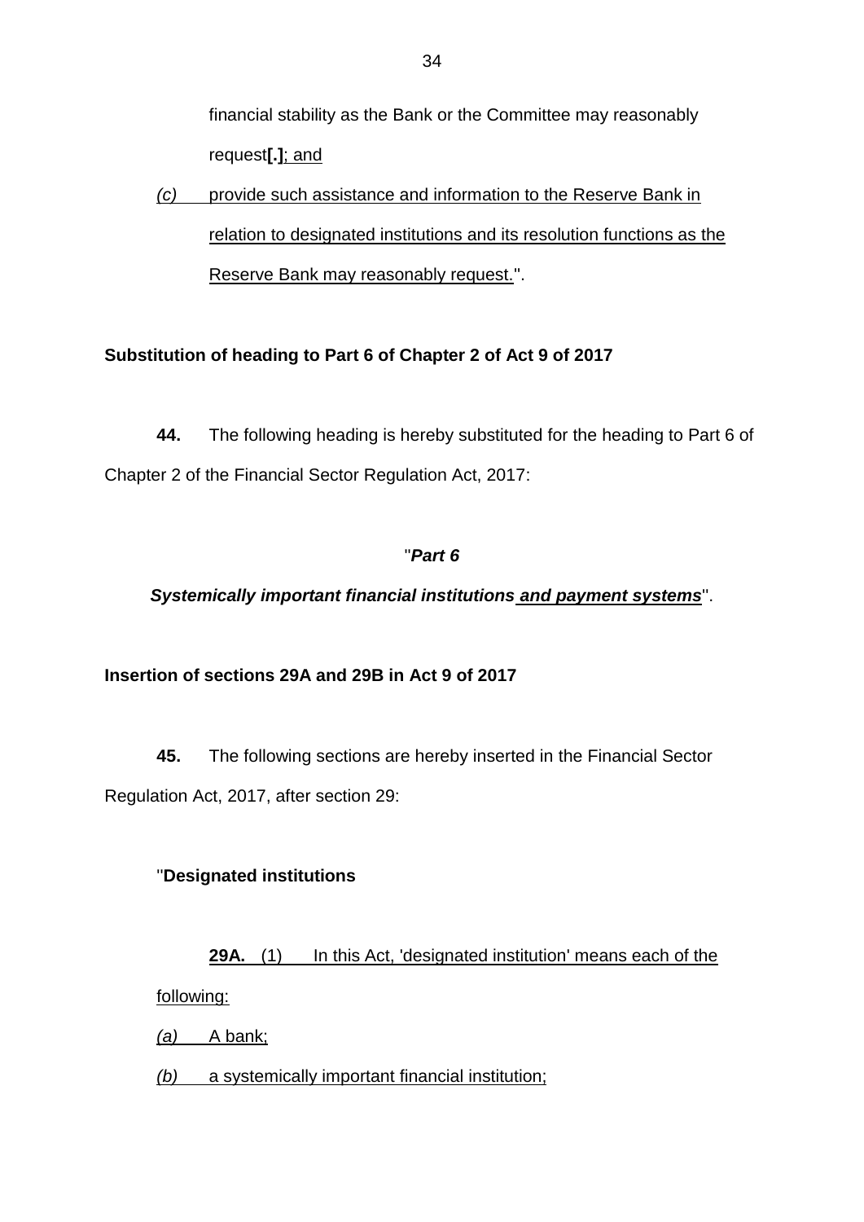financial stability as the Bank or the Committee may reasonably request**[.]**<u>; and</u>

*(c)* <u>provide such assistance and information to the Reserve Bank in relation to designated institutions and its resolution functions as the Reserve Bank may reasonably request.</u>".

**Substitution of heading to Part 6 of Chapter 2 of Act 9 of 2017**

**44.** The following heading is hereby substituted for the heading to Part 6 of Chapter 2 of the Financial Sector Regulation Act, 2017:

"***Part 6***

***Systemically important financial institutions <u>and payment systems</u>***".

**Insertion of sections 29A and 29B in Act 9 of 2017**

**45.** The following sections are hereby inserted in the Financial Sector Regulation Act, 2017, after section 29:

"**Designated institutions**

<u>**29A.** (1) In this Act, 'designated institution' means each of the following:</u>

*(a)* <u>A bank;</u>

*(b)* <u>a systemically important financial institution;</u>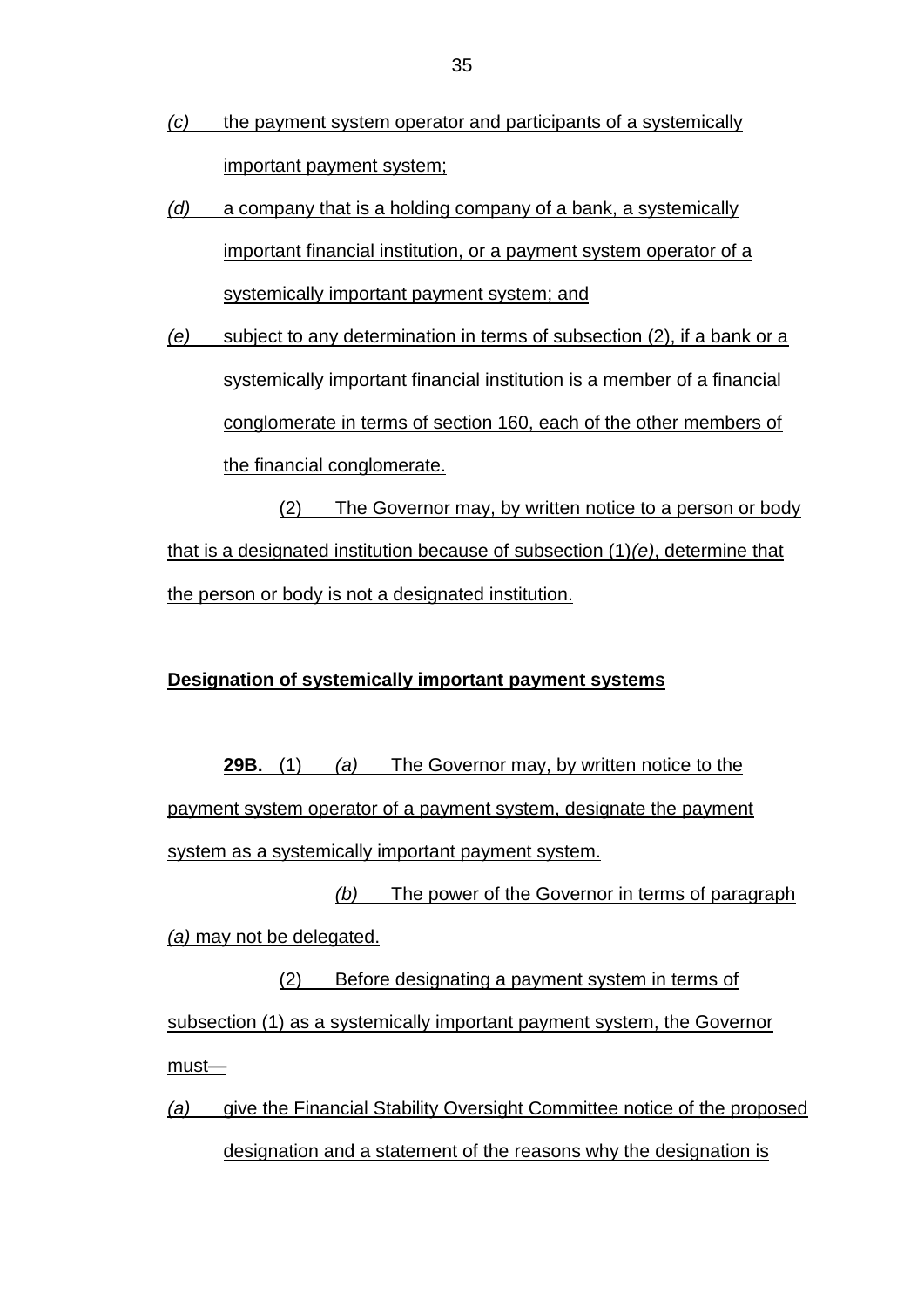*(c)* the payment system operator and participants of a systemically important payment system;

*(d)* a company that is a holding company of a bank, a systemically important financial institution, or a payment system operator of a systemically important payment system; and

*(e)* subject to any determination in terms of subsection (2), if a bank or a systemically important financial institution is a member of a financial conglomerate in terms of section 160, each of the other members of the financial conglomerate.

(2) The Governor may, by written notice to a person or body that is a designated institution because of subsection (1)*(e)*, determine that the person or body is not a designated institution.

**Designation of systemically important payment systems**

**29B.** (1) *(a)* The Governor may, by written notice to the payment system operator of a payment system, designate the payment system as a systemically important payment system.

*(b)* The power of the Governor in terms of paragraph *(a)* may not be delegated.

(2) Before designating a payment system in terms of subsection (1) as a systemically important payment system, the Governor must—

*(a)* give the Financial Stability Oversight Committee notice of the proposed designation and a statement of the reasons why the designation is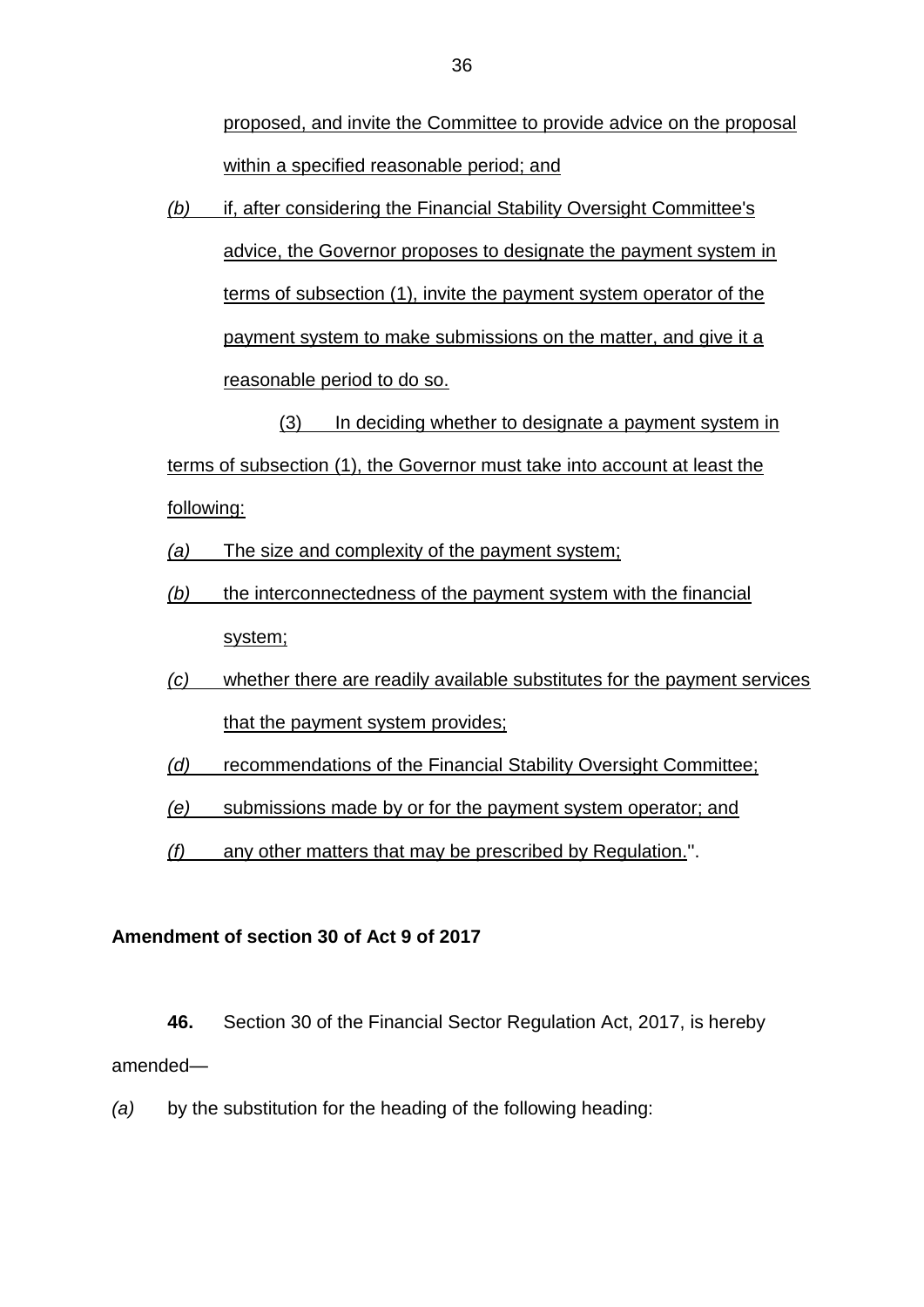proposed, and invite the Committee to provide advice on the proposal within a specified reasonable period; and

*(b)* if, after considering the Financial Stability Oversight Committee's advice, the Governor proposes to designate the payment system in terms of subsection (1), invite the payment system operator of the payment system to make submissions on the matter, and give it a reasonable period to do so.

(3) In deciding whether to designate a payment system in terms of subsection (1), the Governor must take into account at least the following:

*(a)* The size and complexity of the payment system;

*(b)* the interconnectedness of the payment system with the financial system;

*(c)* whether there are readily available substitutes for the payment services that the payment system provides;

*(d)* recommendations of the Financial Stability Oversight Committee;

*(e)* submissions made by or for the payment system operator; and

*(f)* any other matters that may be prescribed by Regulation.".

**Amendment of section 30 of Act 9 of 2017**

**46.** Section 30 of the Financial Sector Regulation Act, 2017, is hereby amended—

*(a)* by the substitution for the heading of the following heading: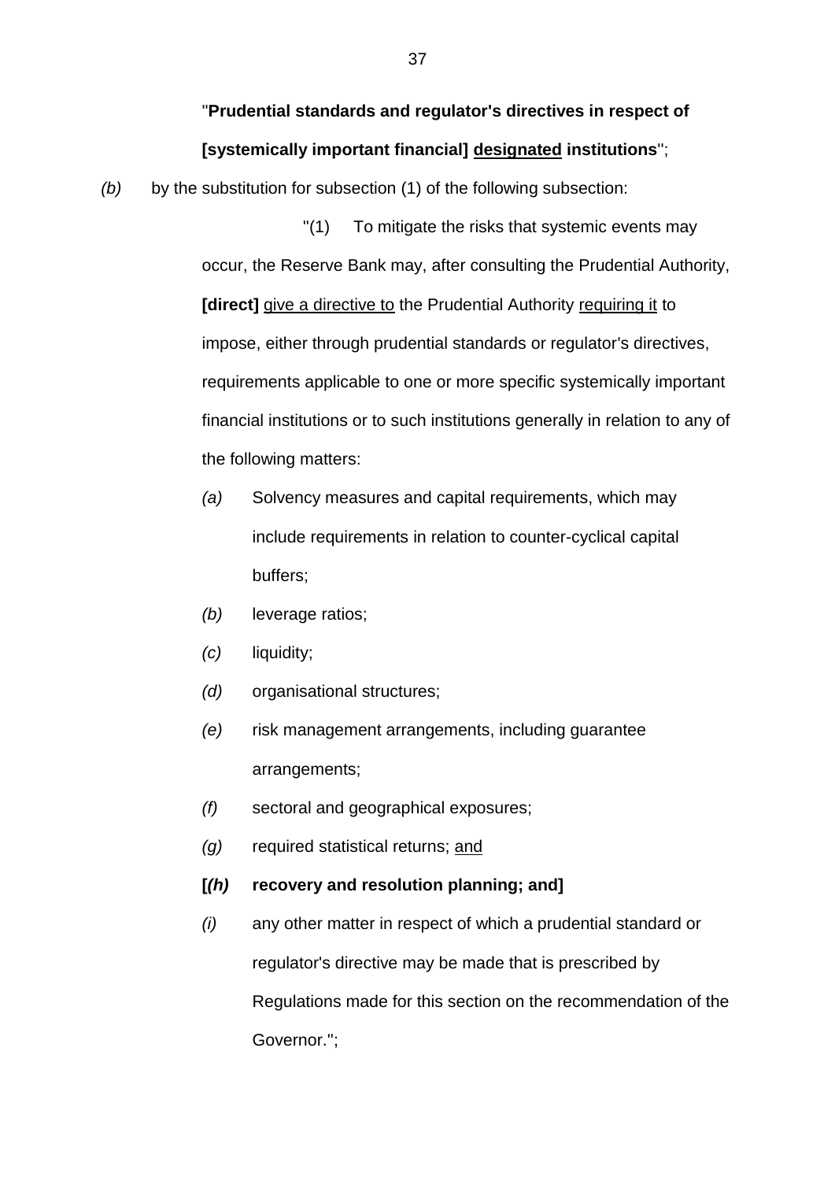"**Prudential standards and regulator's directives in respect of [systemically important financial] <u>designated</u> institutions**";

*(b)* by the substitution for subsection (1) of the following subsection:

"(1) To mitigate the risks that systemic events may occur, the Reserve Bank may, after consulting the Prudential Authority, **[direct]** <u>give a directive to</u> the Prudential Authority <u>requiring it</u> to impose, either through prudential standards or regulator's directives, requirements applicable to one or more specific systemically important financial institutions or to such institutions generally in relation to any of the following matters:

*(a)* Solvency measures and capital requirements, which may include requirements in relation to counter-cyclical capital buffers;

*(b)* leverage ratios;

*(c)* liquidity;

*(d)* organisational structures;

*(e)* risk management arrangements, including guarantee arrangements;

*(f)* sectoral and geographical exposures;

*(g)* required statistical returns; <u>and</u>

**[*(h)* recovery and resolution planning; and]**

*(i)* any other matter in respect of which a prudential standard or regulator's directive may be made that is prescribed by Regulations made for this section on the recommendation of the Governor.";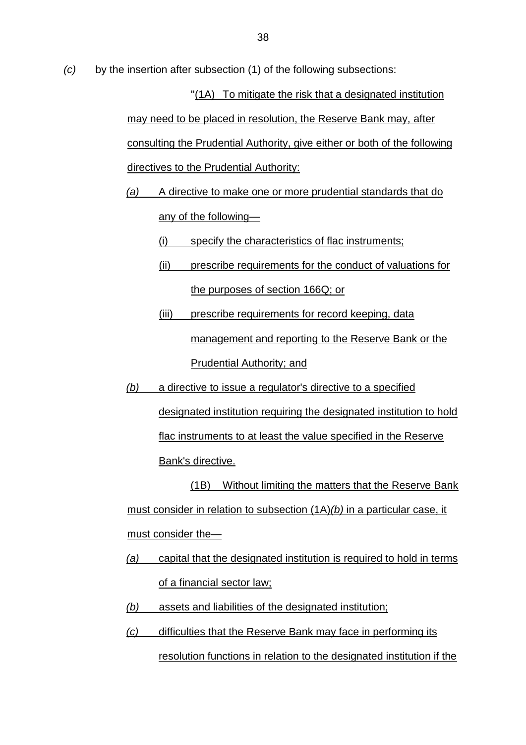*(c)* by the insertion after subsection (1) of the following subsections:

"(1A) To mitigate the risk that a designated institution may need to be placed in resolution, the Reserve Bank may, after consulting the Prudential Authority, give either or both of the following directives to the Prudential Authority:

*(a)* A directive to make one or more prudential standards that do any of the following—

(i) specify the characteristics of flac instruments;

(ii) prescribe requirements for the conduct of valuations for the purposes of section 166Q; or

(iii) prescribe requirements for record keeping, data management and reporting to the Reserve Bank or the Prudential Authority; and

*(b)* a directive to issue a regulator's directive to a specified designated institution requiring the designated institution to hold flac instruments to at least the value specified in the Reserve Bank's directive.

(1B) Without limiting the matters that the Reserve Bank must consider in relation to subsection (1A)*(b)* in a particular case, it must consider the—

*(a)* capital that the designated institution is required to hold in terms of a financial sector law;

*(b)* assets and liabilities of the designated institution;

*(c)* difficulties that the Reserve Bank may face in performing its resolution functions in relation to the designated institution if the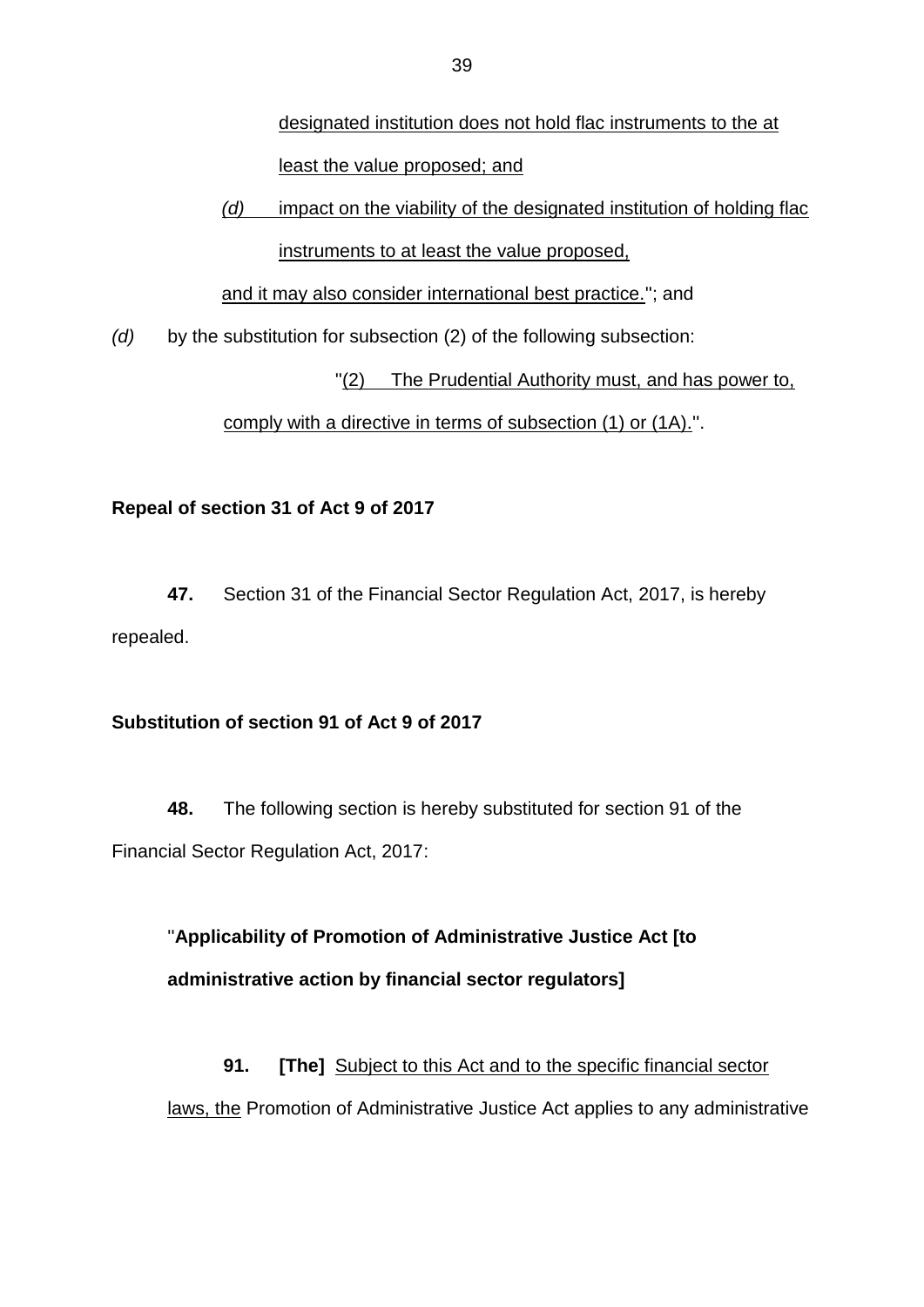designated institution does not hold flac instruments to the at least the value proposed; and

*(d)* impact on the viability of the designated institution of holding flac instruments to at least the value proposed,

and it may also consider international best practice."; and

*(d)* by the substitution for subsection (2) of the following subsection:

"(2) The Prudential Authority must, and has power to, comply with a directive in terms of subsection (1) or (1A).".

**Repeal of section 31 of Act 9 of 2017**

**47.** Section 31 of the Financial Sector Regulation Act, 2017, is hereby repealed.

**Substitution of section 91 of Act 9 of 2017**

**48.** The following section is hereby substituted for section 91 of the Financial Sector Regulation Act, 2017:

"**Applicability of Promotion of Administrative Justice Act [to administrative action by financial sector regulators]**

**91.** **[The]** Subject to this Act and to the specific financial sector laws, the Promotion of Administrative Justice Act applies to any administrative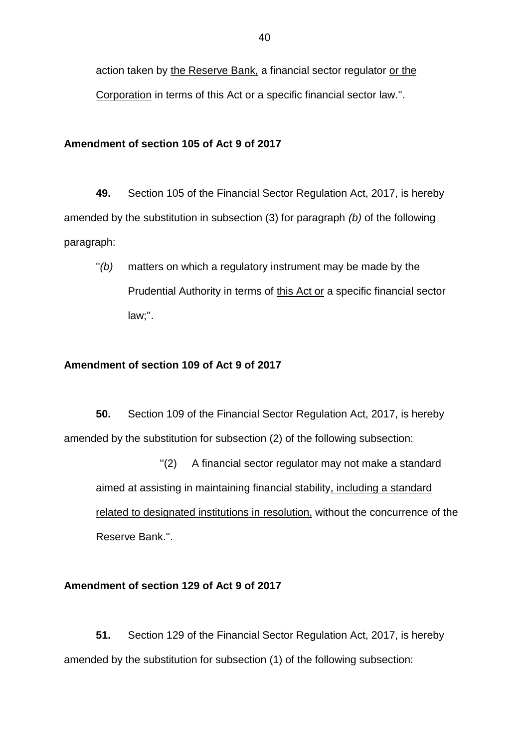action taken by <u>the Reserve Bank,</u> a financial sector regulator <u>or the Corporation</u> in terms of this Act or a specific financial sector law.".

**Amendment of section 105 of Act 9 of 2017**

**49.** Section 105 of the Financial Sector Regulation Act, 2017, is hereby amended by the substitution in subsection (3) for paragraph *(b)* of the following paragraph:

"*(b)* matters on which a regulatory instrument may be made by the Prudential Authority in terms of <u>this Act or</u> a specific financial sector law;".

**Amendment of section 109 of Act 9 of 2017**

**50.** Section 109 of the Financial Sector Regulation Act, 2017, is hereby amended by the substitution for subsection (2) of the following subsection:

"(2) A financial sector regulator may not make a standard aimed at assisting in maintaining financial stability<u>, including a standard related to designated institutions in resolution,</u> without the concurrence of the Reserve Bank.".

**Amendment of section 129 of Act 9 of 2017**

**51.** Section 129 of the Financial Sector Regulation Act, 2017, is hereby amended by the substitution for subsection (1) of the following subsection: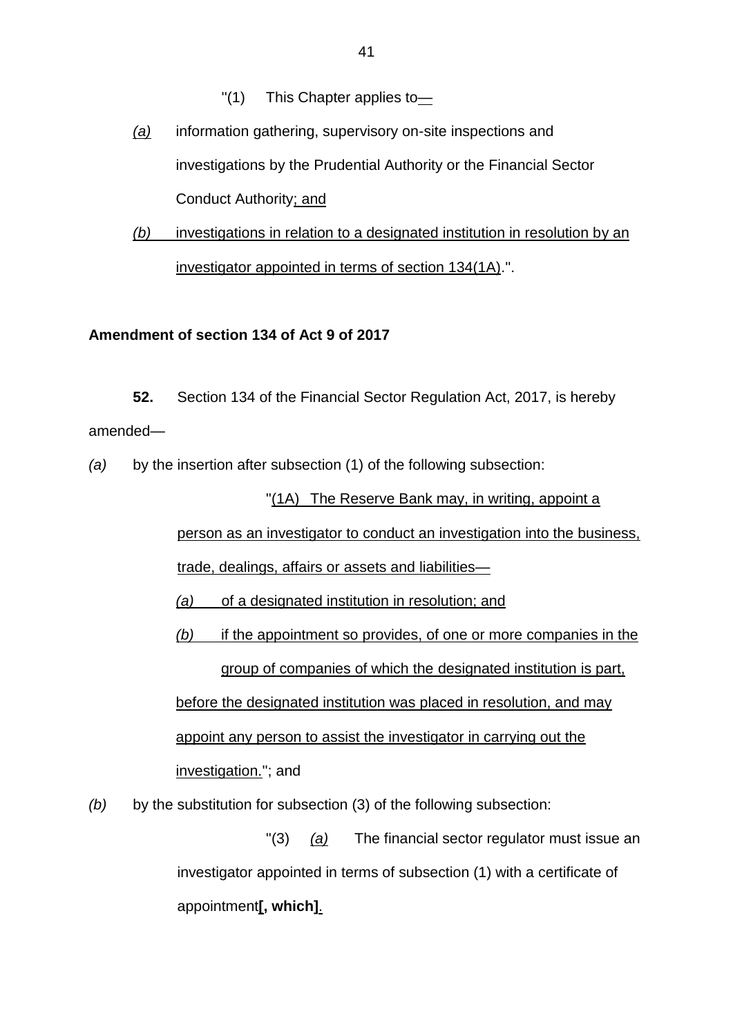"(1) This Chapter applies to—

*(a)* information gathering, supervisory on-site inspections and investigations by the Prudential Authority or the Financial Sector Conduct Authority; and

*(b)* investigations in relation to a designated institution in resolution by an investigator appointed in terms of section 134(1A).".

**Amendment of section 134 of Act 9 of 2017**

**52.** Section 134 of the Financial Sector Regulation Act, 2017, is hereby amended—

*(a)* by the insertion after subsection (1) of the following subsection:

"(1A) The Reserve Bank may, in writing, appoint a person as an investigator to conduct an investigation into the business, trade, dealings, affairs or assets and liabilities—

*(a)* of a designated institution in resolution; and

*(b)* if the appointment so provides, of one or more companies in the group of companies of which the designated institution is part,

before the designated institution was placed in resolution, and may appoint any person to assist the investigator in carrying out the investigation."; and

*(b)* by the substitution for subsection (3) of the following subsection:

"(3) *(a)* The financial sector regulator must issue an investigator appointed in terms of subsection (1) with a certificate of appointment**[, which]**.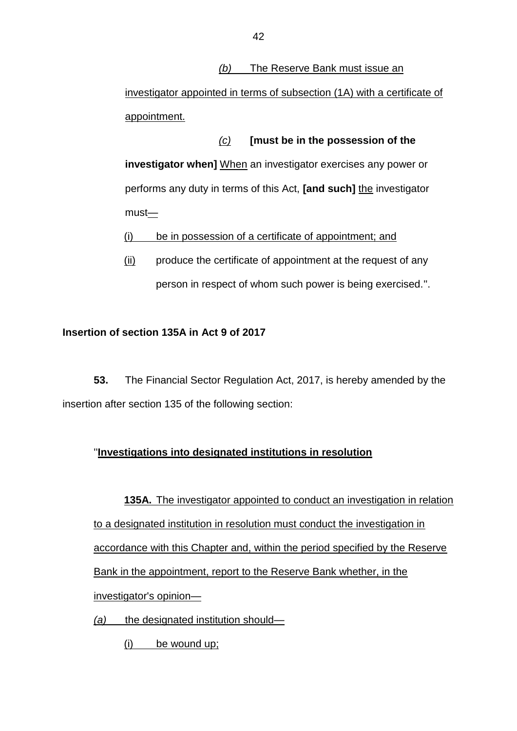*(b)* The Reserve Bank must issue an investigator appointed in terms of subsection (1A) with a certificate of appointment.

*(c)* **[must be in the possession of the investigator when]** When an investigator exercises any power or performs any duty in terms of this Act, **[and such]** the investigator must—

(i) be in possession of a certificate of appointment; and

(ii) produce the certificate of appointment at the request of any person in respect of whom such power is being exercised.".

**Insertion of section 135A in Act 9 of 2017**

**53.** The Financial Sector Regulation Act, 2017, is hereby amended by the insertion after section 135 of the following section:

"**Investigations into designated institutions in resolution**

**135A.** The investigator appointed to conduct an investigation in relation to a designated institution in resolution must conduct the investigation in accordance with this Chapter and, within the period specified by the Reserve Bank in the appointment, report to the Reserve Bank whether, in the investigator's opinion—

*(a)* the designated institution should—

(i) be wound up;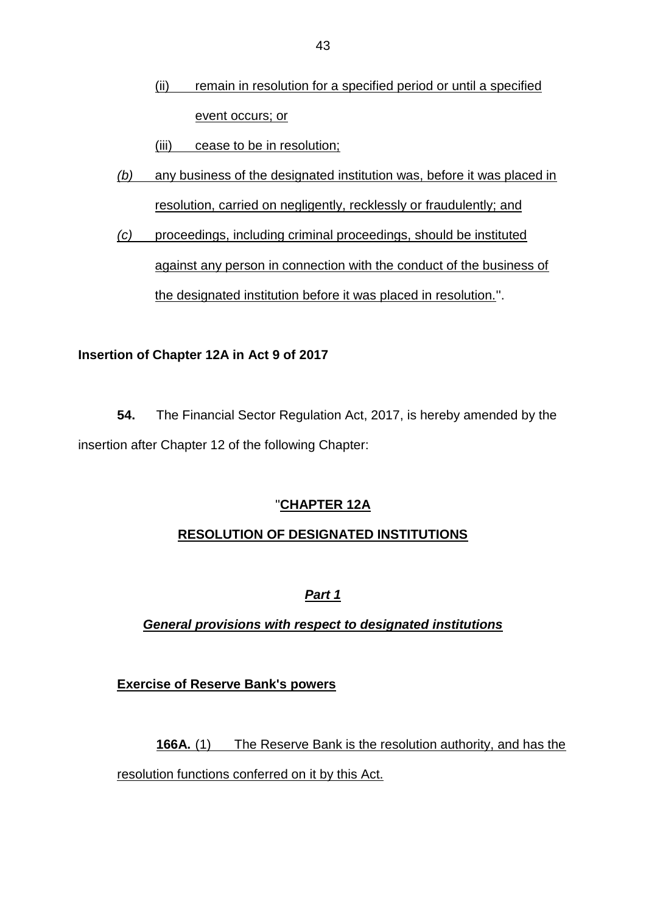(ii) remain in resolution for a specified period or until a specified event occurs; or

(iii) cease to be in resolution;

*(b)* any business of the designated institution was, before it was placed in resolution, carried on negligently, recklessly or fraudulently; and

*(c)* proceedings, including criminal proceedings, should be instituted against any person in connection with the conduct of the business of the designated institution before it was placed in resolution.".

**Insertion of Chapter 12A in Act 9 of 2017**

**54.** The Financial Sector Regulation Act, 2017, is hereby amended by the insertion after Chapter 12 of the following Chapter:

"**CHAPTER 12A**

**RESOLUTION OF DESIGNATED INSTITUTIONS**

***Part 1***

***General provisions with respect to designated institutions***

**Exercise of Reserve Bank's powers**

**166A.** (1) The Reserve Bank is the resolution authority, and has the resolution functions conferred on it by this Act.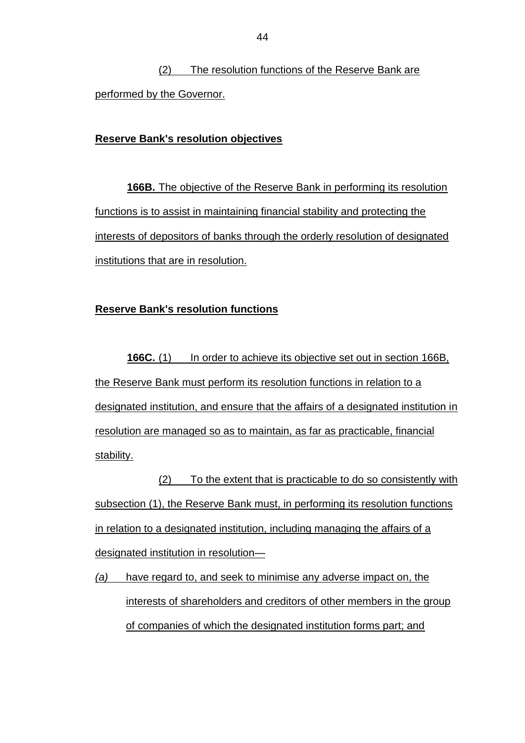(2) The resolution functions of the Reserve Bank are performed by the Governor.

**Reserve Bank's resolution objectives**

**166B.** The objective of the Reserve Bank in performing its resolution functions is to assist in maintaining financial stability and protecting the interests of depositors of banks through the orderly resolution of designated institutions that are in resolution.

**Reserve Bank's resolution functions**

**166C.** (1) In order to achieve its objective set out in section 166B, the Reserve Bank must perform its resolution functions in relation to a designated institution, and ensure that the affairs of a designated institution in resolution are managed so as to maintain, as far as practicable, financial stability.

(2) To the extent that is practicable to do so consistently with subsection (1), the Reserve Bank must, in performing its resolution functions in relation to a designated institution, including managing the affairs of a designated institution in resolution—

*(a)* have regard to, and seek to minimise any adverse impact on, the interests of shareholders and creditors of other members in the group of companies of which the designated institution forms part; and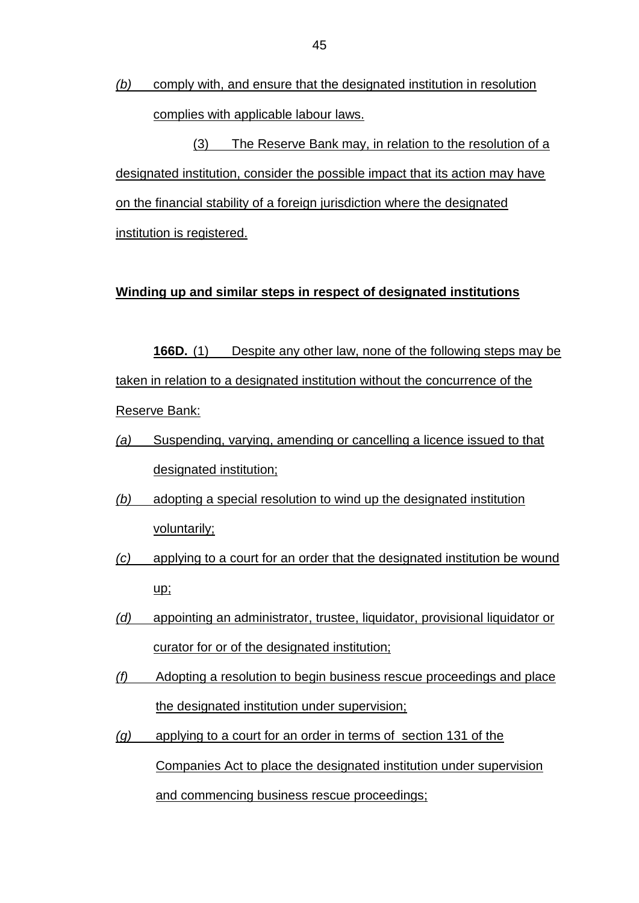*(b)* comply with, and ensure that the designated institution in resolution complies with applicable labour laws.

(3) The Reserve Bank may, in relation to the resolution of a designated institution, consider the possible impact that its action may have on the financial stability of a foreign jurisdiction where the designated institution is registered.

**Winding up and similar steps in respect of designated institutions**

**166D.** (1) Despite any other law, none of the following steps may be taken in relation to a designated institution without the concurrence of the Reserve Bank:

*(a)* Suspending, varying, amending or cancelling a licence issued to that designated institution;

*(b)* adopting a special resolution to wind up the designated institution voluntarily;

*(c)* applying to a court for an order that the designated institution be wound up;

*(d)* appointing an administrator, trustee, liquidator, provisional liquidator or curator for or of the designated institution;

*(f)* Adopting a resolution to begin business rescue proceedings and place the designated institution under supervision;

*(g)* applying to a court for an order in terms of section 131 of the Companies Act to place the designated institution under supervision and commencing business rescue proceedings;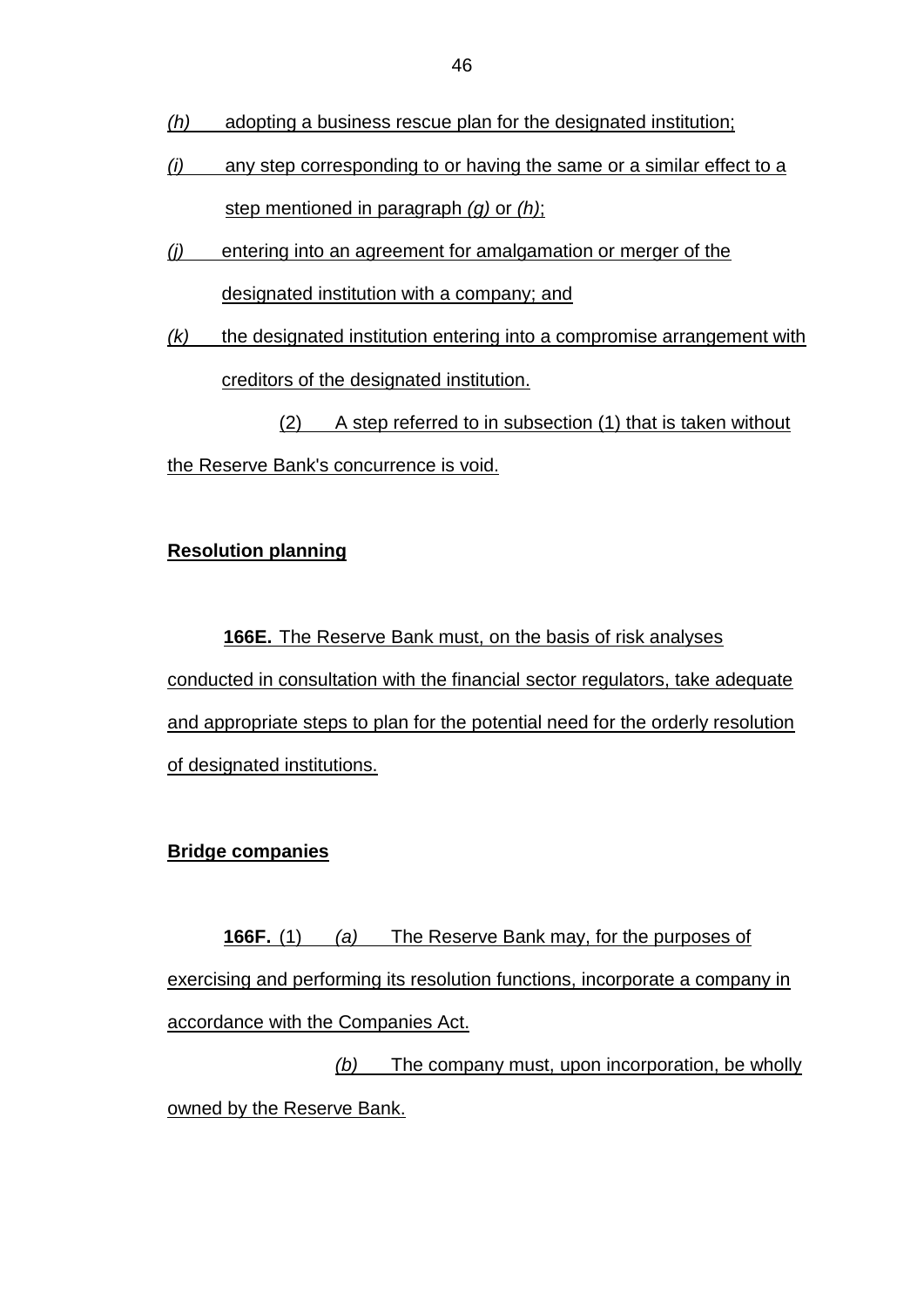*(h)* adopting a business rescue plan for the designated institution;

*(i)* any step corresponding to or having the same or a similar effect to a step mentioned in paragraph *(g)* or *(h)*;

*(j)* entering into an agreement for amalgamation or merger of the designated institution with a company; and

*(k)* the designated institution entering into a compromise arrangement with creditors of the designated institution.

(2) A step referred to in subsection (1) that is taken without the Reserve Bank's concurrence is void.

**Resolution planning**

**166E.** The Reserve Bank must, on the basis of risk analyses conducted in consultation with the financial sector regulators, take adequate and appropriate steps to plan for the potential need for the orderly resolution of designated institutions.

**Bridge companies**

**166F.** (1) *(a)* The Reserve Bank may, for the purposes of exercising and performing its resolution functions, incorporate a company in accordance with the Companies Act.

*(b)* The company must, upon incorporation, be wholly owned by the Reserve Bank.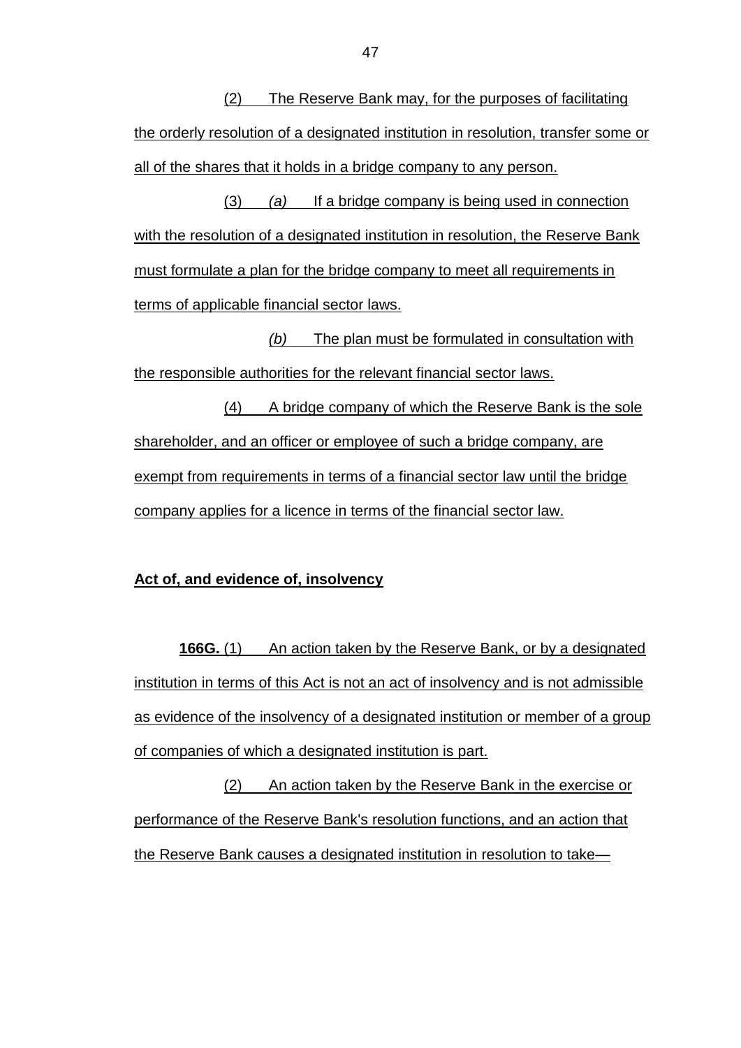(2) The Reserve Bank may, for the purposes of facilitating the orderly resolution of a designated institution in resolution, transfer some or all of the shares that it holds in a bridge company to any person.

(3) *(a)* If a bridge company is being used in connection with the resolution of a designated institution in resolution, the Reserve Bank must formulate a plan for the bridge company to meet all requirements in terms of applicable financial sector laws.

*(b)* The plan must be formulated in consultation with the responsible authorities for the relevant financial sector laws.

(4) A bridge company of which the Reserve Bank is the sole shareholder, and an officer or employee of such a bridge company, are exempt from requirements in terms of a financial sector law until the bridge company applies for a licence in terms of the financial sector law.

**Act of, and evidence of, insolvency**

**166G.** (1) An action taken by the Reserve Bank, or by a designated institution in terms of this Act is not an act of insolvency and is not admissible as evidence of the insolvency of a designated institution or member of a group of companies of which a designated institution is part.

(2) An action taken by the Reserve Bank in the exercise or performance of the Reserve Bank's resolution functions, and an action that the Reserve Bank causes a designated institution in resolution to take—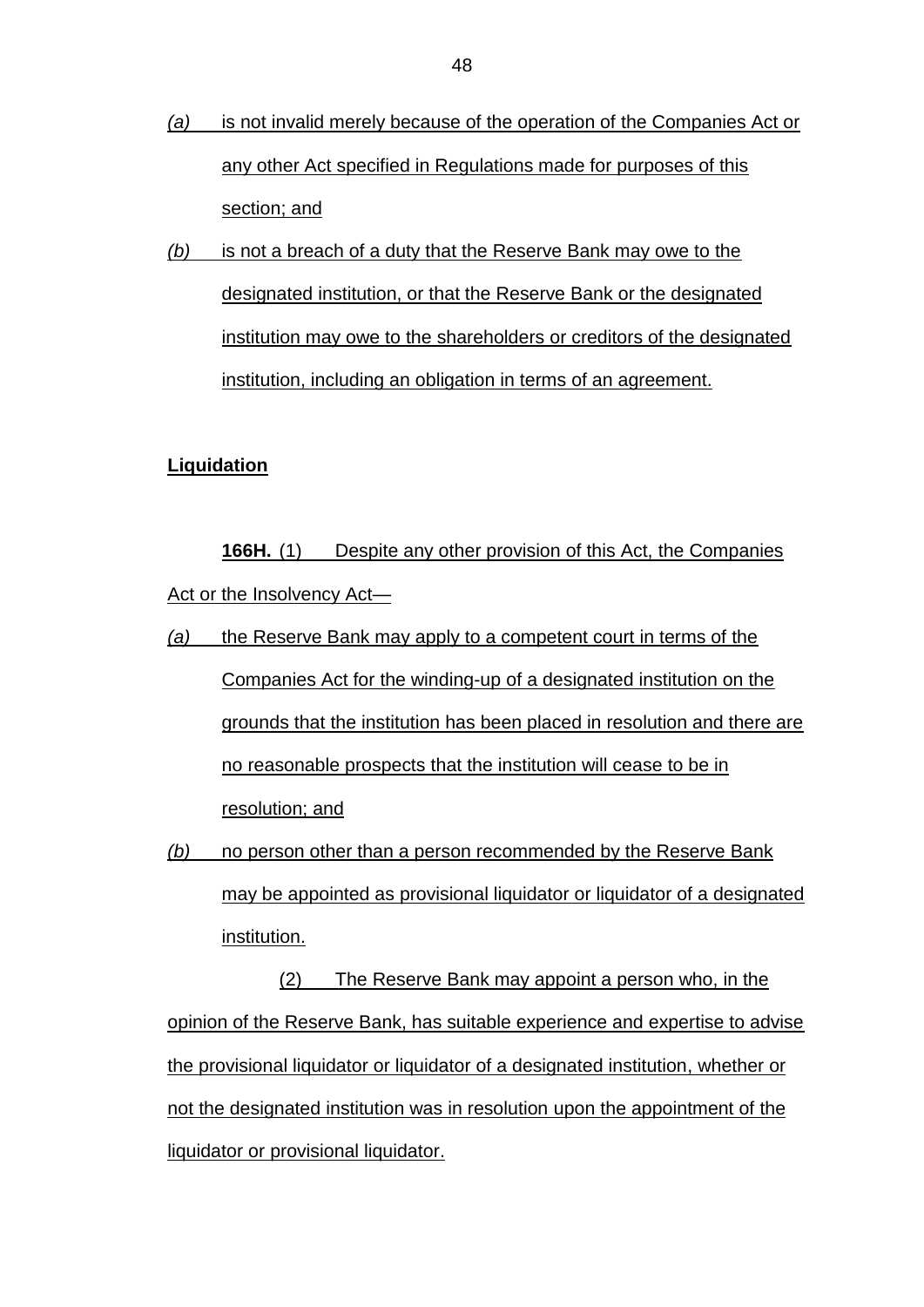*(a)* is not invalid merely because of the operation of the Companies Act or any other Act specified in Regulations made for purposes of this section; and

*(b)* is not a breach of a duty that the Reserve Bank may owe to the designated institution, or that the Reserve Bank or the designated institution may owe to the shareholders or creditors of the designated institution, including an obligation in terms of an agreement.

**Liquidation**

**166H.** (1) Despite any other provision of this Act, the Companies Act or the Insolvency Act—

*(a)* the Reserve Bank may apply to a competent court in terms of the Companies Act for the winding-up of a designated institution on the grounds that the institution has been placed in resolution and there are no reasonable prospects that the institution will cease to be in resolution; and

*(b)* no person other than a person recommended by the Reserve Bank may be appointed as provisional liquidator or liquidator of a designated institution.

(2) The Reserve Bank may appoint a person who, in the opinion of the Reserve Bank, has suitable experience and expertise to advise the provisional liquidator or liquidator of a designated institution, whether or not the designated institution was in resolution upon the appointment of the liquidator or provisional liquidator.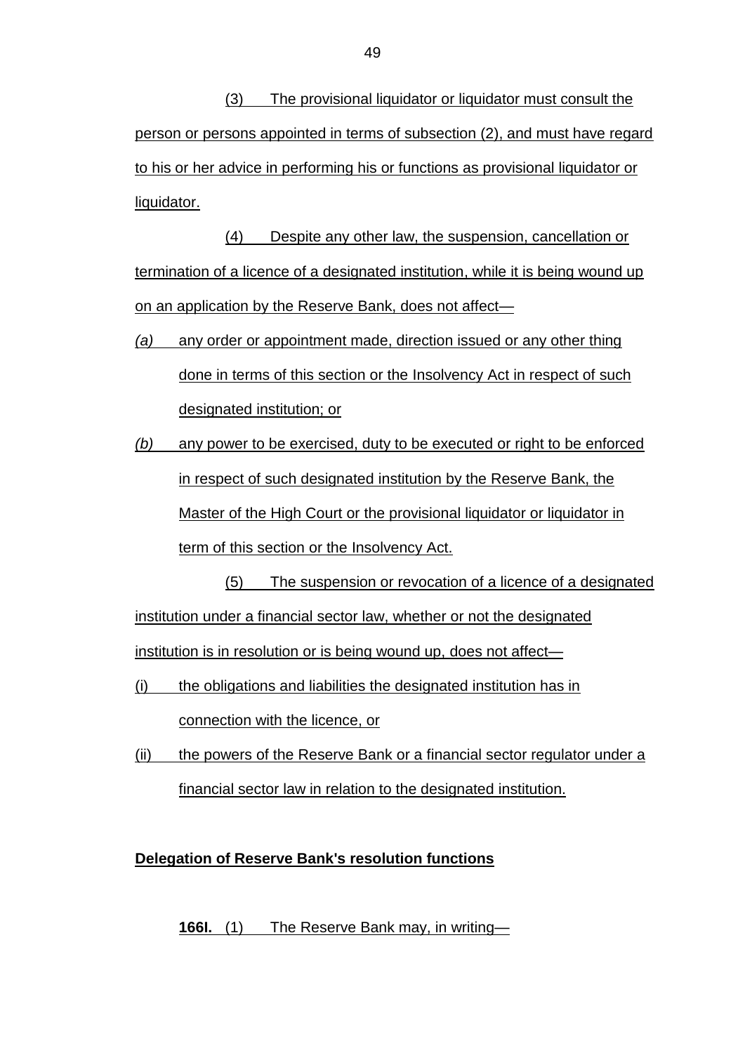(3) The provisional liquidator or liquidator must consult the person or persons appointed in terms of subsection (2), and must have regard to his or her advice in performing his or functions as provisional liquidator or liquidator.

(4) Despite any other law, the suspension, cancellation or termination of a licence of a designated institution, while it is being wound up on an application by the Reserve Bank, does not affect—

*(a)* any order or appointment made, direction issued or any other thing done in terms of this section or the Insolvency Act in respect of such designated institution; or

*(b)* any power to be exercised, duty to be executed or right to be enforced in respect of such designated institution by the Reserve Bank, the Master of the High Court or the provisional liquidator or liquidator in term of this section or the Insolvency Act.

(5) The suspension or revocation of a licence of a designated institution under a financial sector law, whether or not the designated institution is in resolution or is being wound up, does not affect—

(i) the obligations and liabilities the designated institution has in connection with the licence, or

(ii) the powers of the Reserve Bank or a financial sector regulator under a financial sector law in relation to the designated institution.

**Delegation of Reserve Bank's resolution functions**

**166I.** (1) The Reserve Bank may, in writing—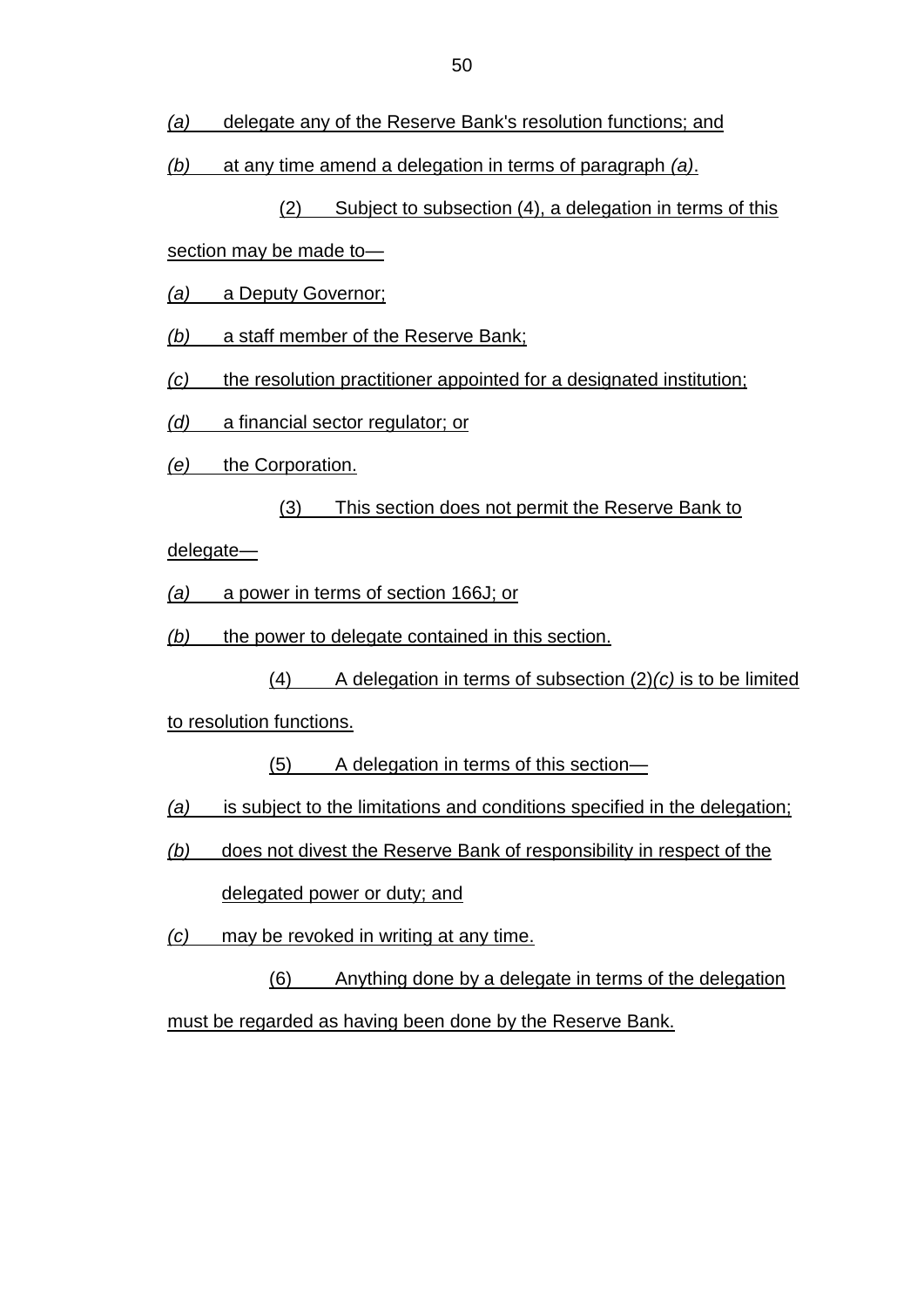*(a)* delegate any of the Reserve Bank's resolution functions; and

*(b)* at any time amend a delegation in terms of paragraph *(a)*.

(2) Subject to subsection (4), a delegation in terms of this section may be made to—

*(a)* a Deputy Governor;

*(b)* a staff member of the Reserve Bank;

*(c)* the resolution practitioner appointed for a designated institution;

*(d)* a financial sector regulator; or

*(e)* the Corporation.

(3) This section does not permit the Reserve Bank to delegate—

*(a)* a power in terms of section 166J; or

*(b)* the power to delegate contained in this section.

(4) A delegation in terms of subsection (2)*(c)* is to be limited to resolution functions.

(5) A delegation in terms of this section—

*(a)* is subject to the limitations and conditions specified in the delegation;

*(b)* does not divest the Reserve Bank of responsibility in respect of the delegated power or duty; and

*(c)* may be revoked in writing at any time.

(6) Anything done by a delegate in terms of the delegation must be regarded as having been done by the Reserve Bank.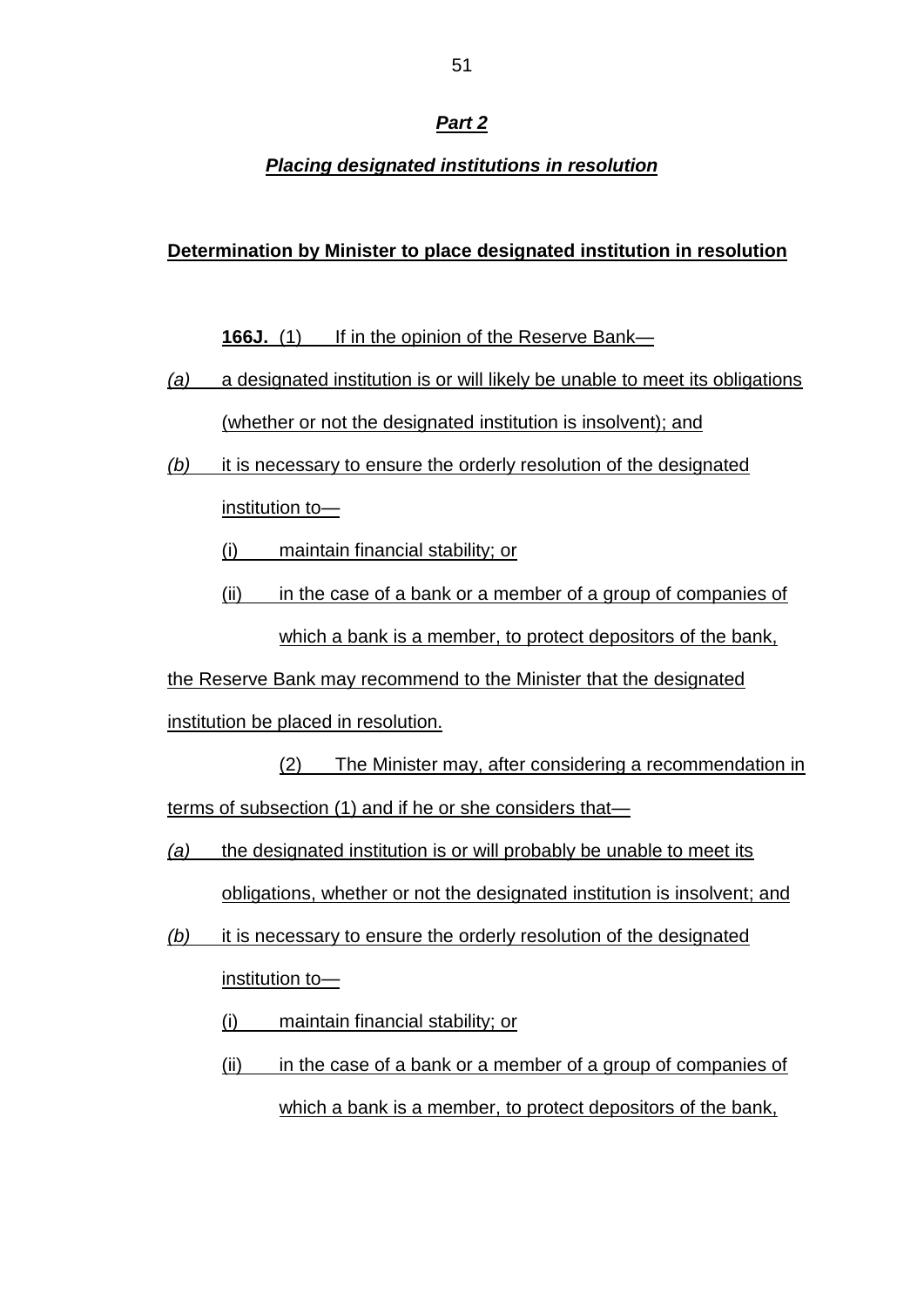## *Part 2*

### *Placing designated institutions in resolution*

**Determination by Minister to place designated institution in resolution**

**166J.** (1) If in the opinion of the Reserve Bank—

*(a)* a designated institution is or will likely be unable to meet its obligations (whether or not the designated institution is insolvent); and

*(b)* it is necessary to ensure the orderly resolution of the designated institution to—

(i) maintain financial stability; or

(ii) in the case of a bank or a member of a group of companies of which a bank is a member, to protect depositors of the bank,

the Reserve Bank may recommend to the Minister that the designated institution be placed in resolution.

(2) The Minister may, after considering a recommendation in terms of subsection (1) and if he or she considers that—

*(a)* the designated institution is or will probably be unable to meet its obligations, whether or not the designated institution is insolvent; and

*(b)* it is necessary to ensure the orderly resolution of the designated institution to—

(i) maintain financial stability; or

(ii) in the case of a bank or a member of a group of companies of which a bank is a member, to protect depositors of the bank,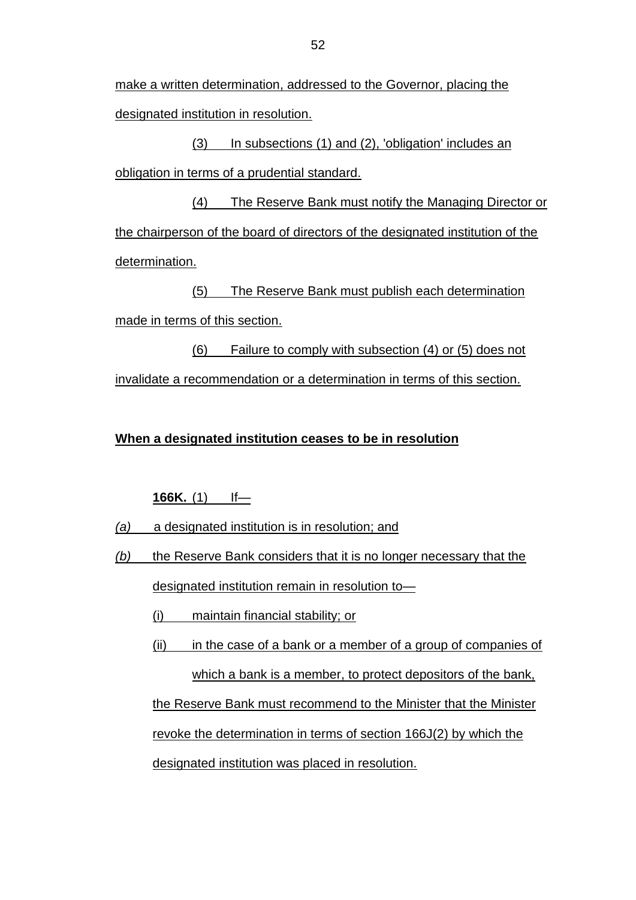make a written determination, addressed to the Governor, placing the designated institution in resolution.

(3) In subsections (1) and (2), 'obligation' includes an obligation in terms of a prudential standard.

(4) The Reserve Bank must notify the Managing Director or the chairperson of the board of directors of the designated institution of the determination.

(5) The Reserve Bank must publish each determination made in terms of this section.

(6) Failure to comply with subsection (4) or (5) does not invalidate a recommendation or a determination in terms of this section.

**When a designated institution ceases to be in resolution**

**166K.** (1) If—

*(a)* a designated institution is in resolution; and

*(b)* the Reserve Bank considers that it is no longer necessary that the designated institution remain in resolution to—

(i) maintain financial stability; or

(ii) in the case of a bank or a member of a group of companies of which a bank is a member, to protect depositors of the bank,

the Reserve Bank must recommend to the Minister that the Minister revoke the determination in terms of section 166J(2) by which the designated institution was placed in resolution.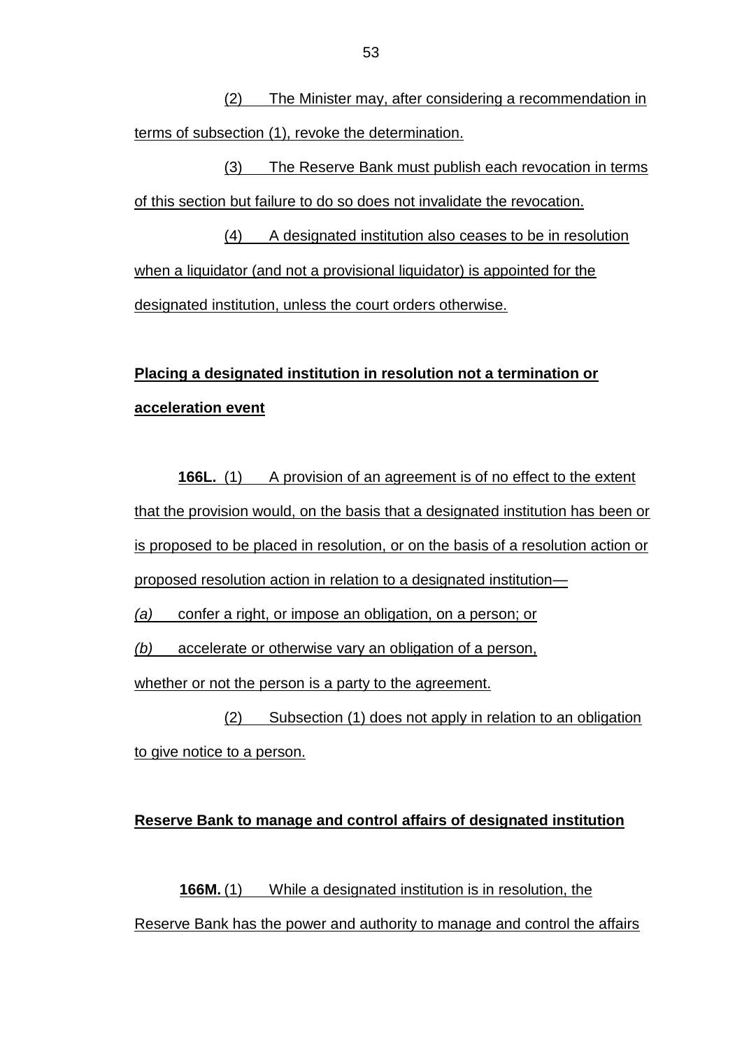(2) The Minister may, after considering a recommendation in terms of subsection (1), revoke the determination.

(3) The Reserve Bank must publish each revocation in terms of this section but failure to do so does not invalidate the revocation.

(4) A designated institution also ceases to be in resolution when a liquidator (and not a provisional liquidator) is appointed for the designated institution, unless the court orders otherwise.

**Placing a designated institution in resolution not a termination or acceleration event**

**166L.** (1) A provision of an agreement is of no effect to the extent that the provision would, on the basis that a designated institution has been or is proposed to be placed in resolution, or on the basis of a resolution action or proposed resolution action in relation to a designated institution—

*(a)* confer a right, or impose an obligation, on a person; or

*(b)* accelerate or otherwise vary an obligation of a person,

whether or not the person is a party to the agreement.

(2) Subsection (1) does not apply in relation to an obligation to give notice to a person.

**Reserve Bank to manage and control affairs of designated institution**

**166M.** (1) While a designated institution is in resolution, the Reserve Bank has the power and authority to manage and control the affairs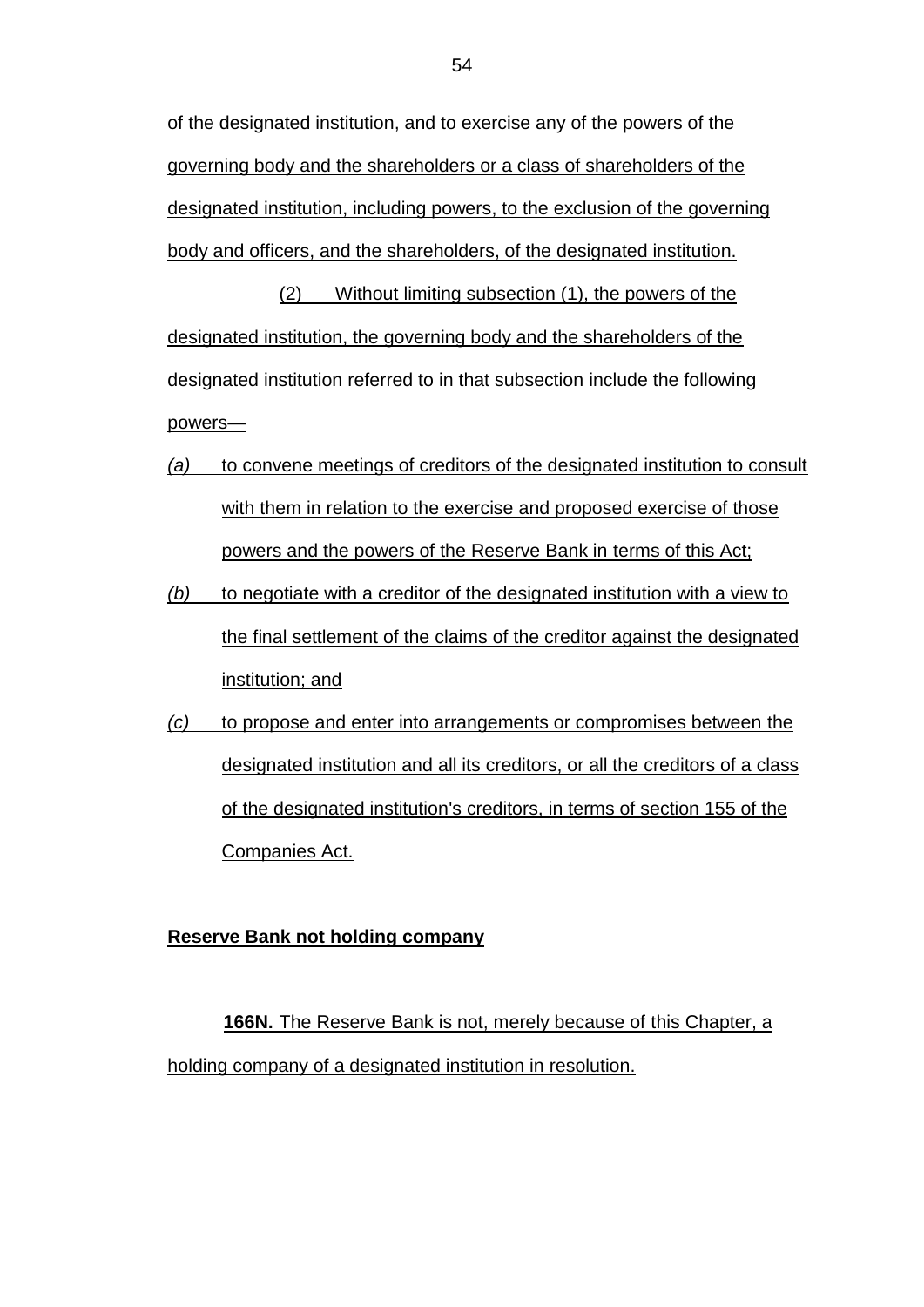of the designated institution, and to exercise any of the powers of the governing body and the shareholders or a class of shareholders of the designated institution, including powers, to the exclusion of the governing body and officers, and the shareholders, of the designated institution.

(2) Without limiting subsection (1), the powers of the designated institution, the governing body and the shareholders of the designated institution referred to in that subsection include the following powers—

*(a)* to convene meetings of creditors of the designated institution to consult with them in relation to the exercise and proposed exercise of those powers and the powers of the Reserve Bank in terms of this Act;

*(b)* to negotiate with a creditor of the designated institution with a view to the final settlement of the claims of the creditor against the designated institution; and

*(c)* to propose and enter into arrangements or compromises between the designated institution and all its creditors, or all the creditors of a class of the designated institution's creditors, in terms of section 155 of the Companies Act.

**Reserve Bank not holding company**

**166N.** The Reserve Bank is not, merely because of this Chapter, a holding company of a designated institution in resolution.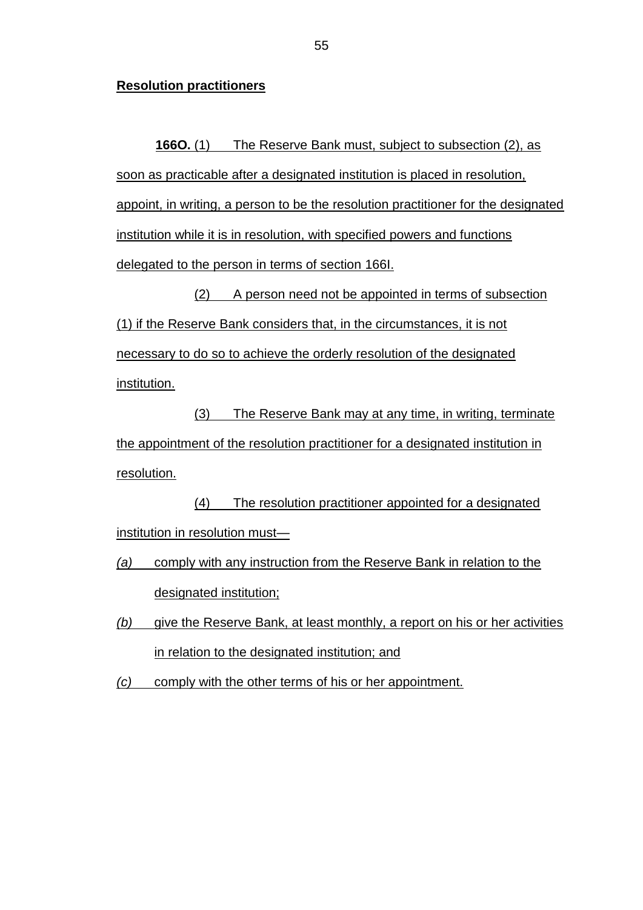**Resolution practitioners**

**166O.** (1) The Reserve Bank must, subject to subsection (2), as soon as practicable after a designated institution is placed in resolution, appoint, in writing, a person to be the resolution practitioner for the designated institution while it is in resolution, with specified powers and functions delegated to the person in terms of section 166I.

(2) A person need not be appointed in terms of subsection (1) if the Reserve Bank considers that, in the circumstances, it is not necessary to do so to achieve the orderly resolution of the designated institution.

(3) The Reserve Bank may at any time, in writing, terminate the appointment of the resolution practitioner for a designated institution in resolution.

(4) The resolution practitioner appointed for a designated institution in resolution must—

*(a)* comply with any instruction from the Reserve Bank in relation to the designated institution;

*(b)* give the Reserve Bank, at least monthly, a report on his or her activities in relation to the designated institution; and

*(c)* comply with the other terms of his or her appointment.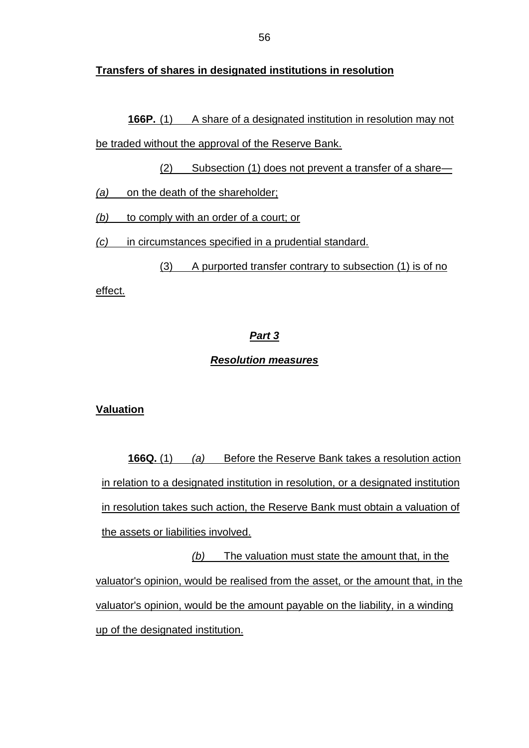**Transfers of shares in designated institutions in resolution**

**166P.** (1) A share of a designated institution in resolution may not be traded without the approval of the Reserve Bank.

(2) Subsection (1) does not prevent a transfer of a share—

*(a)* on the death of the shareholder;

*(b)* to comply with an order of a court; or

*(c)* in circumstances specified in a prudential standard.

(3) A purported transfer contrary to subsection (1) is of no effect.

## ***Part 3***

## ***Resolution measures***

**Valuation**

**166Q.** (1) *(a)* Before the Reserve Bank takes a resolution action in relation to a designated institution in resolution, or a designated institution in resolution takes such action, the Reserve Bank must obtain a valuation of the assets or liabilities involved.

*(b)* The valuation must state the amount that, in the valuator's opinion, would be realised from the asset, or the amount that, in the valuator's opinion, would be the amount payable on the liability, in a winding up of the designated institution.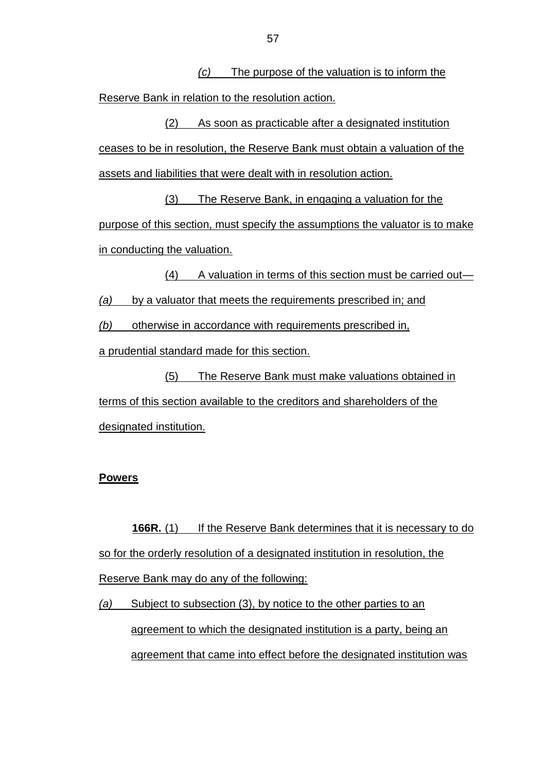*(c)* The purpose of the valuation is to inform the Reserve Bank in relation to the resolution action.

(2) As soon as practicable after a designated institution ceases to be in resolution, the Reserve Bank must obtain a valuation of the assets and liabilities that were dealt with in resolution action.

(3) The Reserve Bank, in engaging a valuation for the purpose of this section, must specify the assumptions the valuator is to make in conducting the valuation.

(4) A valuation in terms of this section must be carried out—

*(a)* by a valuator that meets the requirements prescribed in; and

*(b)* otherwise in accordance with requirements prescribed in,

a prudential standard made for this section.

(5) The Reserve Bank must make valuations obtained in terms of this section available to the creditors and shareholders of the designated institution.

**Powers**

**166R.** (1) If the Reserve Bank determines that it is necessary to do so for the orderly resolution of a designated institution in resolution, the Reserve Bank may do any of the following:

*(a)* Subject to subsection (3), by notice to the other parties to an agreement to which the designated institution is a party, being an agreement that came into effect before the designated institution was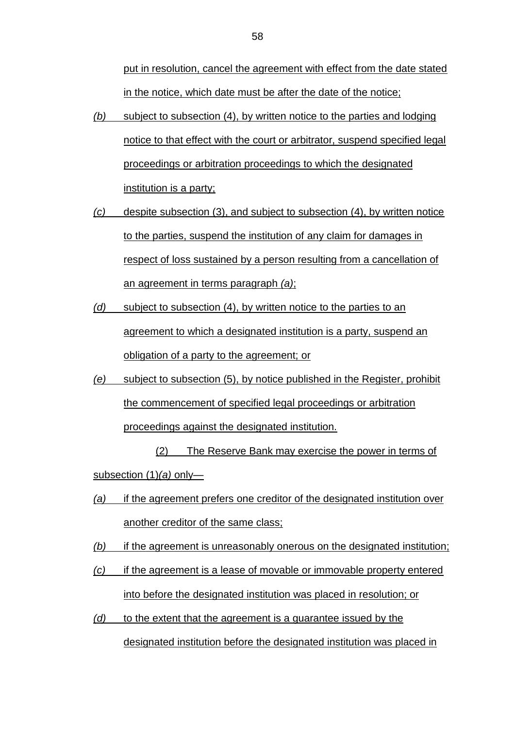put in resolution, cancel the agreement with effect from the date stated in the notice, which date must be after the date of the notice;

*(b)* subject to subsection (4), by written notice to the parties and lodging notice to that effect with the court or arbitrator, suspend specified legal proceedings or arbitration proceedings to which the designated institution is a party;

*(c)* despite subsection (3), and subject to subsection (4), by written notice to the parties, suspend the institution of any claim for damages in respect of loss sustained by a person resulting from a cancellation of an agreement in terms paragraph *(a)*;

*(d)* subject to subsection (4), by written notice to the parties to an agreement to which a designated institution is a party, suspend an obligation of a party to the agreement; or

*(e)* subject to subsection (5), by notice published in the Register, prohibit the commencement of specified legal proceedings or arbitration proceedings against the designated institution.

(2) The Reserve Bank may exercise the power in terms of subsection (1)*(a)* only—

*(a)* if the agreement prefers one creditor of the designated institution over another creditor of the same class;

*(b)* if the agreement is unreasonably onerous on the designated institution;

*(c)* if the agreement is a lease of movable or immovable property entered into before the designated institution was placed in resolution; or

*(d)* to the extent that the agreement is a guarantee issued by the designated institution before the designated institution was placed in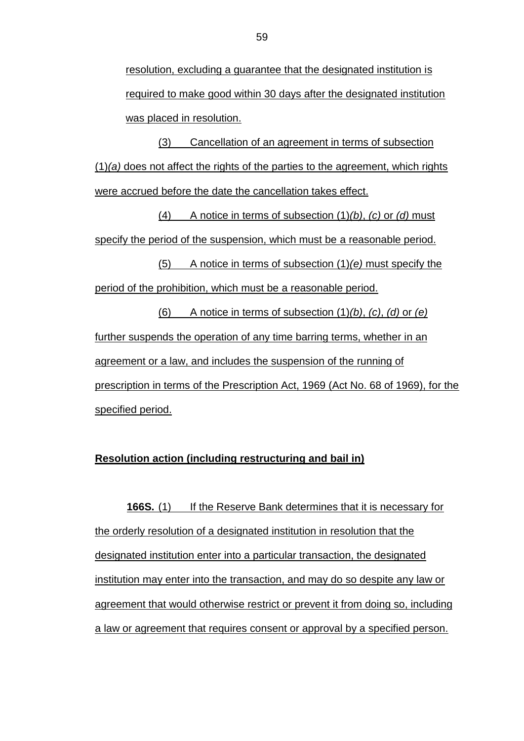resolution, excluding a guarantee that the designated institution is required to make good within 30 days after the designated institution was placed in resolution.

(3) Cancellation of an agreement in terms of subsection (1)*(a)* does not affect the rights of the parties to the agreement, which rights were accrued before the date the cancellation takes effect.

(4) A notice in terms of subsection (1)*(b)*, *(c)* or *(d)* must specify the period of the suspension, which must be a reasonable period.

(5) A notice in terms of subsection (1)*(e)* must specify the period of the prohibition, which must be a reasonable period.

(6) A notice in terms of subsection (1)*(b)*, *(c)*, *(d)* or *(e)* further suspends the operation of any time barring terms, whether in an agreement or a law, and includes the suspension of the running of prescription in terms of the Prescription Act, 1969 (Act No. 68 of 1969), for the specified period.

**Resolution action (including restructuring and bail in)**

**166S.** (1) If the Reserve Bank determines that it is necessary for the orderly resolution of a designated institution in resolution that the designated institution enter into a particular transaction, the designated institution may enter into the transaction, and may do so despite any law or agreement that would otherwise restrict or prevent it from doing so, including a law or agreement that requires consent or approval by a specified person.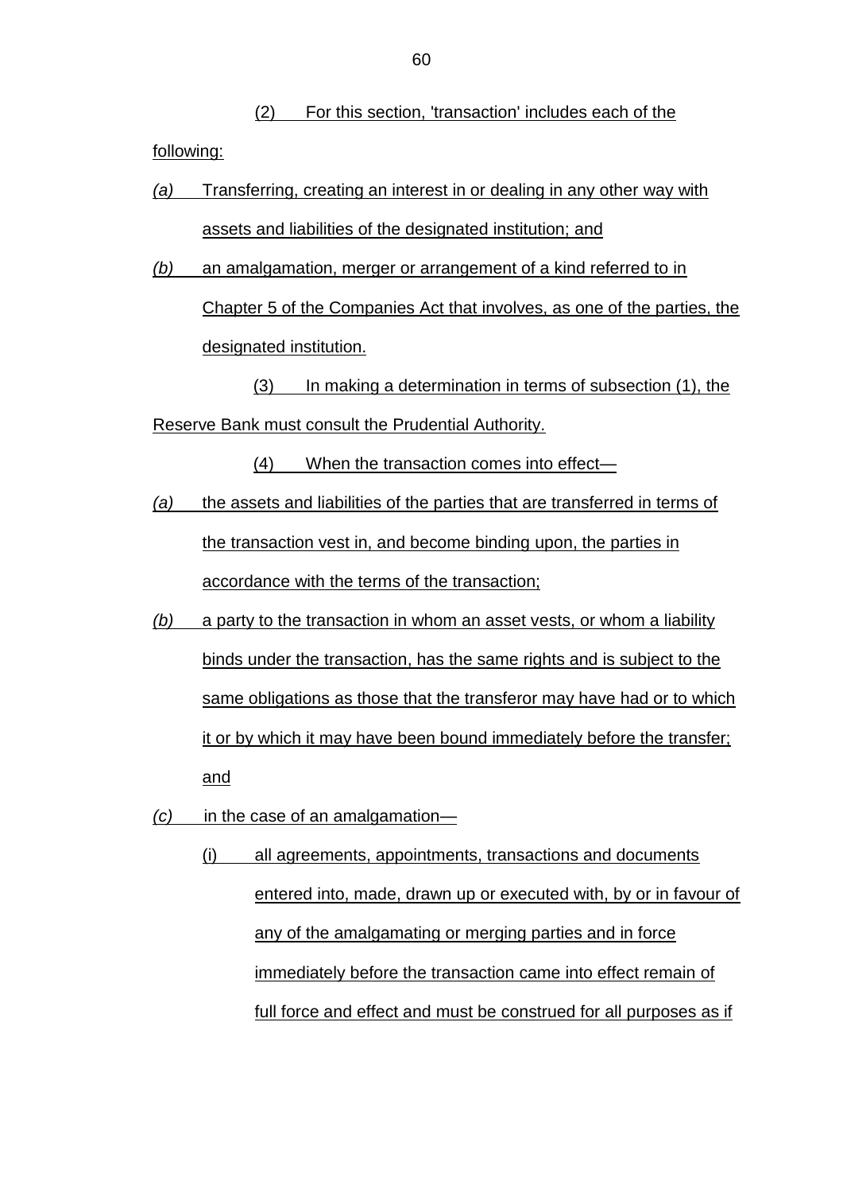(2) For this section, 'transaction' includes each of the following:

*(a)* Transferring, creating an interest in or dealing in any other way with assets and liabilities of the designated institution; and

*(b)* an amalgamation, merger or arrangement of a kind referred to in Chapter 5 of the Companies Act that involves, as one of the parties, the designated institution.

(3) In making a determination in terms of subsection (1), the Reserve Bank must consult the Prudential Authority.

(4) When the transaction comes into effect—

*(a)* the assets and liabilities of the parties that are transferred in terms of the transaction vest in, and become binding upon, the parties in accordance with the terms of the transaction;

*(b)* a party to the transaction in whom an asset vests, or whom a liability binds under the transaction, has the same rights and is subject to the same obligations as those that the transferor may have had or to which it or by which it may have been bound immediately before the transfer; and

*(c)* in the case of an amalgamation—

(i) all agreements, appointments, transactions and documents entered into, made, drawn up or executed with, by or in favour of any of the amalgamating or merging parties and in force immediately before the transaction came into effect remain of full force and effect and must be construed for all purposes as if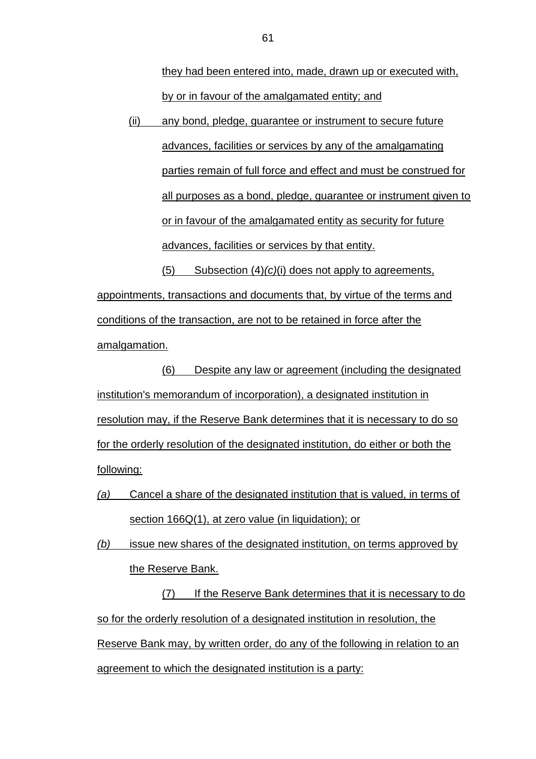they had been entered into, made, drawn up or executed with, by or in favour of the amalgamated entity; and

(ii) any bond, pledge, guarantee or instrument to secure future advances, facilities or services by any of the amalgamating parties remain of full force and effect and must be construed for all purposes as a bond, pledge, guarantee or instrument given to or in favour of the amalgamated entity as security for future advances, facilities or services by that entity.

(5) Subsection (4)*(c)*(i) does not apply to agreements, appointments, transactions and documents that, by virtue of the terms and conditions of the transaction, are not to be retained in force after the amalgamation.

(6) Despite any law or agreement (including the designated institution's memorandum of incorporation), a designated institution in resolution may, if the Reserve Bank determines that it is necessary to do so for the orderly resolution of the designated institution, do either or both the following:

*(a)* Cancel a share of the designated institution that is valued, in terms of section 166Q(1), at zero value (in liquidation); or

*(b)* issue new shares of the designated institution, on terms approved by the Reserve Bank.

(7) If the Reserve Bank determines that it is necessary to do so for the orderly resolution of a designated institution in resolution, the Reserve Bank may, by written order, do any of the following in relation to an agreement to which the designated institution is a party: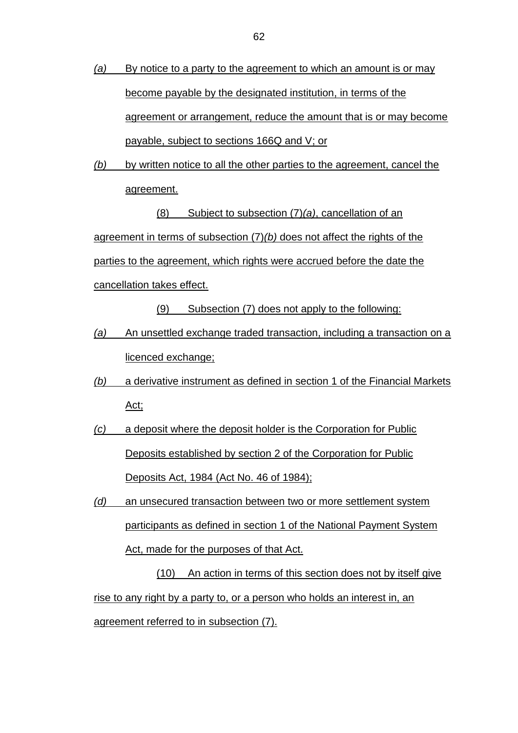*(a)* By notice to a party to the agreement to which an amount is or may become payable by the designated institution, in terms of the agreement or arrangement, reduce the amount that is or may become payable, subject to sections 166Q and V; or

*(b)* by written notice to all the other parties to the agreement, cancel the agreement.

(8) Subject to subsection (7)*(a)*, cancellation of an agreement in terms of subsection (7)*(b)* does not affect the rights of the parties to the agreement, which rights were accrued before the date the cancellation takes effect.

(9) Subsection (7) does not apply to the following:

*(a)* An unsettled exchange traded transaction, including a transaction on a licenced exchange;

*(b)* a derivative instrument as defined in section 1 of the Financial Markets Act;

*(c)* a deposit where the deposit holder is the Corporation for Public Deposits established by section 2 of the Corporation for Public Deposits Act, 1984 (Act No. 46 of 1984);

*(d)* an unsecured transaction between two or more settlement system participants as defined in section 1 of the National Payment System Act, made for the purposes of that Act.

(10) An action in terms of this section does not by itself give rise to any right by a party to, or a person who holds an interest in, an agreement referred to in subsection (7).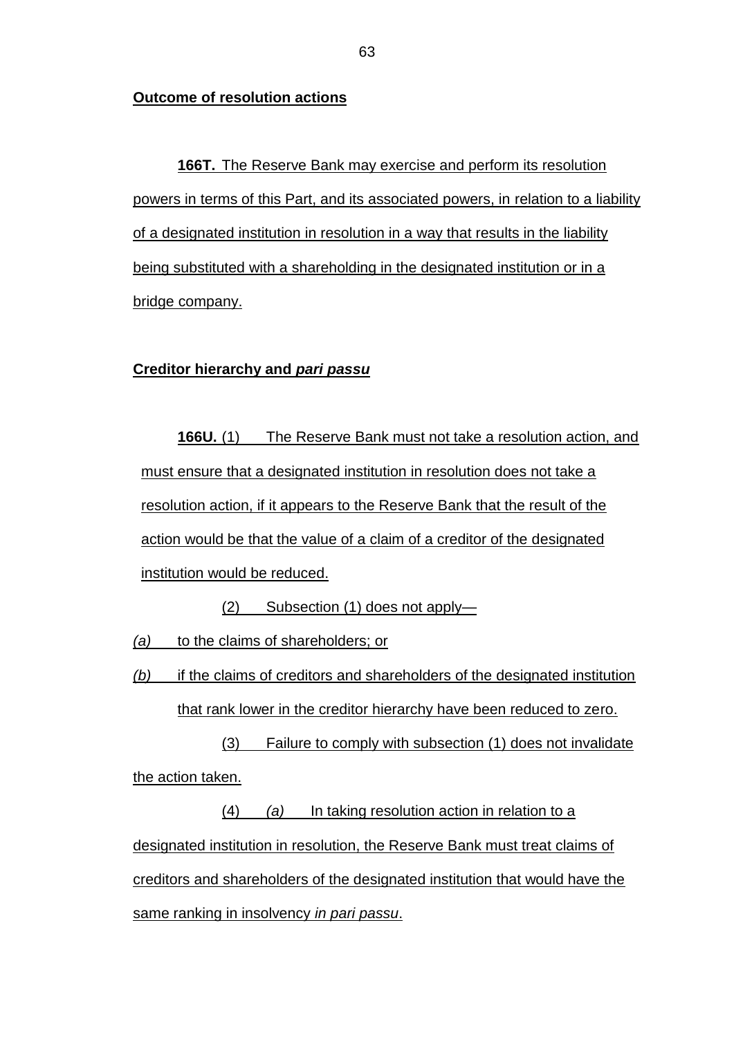**Outcome of resolution actions**

**166T.** The Reserve Bank may exercise and perform its resolution powers in terms of this Part, and its associated powers, in relation to a liability of a designated institution in resolution in a way that results in the liability being substituted with a shareholding in the designated institution or in a bridge company.

**Creditor hierarchy and *pari passu***

**166U.** (1) The Reserve Bank must not take a resolution action, and must ensure that a designated institution in resolution does not take a resolution action, if it appears to the Reserve Bank that the result of the action would be that the value of a claim of a creditor of the designated institution would be reduced.

(2) Subsection (1) does not apply—

*(a)* to the claims of shareholders; or

*(b)* if the claims of creditors and shareholders of the designated institution that rank lower in the creditor hierarchy have been reduced to zero.

(3) Failure to comply with subsection (1) does not invalidate the action taken.

(4) *(a)* In taking resolution action in relation to a designated institution in resolution, the Reserve Bank must treat claims of creditors and shareholders of the designated institution that would have the same ranking in insolvency *in pari passu*.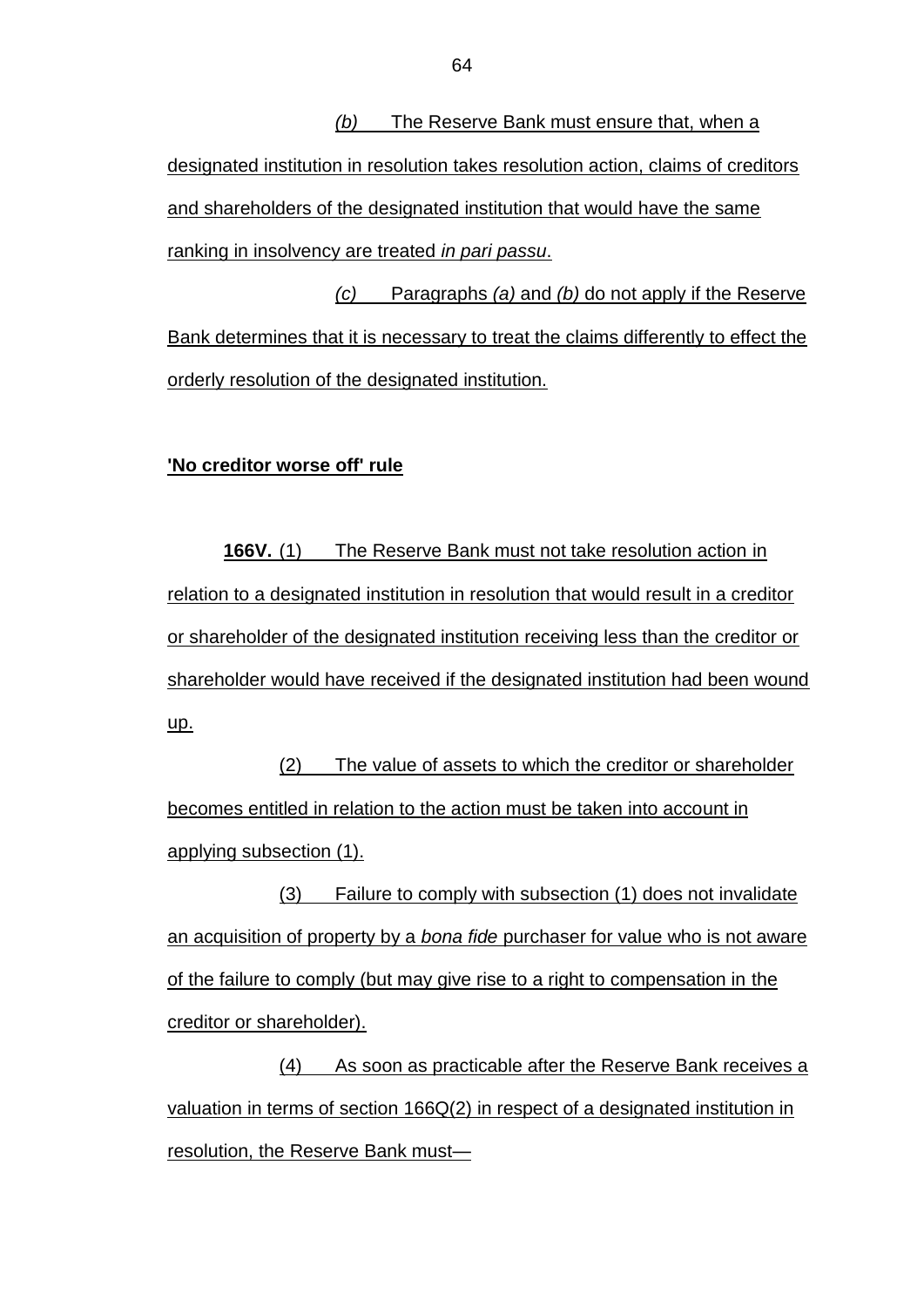*(b)* The Reserve Bank must ensure that, when a designated institution in resolution takes resolution action, claims of creditors and shareholders of the designated institution that would have the same ranking in insolvency are treated *in pari passu*.

*(c)* Paragraphs *(a)* and *(b)* do not apply if the Reserve Bank determines that it is necessary to treat the claims differently to effect the orderly resolution of the designated institution.

**'No creditor worse off' rule**

**166V.** (1) The Reserve Bank must not take resolution action in relation to a designated institution in resolution that would result in a creditor or shareholder of the designated institution receiving less than the creditor or shareholder would have received if the designated institution had been wound up.

(2) The value of assets to which the creditor or shareholder becomes entitled in relation to the action must be taken into account in applying subsection (1).

(3) Failure to comply with subsection (1) does not invalidate an acquisition of property by a *bona fide* purchaser for value who is not aware of the failure to comply (but may give rise to a right to compensation in the creditor or shareholder).

(4) As soon as practicable after the Reserve Bank receives a valuation in terms of section 166Q(2) in respect of a designated institution in resolution, the Reserve Bank must—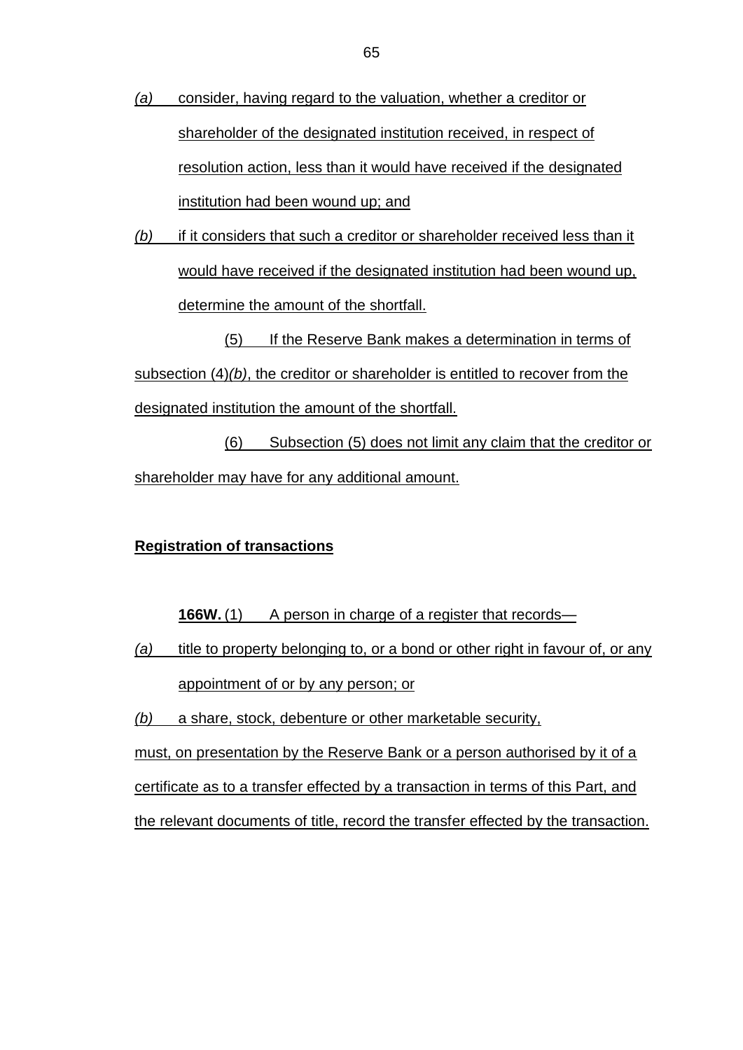*(a)* consider, having regard to the valuation, whether a creditor or shareholder of the designated institution received, in respect of resolution action, less than it would have received if the designated institution had been wound up; and

*(b)* if it considers that such a creditor or shareholder received less than it would have received if the designated institution had been wound up, determine the amount of the shortfall.

(5) If the Reserve Bank makes a determination in terms of subsection (4)*(b)*, the creditor or shareholder is entitled to recover from the designated institution the amount of the shortfall.

(6) Subsection (5) does not limit any claim that the creditor or shareholder may have for any additional amount.

**Registration of transactions**

**166W.** (1) A person in charge of a register that records—

*(a)* title to property belonging to, or a bond or other right in favour of, or any appointment of or by any person; or

*(b)* a share, stock, debenture or other marketable security,

must, on presentation by the Reserve Bank or a person authorised by it of a certificate as to a transfer effected by a transaction in terms of this Part, and the relevant documents of title, record the transfer effected by the transaction.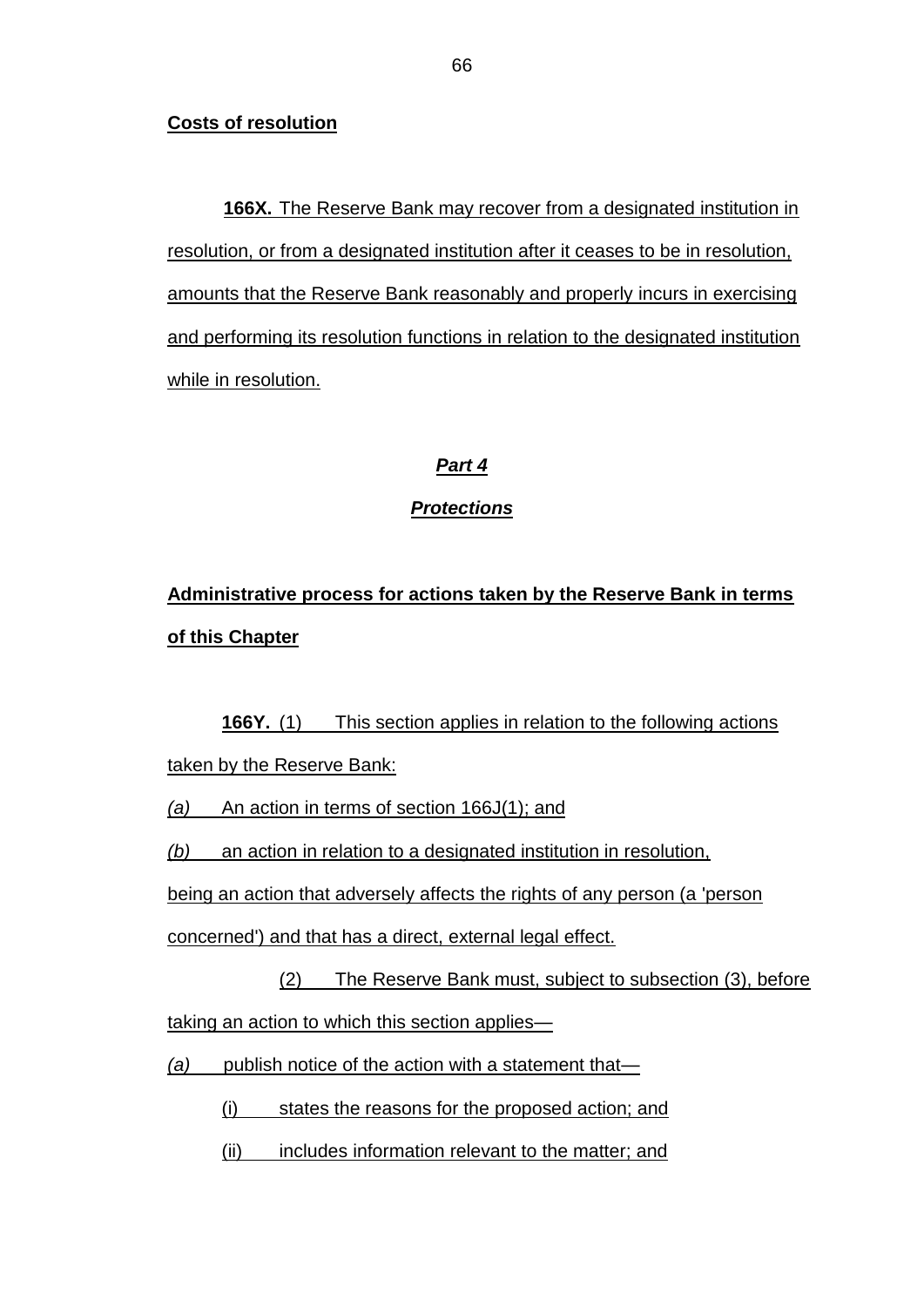**Costs of resolution**

**166X.** The Reserve Bank may recover from a designated institution in resolution, or from a designated institution after it ceases to be in resolution, amounts that the Reserve Bank reasonably and properly incurs in exercising and performing its resolution functions in relation to the designated institution while in resolution.

## ***Part 4***

## ***Protections***

**Administrative process for actions taken by the Reserve Bank in terms of this Chapter**

**166Y.** (1) This section applies in relation to the following actions taken by the Reserve Bank:

*(a)* An action in terms of section 166J(1); and

*(b)* an action in relation to a designated institution in resolution,

being an action that adversely affects the rights of any person (a 'person concerned') and that has a direct, external legal effect.

(2) The Reserve Bank must, subject to subsection (3), before taking an action to which this section applies—

*(a)* publish notice of the action with a statement that—

(i) states the reasons for the proposed action; and

(ii) includes information relevant to the matter; and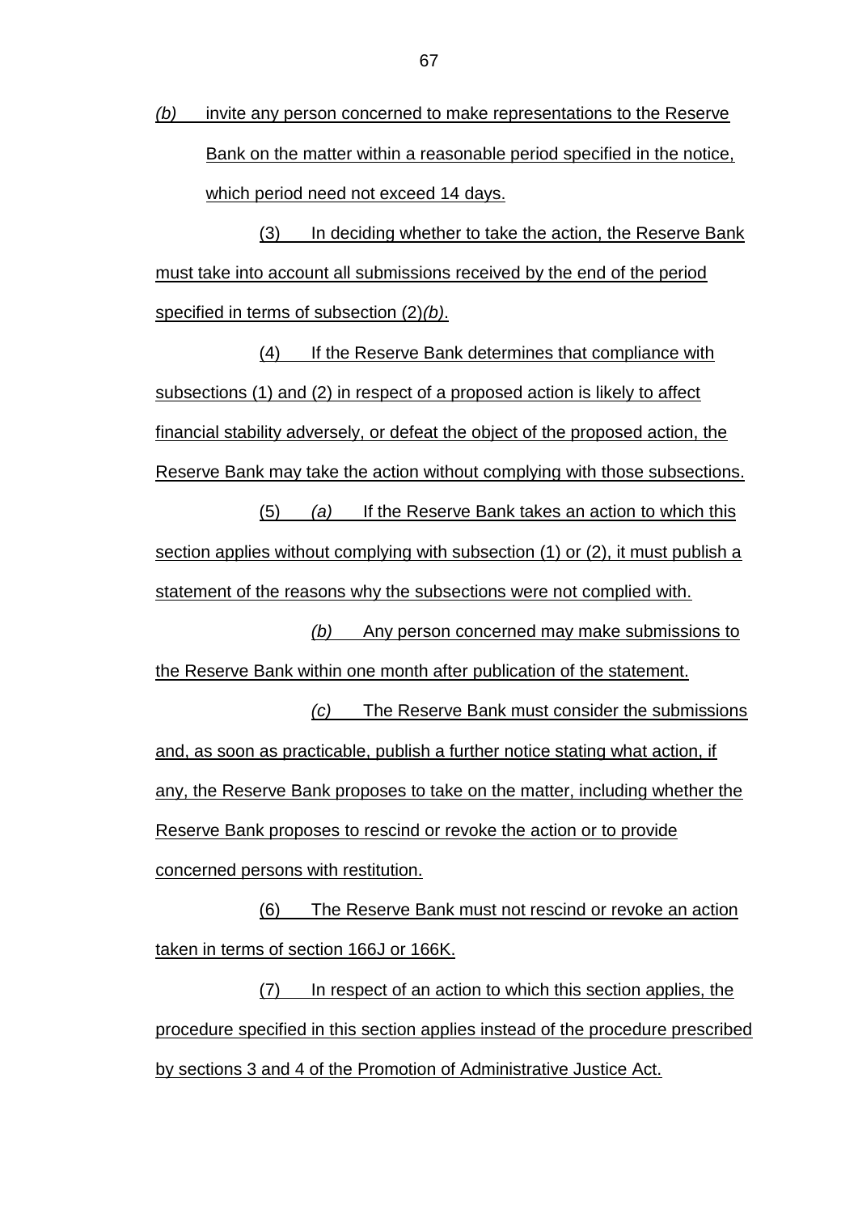*(b)* invite any person concerned to make representations to the Reserve Bank on the matter within a reasonable period specified in the notice, which period need not exceed 14 days.

(3) In deciding whether to take the action, the Reserve Bank must take into account all submissions received by the end of the period specified in terms of subsection (2)*(b)*.

(4) If the Reserve Bank determines that compliance with subsections (1) and (2) in respect of a proposed action is likely to affect financial stability adversely, or defeat the object of the proposed action, the Reserve Bank may take the action without complying with those subsections.

(5) *(a)* If the Reserve Bank takes an action to which this section applies without complying with subsection (1) or (2), it must publish a statement of the reasons why the subsections were not complied with.

*(b)* Any person concerned may make submissions to the Reserve Bank within one month after publication of the statement.

*(c)* The Reserve Bank must consider the submissions and, as soon as practicable, publish a further notice stating what action, if any, the Reserve Bank proposes to take on the matter, including whether the Reserve Bank proposes to rescind or revoke the action or to provide concerned persons with restitution.

(6) The Reserve Bank must not rescind or revoke an action taken in terms of section 166J or 166K.

(7) In respect of an action to which this section applies, the procedure specified in this section applies instead of the procedure prescribed by sections 3 and 4 of the Promotion of Administrative Justice Act.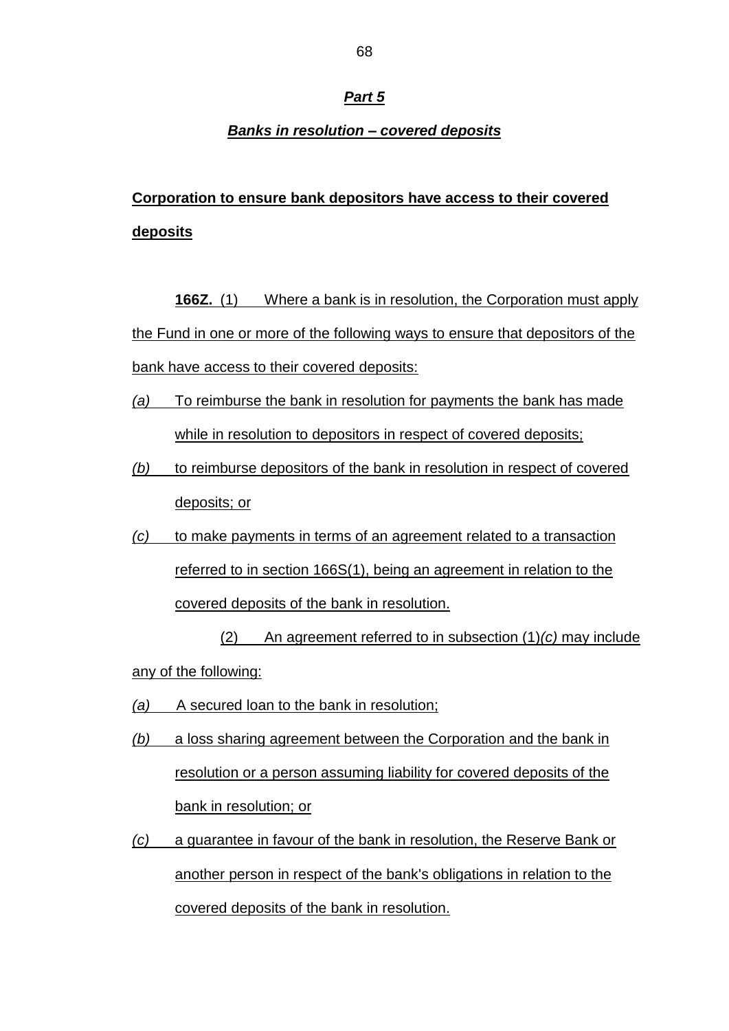## *Part 5*

### *Banks in resolution – covered deposits*

**Corporation to ensure bank depositors have access to their covered deposits**

**166Z.** (1) Where a bank is in resolution, the Corporation must apply the Fund in one or more of the following ways to ensure that depositors of the bank have access to their covered deposits:

*(a)* To reimburse the bank in resolution for payments the bank has made while in resolution to depositors in respect of covered deposits;

*(b)* to reimburse depositors of the bank in resolution in respect of covered deposits; or

*(c)* to make payments in terms of an agreement related to a transaction referred to in section 166S(1), being an agreement in relation to the covered deposits of the bank in resolution.

(2) An agreement referred to in subsection (1)*(c)* may include any of the following:

*(a)* A secured loan to the bank in resolution;

*(b)* a loss sharing agreement between the Corporation and the bank in resolution or a person assuming liability for covered deposits of the bank in resolution; or

*(c)* a guarantee in favour of the bank in resolution, the Reserve Bank or another person in respect of the bank's obligations in relation to the covered deposits of the bank in resolution.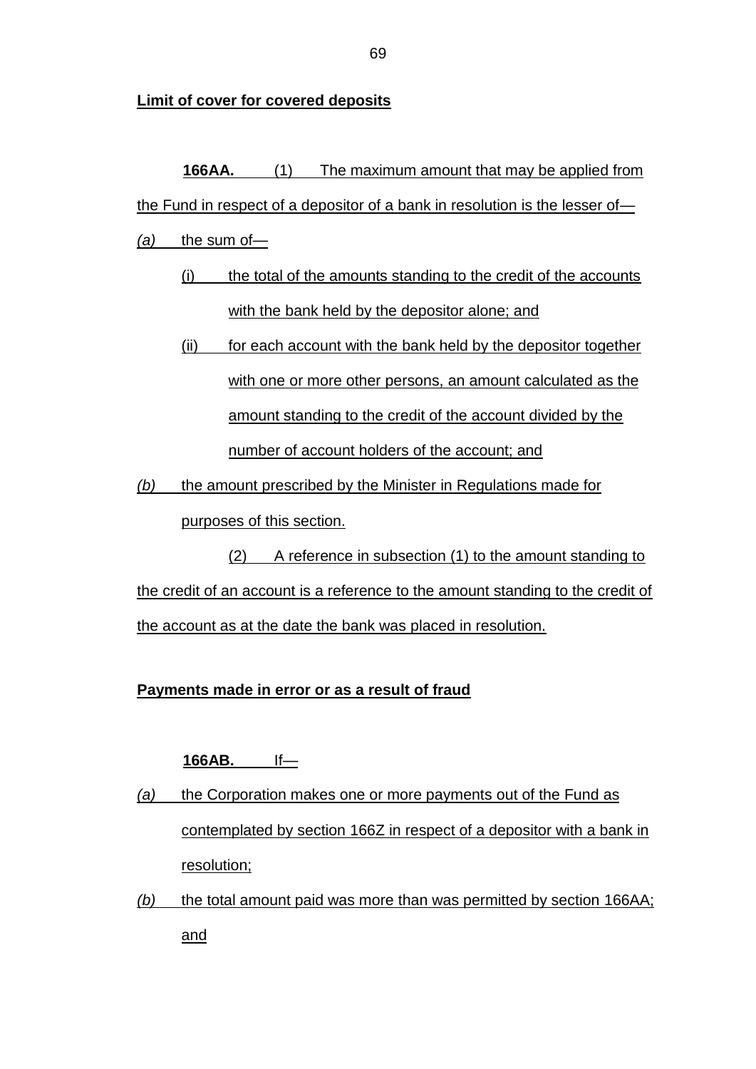**Limit of cover for covered deposits**

**166AA.** (1) The maximum amount that may be applied from the Fund in respect of a depositor of a bank in resolution is the lesser of—

*(a)* the sum of—

(i) the total of the amounts standing to the credit of the accounts with the bank held by the depositor alone; and

(ii) for each account with the bank held by the depositor together with one or more other persons, an amount calculated as the amount standing to the credit of the account divided by the number of account holders of the account; and

*(b)* the amount prescribed by the Minister in Regulations made for purposes of this section.

(2) A reference in subsection (1) to the amount standing to the credit of an account is a reference to the amount standing to the credit of the account as at the date the bank was placed in resolution.

**Payments made in error or as a result of fraud**

**166AB.** If—

*(a)* the Corporation makes one or more payments out of the Fund as contemplated by section 166Z in respect of a depositor with a bank in resolution;

*(b)* the total amount paid was more than was permitted by section 166AA; and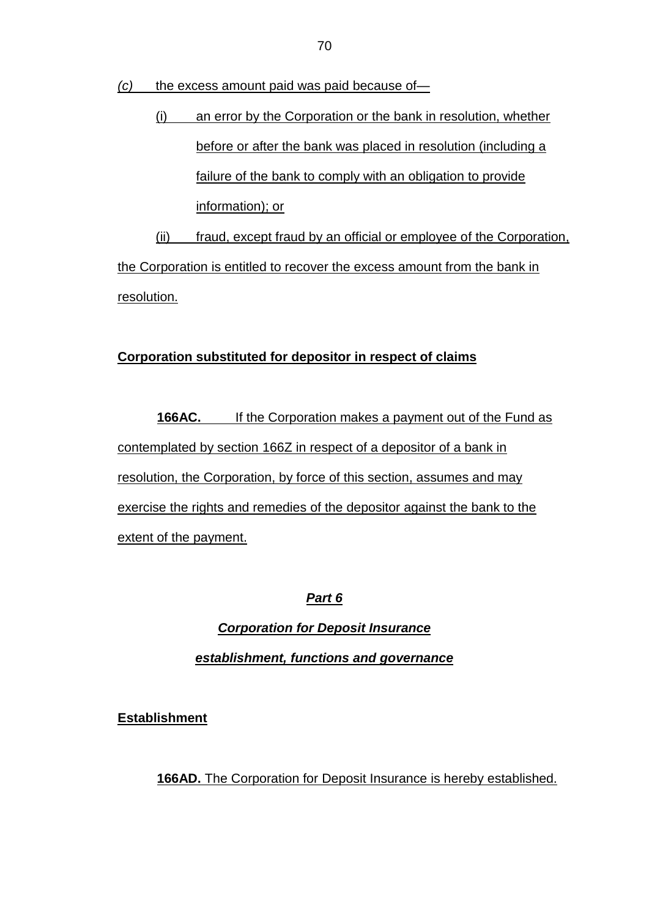*(c)* the excess amount paid was paid because of—

(i) an error by the Corporation or the bank in resolution, whether before or after the bank was placed in resolution (including a failure of the bank to comply with an obligation to provide information); or

(ii) fraud, except fraud by an official or employee of the Corporation,

the Corporation is entitled to recover the excess amount from the bank in resolution.

**Corporation substituted for depositor in respect of claims**

**166AC.** If the Corporation makes a payment out of the Fund as contemplated by section 166Z in respect of a depositor of a bank in resolution, the Corporation, by force of this section, assumes and may exercise the rights and remedies of the depositor against the bank to the extent of the payment.

## ***Part 6***

### ***Corporation for Deposit Insurance establishment, functions and governance***

**Establishment**

**166AD.** The Corporation for Deposit Insurance is hereby established.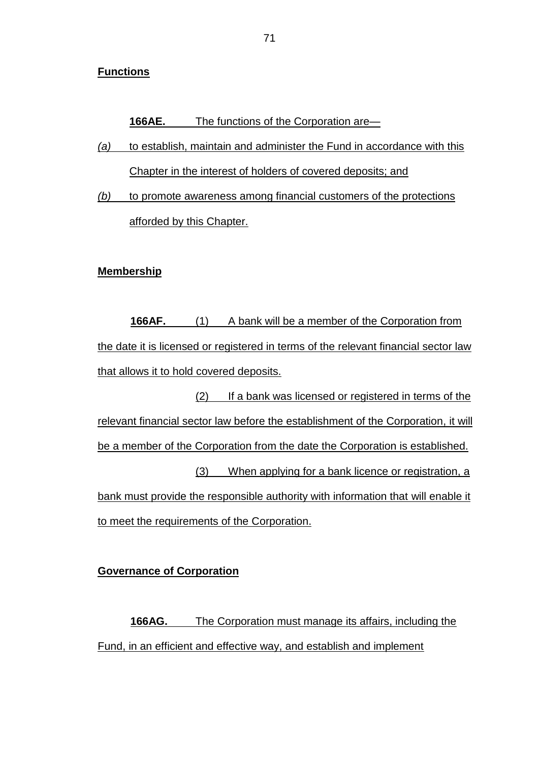**Functions**

**166AE.** The functions of the Corporation are—

*(a)* to establish, maintain and administer the Fund in accordance with this Chapter in the interest of holders of covered deposits; and

*(b)* to promote awareness among financial customers of the protections afforded by this Chapter.

**Membership**

**166AF.** (1) A bank will be a member of the Corporation from the date it is licensed or registered in terms of the relevant financial sector law that allows it to hold covered deposits.

(2) If a bank was licensed or registered in terms of the relevant financial sector law before the establishment of the Corporation, it will be a member of the Corporation from the date the Corporation is established.

(3) When applying for a bank licence or registration, a bank must provide the responsible authority with information that will enable it to meet the requirements of the Corporation.

**Governance of Corporation**

**166AG.** The Corporation must manage its affairs, including the Fund, in an efficient and effective way, and establish and implement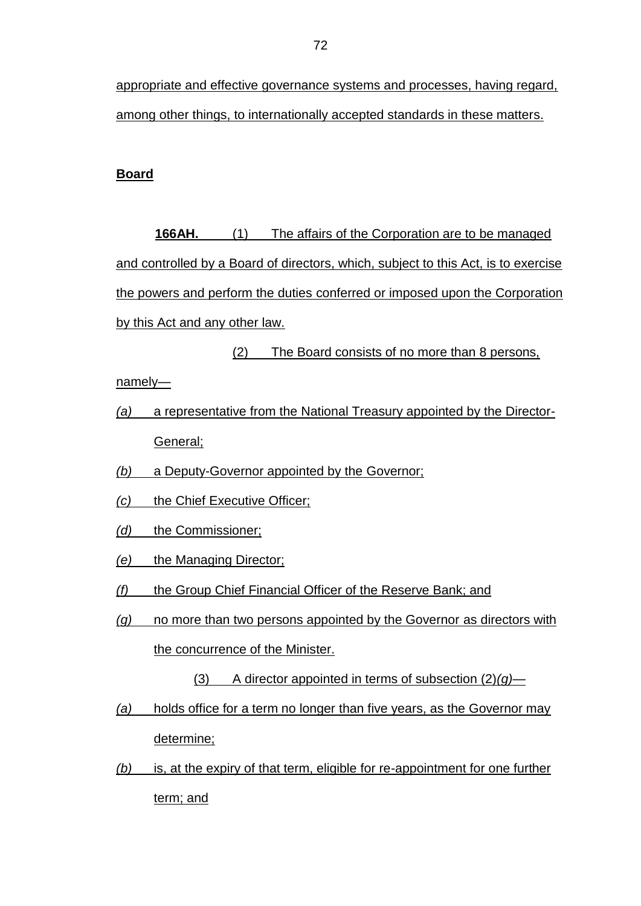appropriate and effective governance systems and processes, having regard, among other things, to internationally accepted standards in these matters.

**Board**

**166AH.** (1) The affairs of the Corporation are to be managed and controlled by a Board of directors, which, subject to this Act, is to exercise the powers and perform the duties conferred or imposed upon the Corporation by this Act and any other law.

(2) The Board consists of no more than 8 persons, namely—

*(a)* a representative from the National Treasury appointed by the Director-General;

*(b)* a Deputy-Governor appointed by the Governor;

*(c)* the Chief Executive Officer;

*(d)* the Commissioner;

*(e)* the Managing Director;

*(f)* the Group Chief Financial Officer of the Reserve Bank; and

*(g)* no more than two persons appointed by the Governor as directors with the concurrence of the Minister.

(3) A director appointed in terms of subsection (2)*(g)*—

*(a)* holds office for a term no longer than five years, as the Governor may determine;

*(b)* is, at the expiry of that term, eligible for re-appointment for one further term; and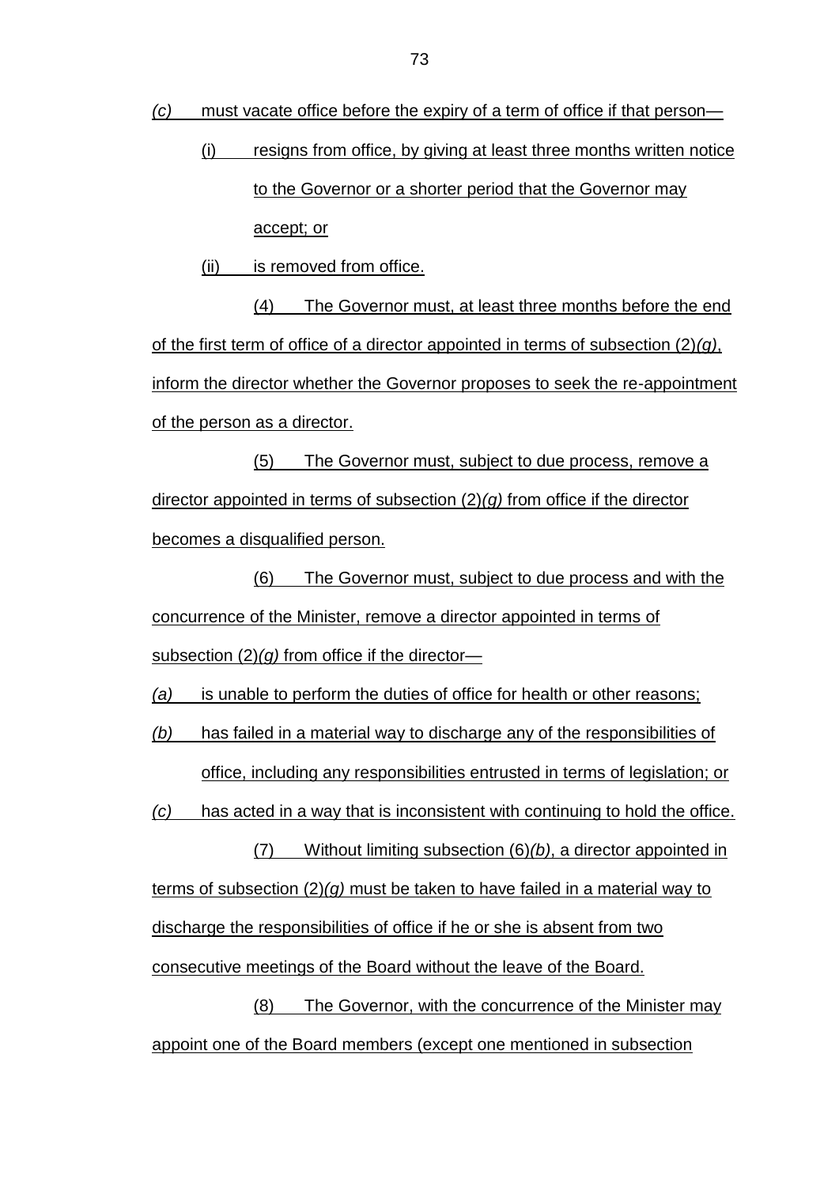*(c)* must vacate office before the expiry of a term of office if that person—

(i) resigns from office, by giving at least three months written notice to the Governor or a shorter period that the Governor may accept; or

(ii) is removed from office.

(4) The Governor must, at least three months before the end of the first term of office of a director appointed in terms of subsection (2)*(g)*, inform the director whether the Governor proposes to seek the re-appointment of the person as a director.

(5) The Governor must, subject to due process, remove a director appointed in terms of subsection (2)*(g)* from office if the director becomes a disqualified person.

(6) The Governor must, subject to due process and with the concurrence of the Minister, remove a director appointed in terms of subsection (2)*(g)* from office if the director—

*(a)* is unable to perform the duties of office for health or other reasons;

*(b)* has failed in a material way to discharge any of the responsibilities of office, including any responsibilities entrusted in terms of legislation; or

*(c)* has acted in a way that is inconsistent with continuing to hold the office.

(7) Without limiting subsection (6)*(b)*, a director appointed in terms of subsection (2)*(g)* must be taken to have failed in a material way to discharge the responsibilities of office if he or she is absent from two consecutive meetings of the Board without the leave of the Board.

(8) The Governor, with the concurrence of the Minister may appoint one of the Board members (except one mentioned in subsection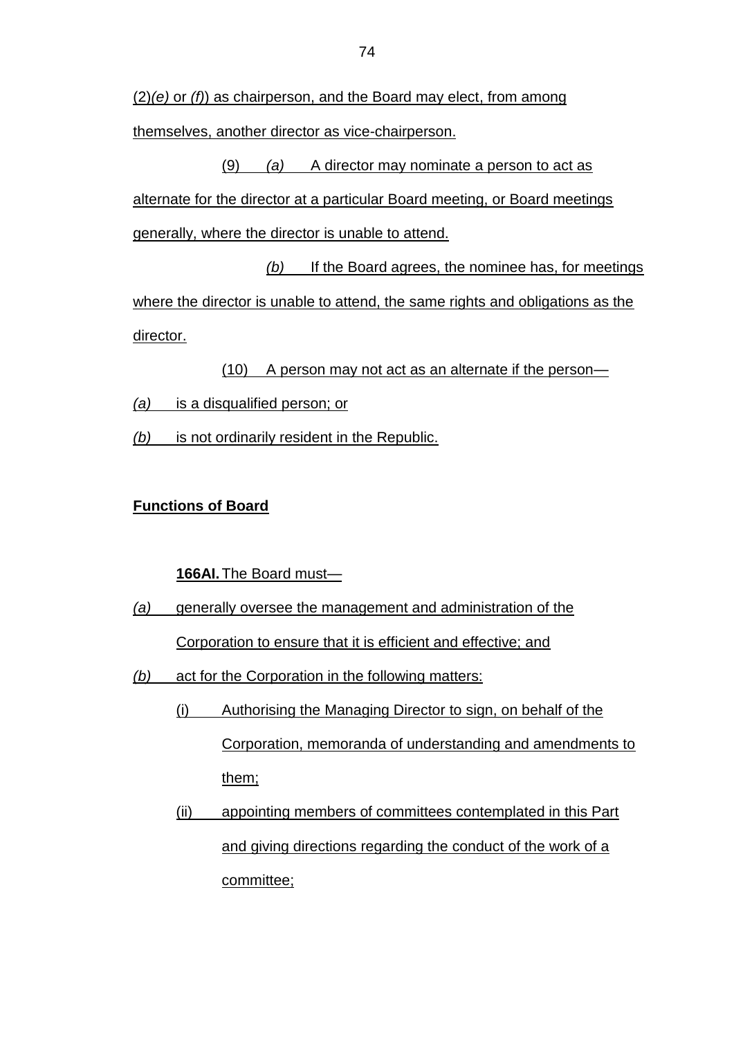(2)*(e)* or *(f)*) as chairperson, and the Board may elect, from among themselves, another director as vice-chairperson.

(9) *(a)* A director may nominate a person to act as alternate for the director at a particular Board meeting, or Board meetings generally, where the director is unable to attend.

*(b)* If the Board agrees, the nominee has, for meetings where the director is unable to attend, the same rights and obligations as the director.

(10) A person may not act as an alternate if the person—

*(a)* is a disqualified person; or

*(b)* is not ordinarily resident in the Republic.

**Functions of Board**

**166AI.** The Board must—

*(a)* generally oversee the management and administration of the Corporation to ensure that it is efficient and effective; and

*(b)* act for the Corporation in the following matters:

(i) Authorising the Managing Director to sign, on behalf of the Corporation, memoranda of understanding and amendments to them;

(ii) appointing members of committees contemplated in this Part and giving directions regarding the conduct of the work of a committee;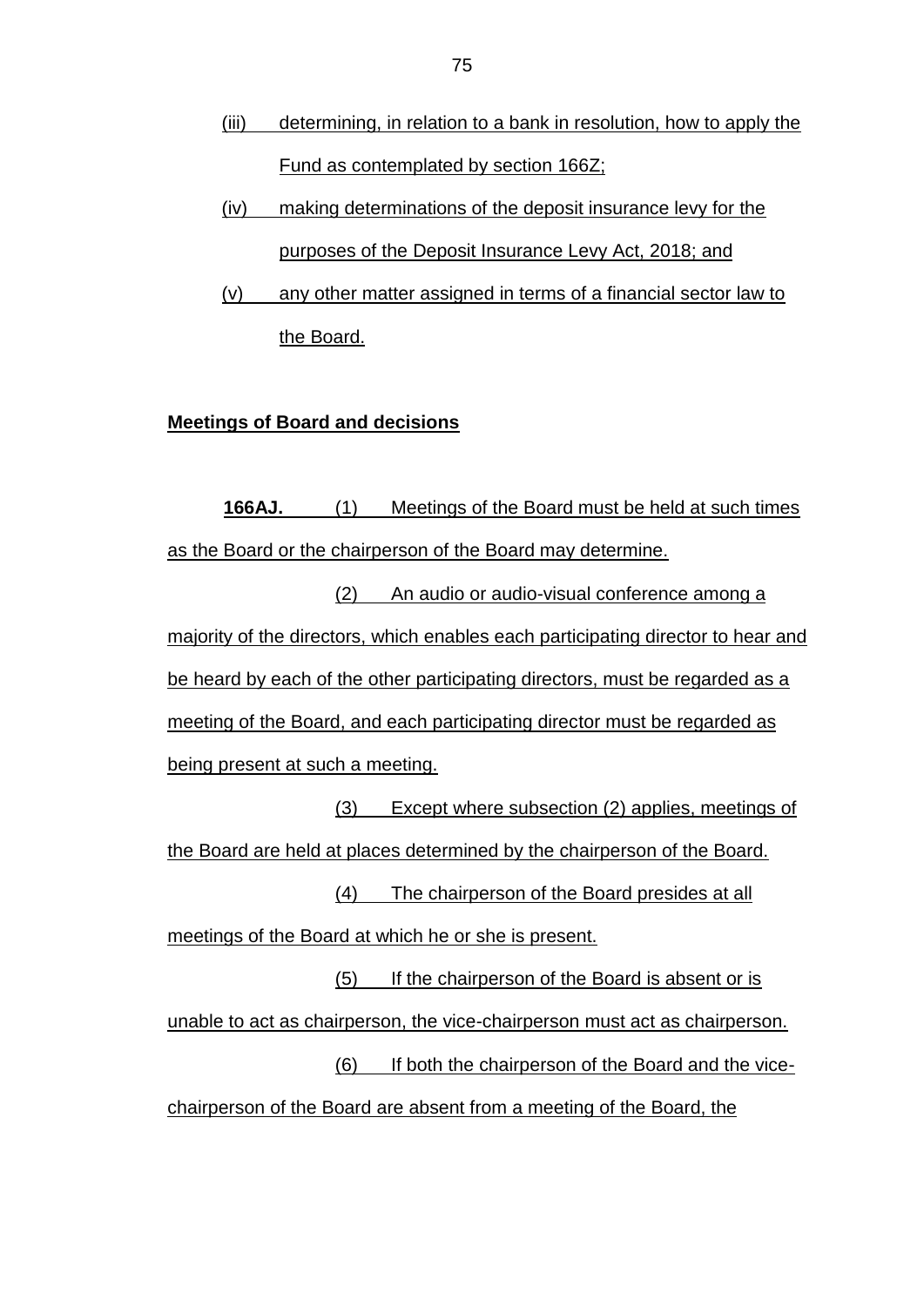(iii) determining, in relation to a bank in resolution, how to apply the Fund as contemplated by section 166Z;

(iv) making determinations of the deposit insurance levy for the purposes of the Deposit Insurance Levy Act, 2018; and

(v) any other matter assigned in terms of a financial sector law to the Board.

**Meetings of Board and decisions**

**166AJ.** (1) Meetings of the Board must be held at such times as the Board or the chairperson of the Board may determine.

(2) An audio or audio-visual conference among a majority of the directors, which enables each participating director to hear and be heard by each of the other participating directors, must be regarded as a meeting of the Board, and each participating director must be regarded as being present at such a meeting.

(3) Except where subsection (2) applies, meetings of the Board are held at places determined by the chairperson of the Board.

(4) The chairperson of the Board presides at all meetings of the Board at which he or she is present.

(5) If the chairperson of the Board is absent or is unable to act as chairperson, the vice-chairperson must act as chairperson.

(6) If both the chairperson of the Board and the vice-chairperson of the Board are absent from a meeting of the Board, the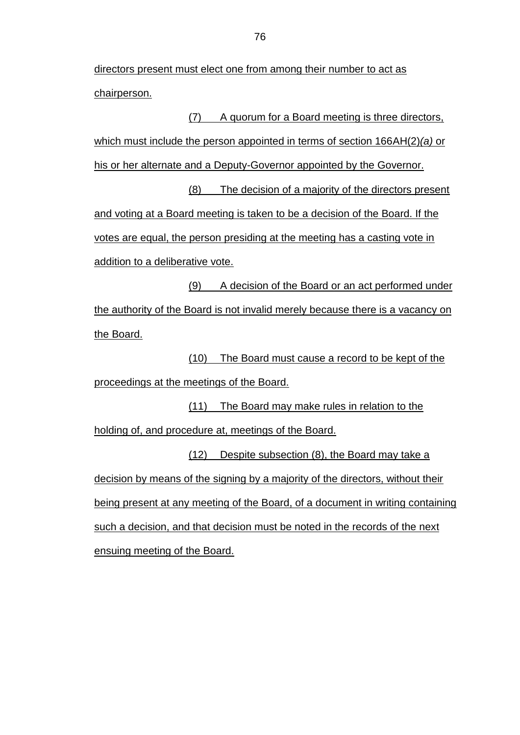directors present must elect one from among their number to act as chairperson.

(7) A quorum for a Board meeting is three directors, which must include the person appointed in terms of section 166AH(2)*(a)* or his or her alternate and a Deputy-Governor appointed by the Governor.

(8) The decision of a majority of the directors present and voting at a Board meeting is taken to be a decision of the Board. If the votes are equal, the person presiding at the meeting has a casting vote in addition to a deliberative vote.

(9) A decision of the Board or an act performed under the authority of the Board is not invalid merely because there is a vacancy on the Board.

(10) The Board must cause a record to be kept of the proceedings at the meetings of the Board.

(11) The Board may make rules in relation to the holding of, and procedure at, meetings of the Board.

(12) Despite subsection (8), the Board may take a decision by means of the signing by a majority of the directors, without their being present at any meeting of the Board, of a document in writing containing such a decision, and that decision must be noted in the records of the next ensuing meeting of the Board.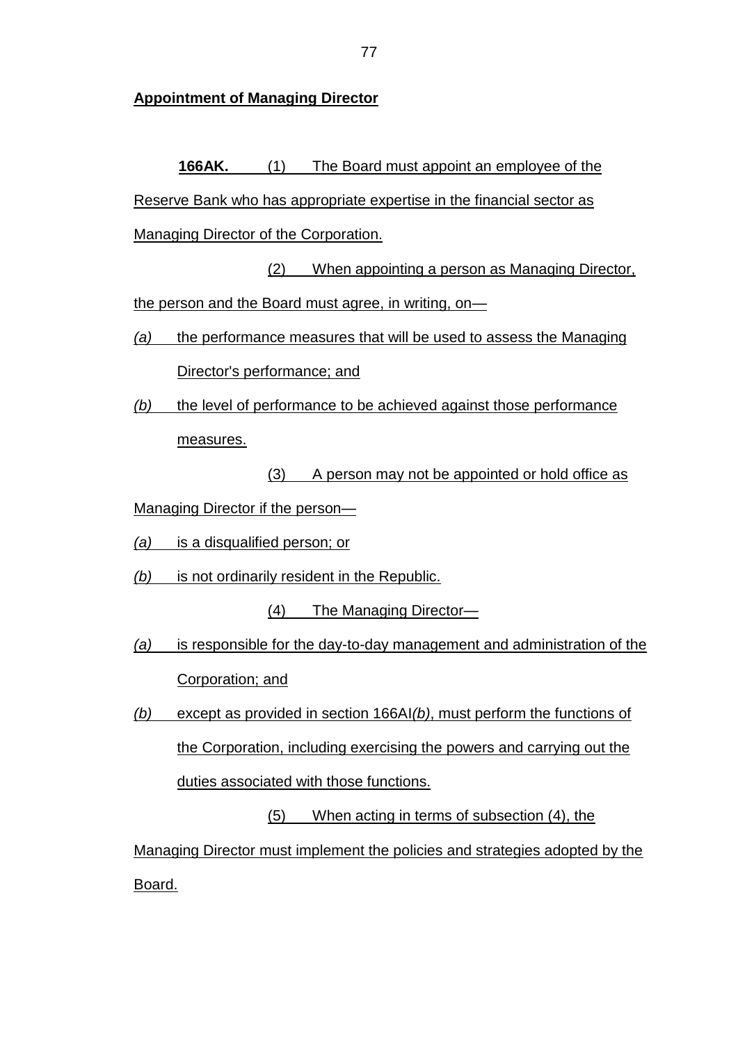**Appointment of Managing Director**

**166AK.** (1) The Board must appoint an employee of the Reserve Bank who has appropriate expertise in the financial sector as Managing Director of the Corporation.

(2) When appointing a person as Managing Director, the person and the Board must agree, in writing, on—

*(a)* the performance measures that will be used to assess the Managing Director's performance; and

*(b)* the level of performance to be achieved against those performance measures.

(3) A person may not be appointed or hold office as Managing Director if the person—

*(a)* is a disqualified person; or

*(b)* is not ordinarily resident in the Republic.

(4) The Managing Director—

*(a)* is responsible for the day-to-day management and administration of the Corporation; and

*(b)* except as provided in section 166AI*(b)*, must perform the functions of the Corporation, including exercising the powers and carrying out the duties associated with those functions.

(5) When acting in terms of subsection (4), the Managing Director must implement the policies and strategies adopted by the Board.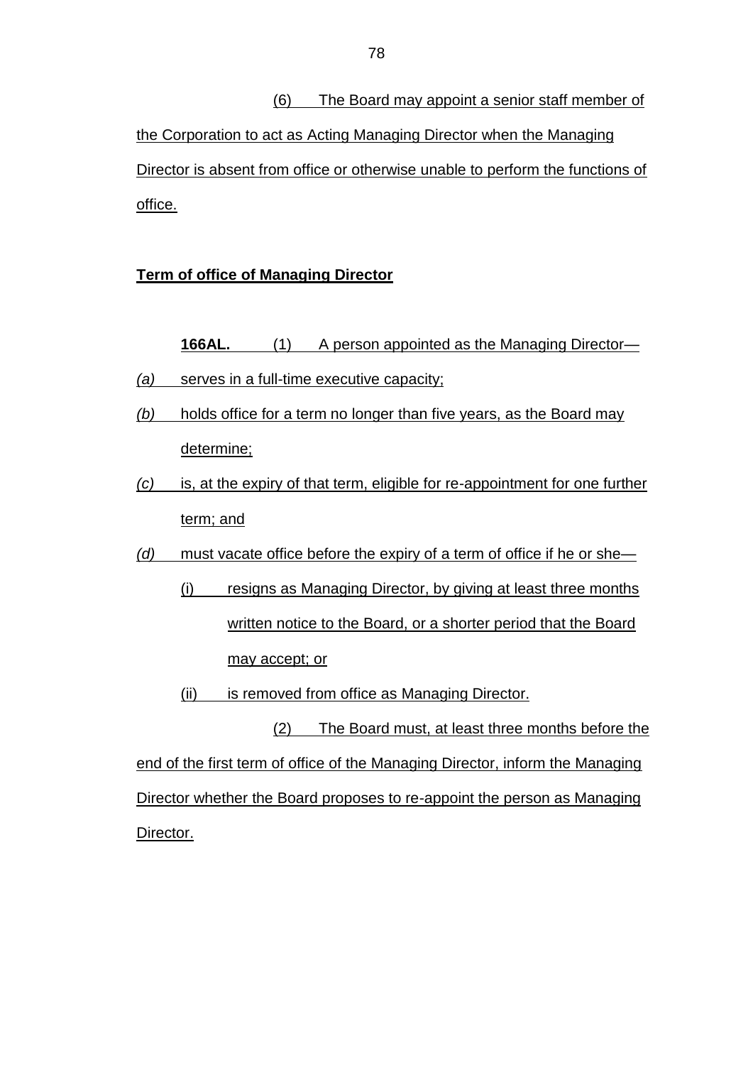(6) The Board may appoint a senior staff member of the Corporation to act as Acting Managing Director when the Managing Director is absent from office or otherwise unable to perform the functions of office.

**Term of office of Managing Director**

**166AL.** (1) A person appointed as the Managing Director—

*(a)* serves in a full-time executive capacity;

*(b)* holds office for a term no longer than five years, as the Board may determine;

*(c)* is, at the expiry of that term, eligible for re-appointment for one further term; and

*(d)* must vacate office before the expiry of a term of office if he or she—

(i) resigns as Managing Director, by giving at least three months written notice to the Board, or a shorter period that the Board may accept; or

(ii) is removed from office as Managing Director.

(2) The Board must, at least three months before the end of the first term of office of the Managing Director, inform the Managing Director whether the Board proposes to re-appoint the person as Managing Director.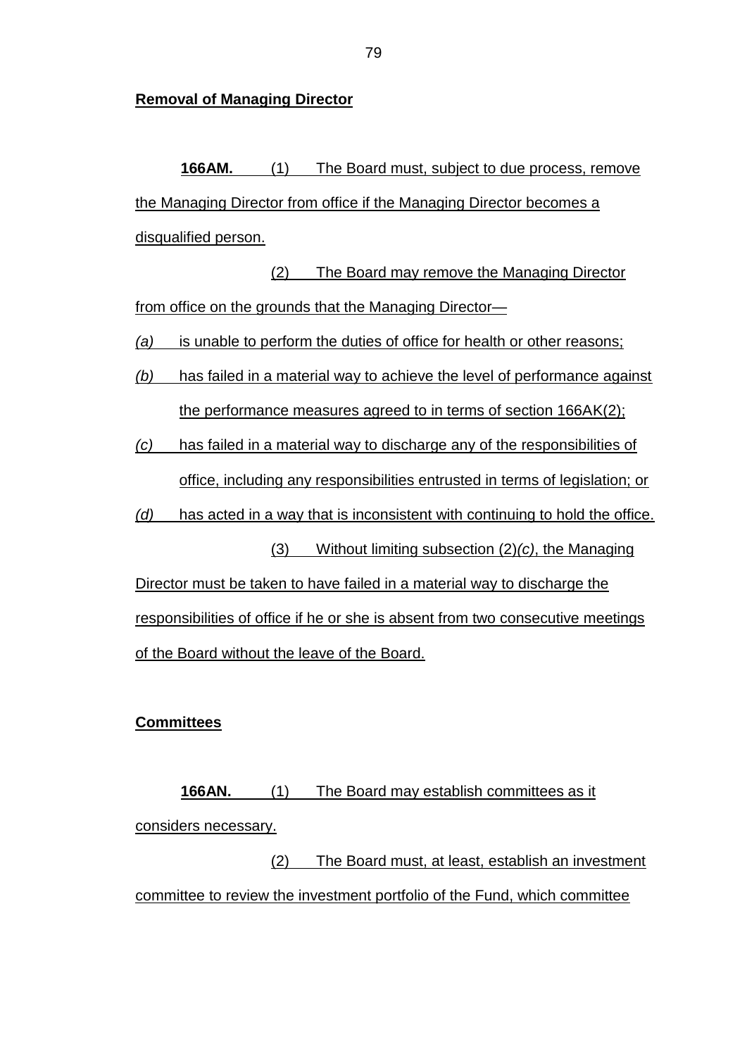**Removal of Managing Director**

**166AM.** (1) The Board must, subject to due process, remove the Managing Director from office if the Managing Director becomes a disqualified person.

(2) The Board may remove the Managing Director from office on the grounds that the Managing Director—

*(a)* is unable to perform the duties of office for health or other reasons;

*(b)* has failed in a material way to achieve the level of performance against the performance measures agreed to in terms of section 166AK(2);

*(c)* has failed in a material way to discharge any of the responsibilities of office, including any responsibilities entrusted in terms of legislation; or

*(d)* has acted in a way that is inconsistent with continuing to hold the office.

(3) Without limiting subsection (2)*(c)*, the Managing Director must be taken to have failed in a material way to discharge the responsibilities of office if he or she is absent from two consecutive meetings of the Board without the leave of the Board.

**Committees**

**166AN.** (1) The Board may establish committees as it considers necessary.

(2) The Board must, at least, establish an investment committee to review the investment portfolio of the Fund, which committee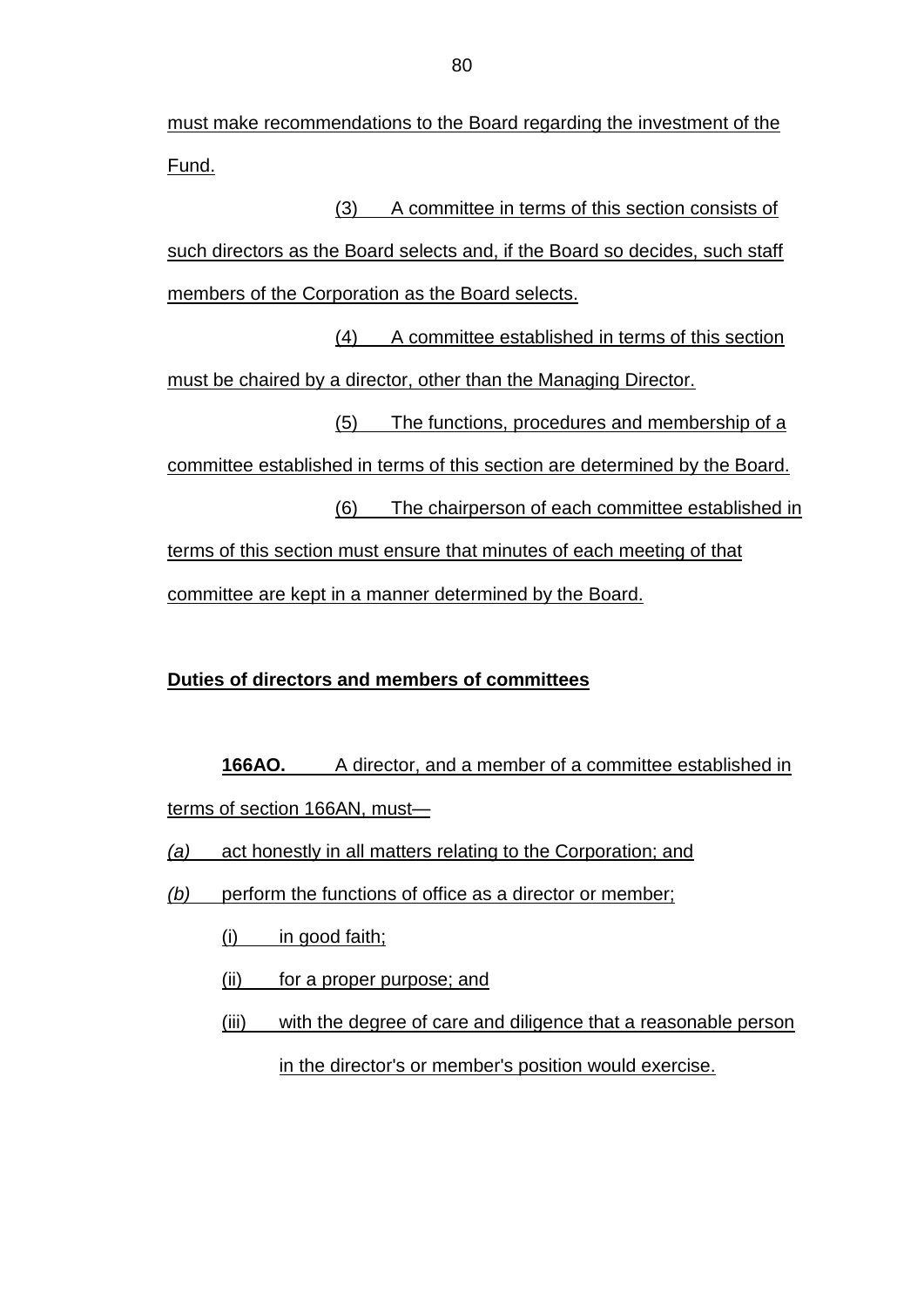must make recommendations to the Board regarding the investment of the Fund.

(3) A committee in terms of this section consists of such directors as the Board selects and, if the Board so decides, such staff members of the Corporation as the Board selects.

(4) A committee established in terms of this section must be chaired by a director, other than the Managing Director.

(5) The functions, procedures and membership of a committee established in terms of this section are determined by the Board.

(6) The chairperson of each committee established in terms of this section must ensure that minutes of each meeting of that committee are kept in a manner determined by the Board.

**Duties of directors and members of committees**

**166AO.** A director, and a member of a committee established in terms of section 166AN, must—

*(a)* act honestly in all matters relating to the Corporation; and

*(b)* perform the functions of office as a director or member;

(i) in good faith;

(ii) for a proper purpose; and

(iii) with the degree of care and diligence that a reasonable person in the director's or member's position would exercise.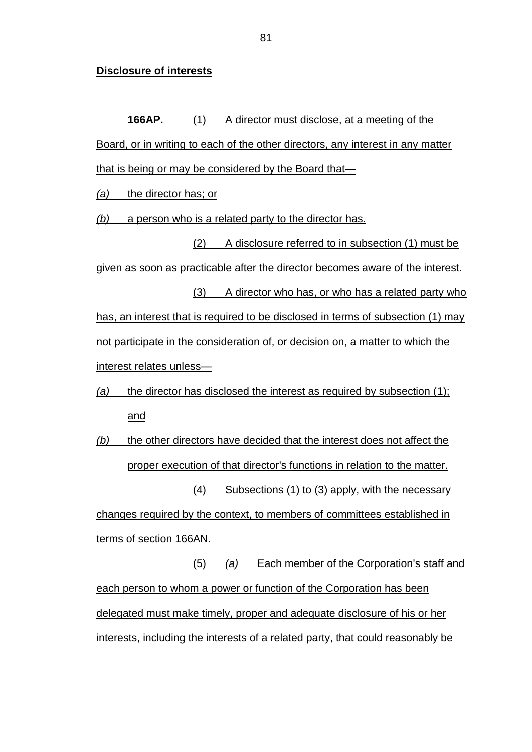**Disclosure of interests**

**166AP.** (1) A director must disclose, at a meeting of the Board, or in writing to each of the other directors, any interest in any matter that is being or may be considered by the Board that—

*(a)* the director has; or

*(b)* a person who is a related party to the director has.

(2) A disclosure referred to in subsection (1) must be given as soon as practicable after the director becomes aware of the interest.

(3) A director who has, or who has a related party who has, an interest that is required to be disclosed in terms of subsection (1) may not participate in the consideration of, or decision on, a matter to which the interest relates unless—

*(a)* the director has disclosed the interest as required by subsection (1); and

*(b)* the other directors have decided that the interest does not affect the proper execution of that director's functions in relation to the matter.

(4) Subsections (1) to (3) apply, with the necessary changes required by the context, to members of committees established in terms of section 166AN.

(5) *(a)* Each member of the Corporation's staff and each person to whom a power or function of the Corporation has been delegated must make timely, proper and adequate disclosure of his or her interests, including the interests of a related party, that could reasonably be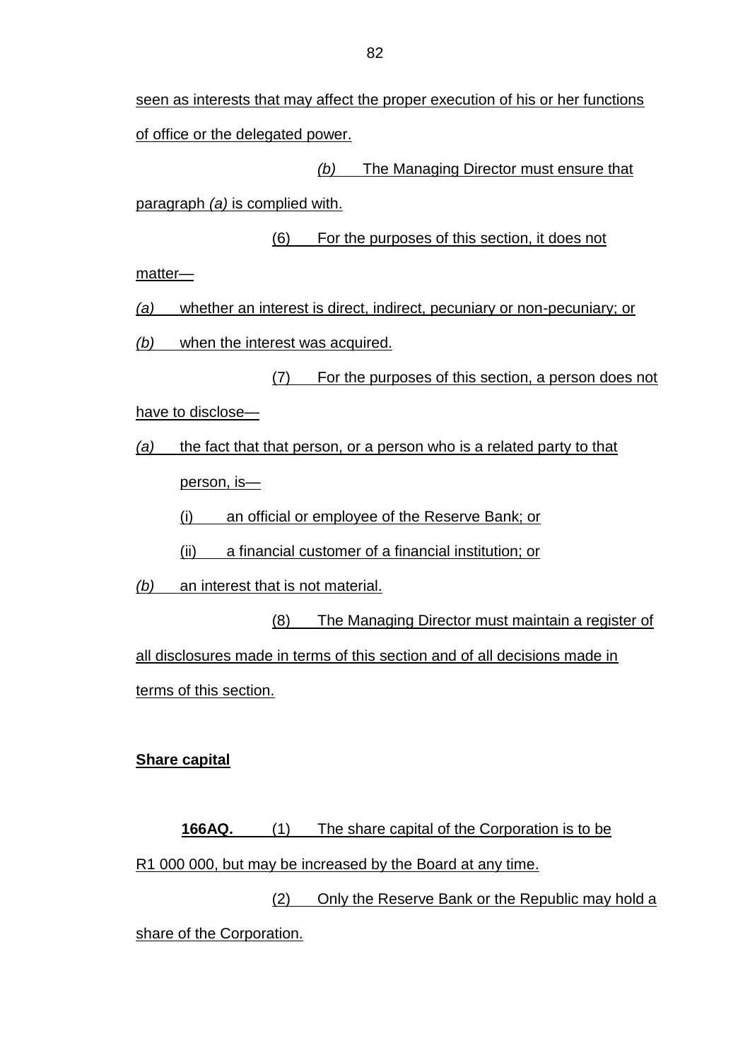seen as interests that may affect the proper execution of his or her functions of office or the delegated power.

*(b)* The Managing Director must ensure that paragraph *(a)* is complied with.

(6) For the purposes of this section, it does not matter—

*(a)* whether an interest is direct, indirect, pecuniary or non-pecuniary; or

*(b)* when the interest was acquired.

(7) For the purposes of this section, a person does not have to disclose—

*(a)* the fact that that person, or a person who is a related party to that person, is—

(i) an official or employee of the Reserve Bank; or

(ii) a financial customer of a financial institution; or

*(b)* an interest that is not material.

(8) The Managing Director must maintain a register of all disclosures made in terms of this section and of all decisions made in terms of this section.

**Share capital**

**166AQ.** (1) The share capital of the Corporation is to be R1 000 000, but may be increased by the Board at any time.

(2) Only the Reserve Bank or the Republic may hold a share of the Corporation.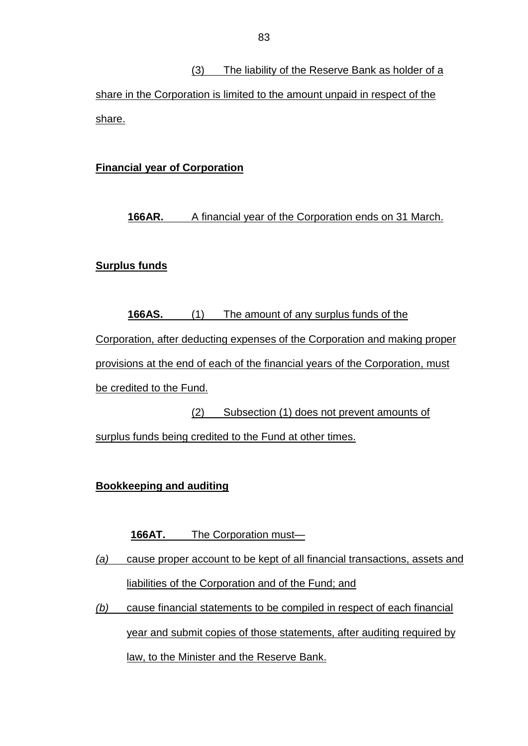(3) The liability of the Reserve Bank as holder of a share in the Corporation is limited to the amount unpaid in respect of the share.

**Financial year of Corporation**

**166AR.** A financial year of the Corporation ends on 31 March.

**Surplus funds**

**166AS.** (1) The amount of any surplus funds of the Corporation, after deducting expenses of the Corporation and making proper provisions at the end of each of the financial years of the Corporation, must be credited to the Fund.

(2) Subsection (1) does not prevent amounts of surplus funds being credited to the Fund at other times.

**Bookkeeping and auditing**

**166AT.** The Corporation must—

*(a)* cause proper account to be kept of all financial transactions, assets and liabilities of the Corporation and of the Fund; and

*(b)* cause financial statements to be compiled in respect of each financial year and submit copies of those statements, after auditing required by law, to the Minister and the Reserve Bank.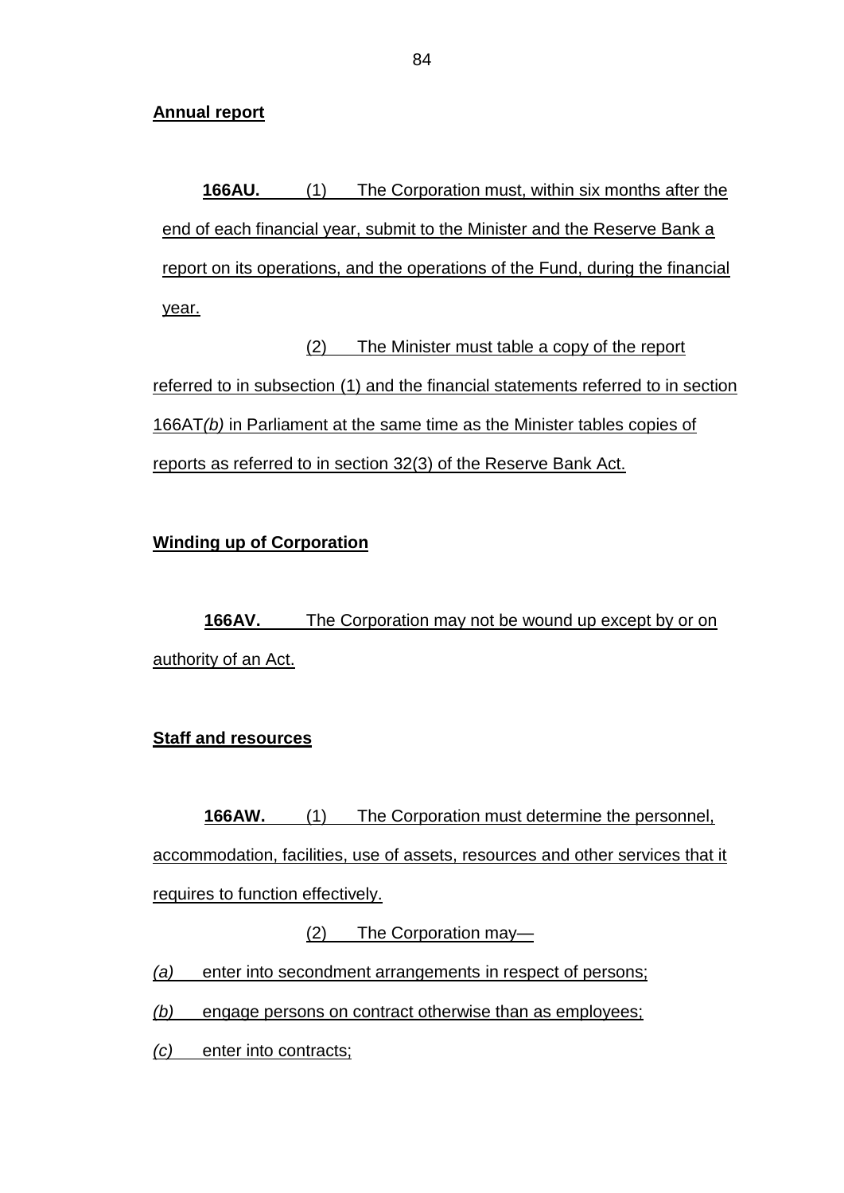**Annual report**

**166AU.** (1) The Corporation must, within six months after the end of each financial year, submit to the Minister and the Reserve Bank a report on its operations, and the operations of the Fund, during the financial year.

(2) The Minister must table a copy of the report referred to in subsection (1) and the financial statements referred to in section 166AT*(b)* in Parliament at the same time as the Minister tables copies of reports as referred to in section 32(3) of the Reserve Bank Act.

**Winding up of Corporation**

**166AV.** The Corporation may not be wound up except by or on authority of an Act.

**Staff and resources**

**166AW.** (1) The Corporation must determine the personnel, accommodation, facilities, use of assets, resources and other services that it requires to function effectively.

(2) The Corporation may—

*(a)* enter into secondment arrangements in respect of persons;

*(b)* engage persons on contract otherwise than as employees;

*(c)* enter into contracts;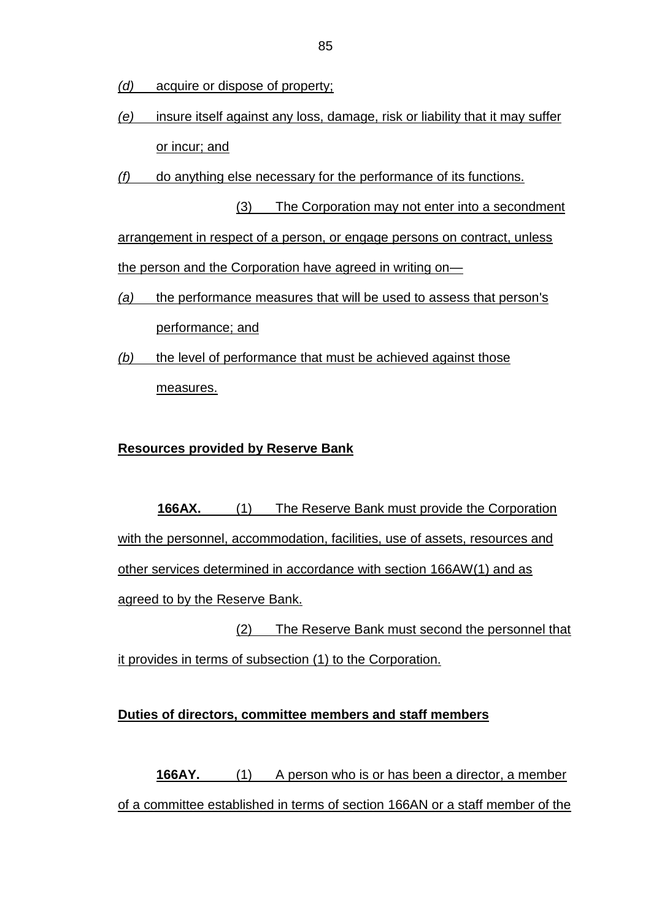*(d)* acquire or dispose of property;

*(e)* insure itself against any loss, damage, risk or liability that it may suffer or incur; and

*(f)* do anything else necessary for the performance of its functions.

(3) The Corporation may not enter into a secondment arrangement in respect of a person, or engage persons on contract, unless the person and the Corporation have agreed in writing on—

*(a)* the performance measures that will be used to assess that person's performance; and

*(b)* the level of performance that must be achieved against those measures.

**Resources provided by Reserve Bank**

**166AX.** (1) The Reserve Bank must provide the Corporation with the personnel, accommodation, facilities, use of assets, resources and other services determined in accordance with section 166AW(1) and as agreed to by the Reserve Bank.

(2) The Reserve Bank must second the personnel that it provides in terms of subsection (1) to the Corporation.

**Duties of directors, committee members and staff members**

**166AY.** (1) A person who is or has been a director, a member of a committee established in terms of section 166AN or a staff member of the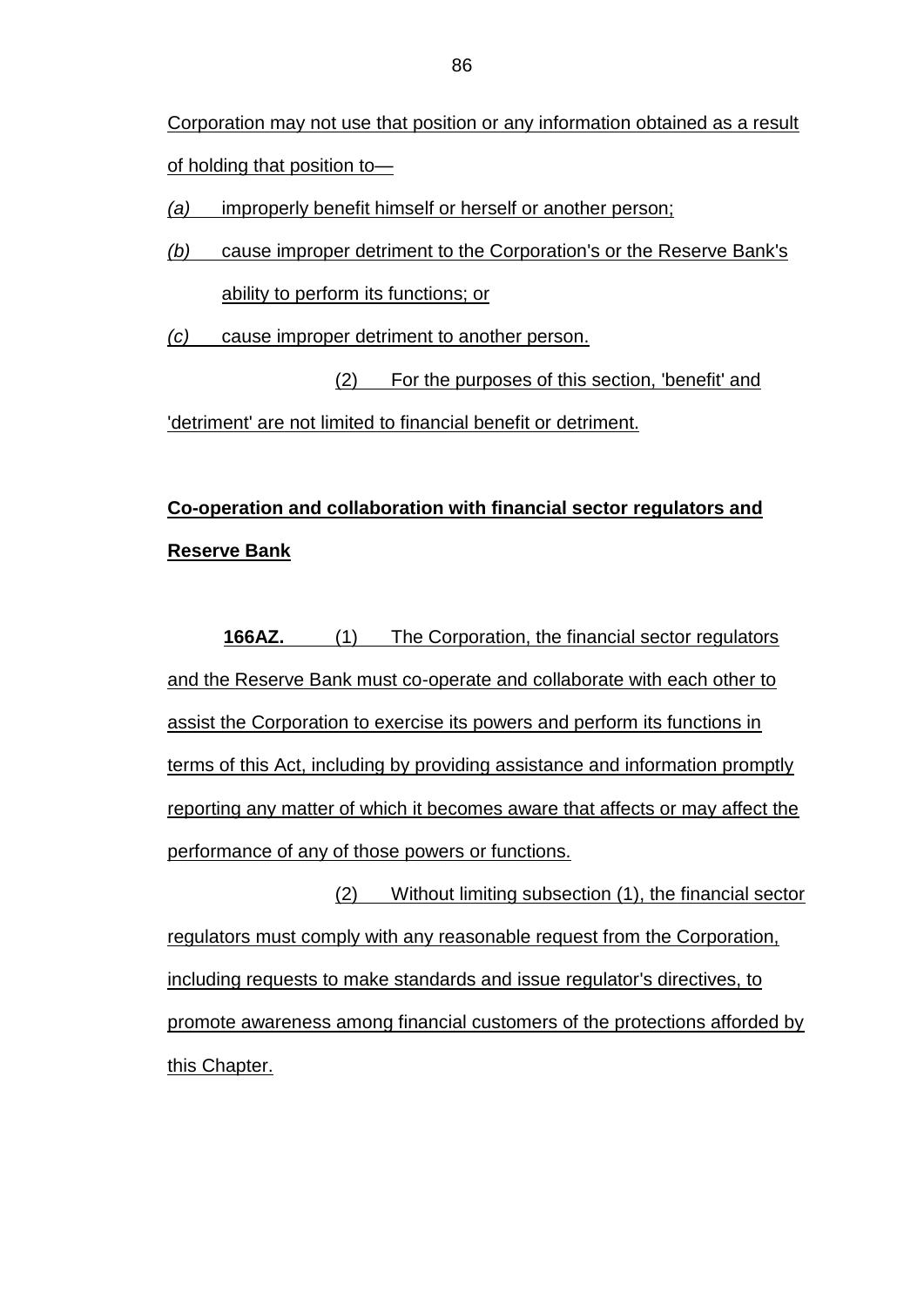Corporation may not use that position or any information obtained as a result of holding that position to—

*(a)* improperly benefit himself or herself or another person;

*(b)* cause improper detriment to the Corporation's or the Reserve Bank's ability to perform its functions; or

*(c)* cause improper detriment to another person.

(2) For the purposes of this section, 'benefit' and 'detriment' are not limited to financial benefit or detriment.

**Co-operation and collaboration with financial sector regulators and Reserve Bank**

**166AZ.** (1) The Corporation, the financial sector regulators and the Reserve Bank must co-operate and collaborate with each other to assist the Corporation to exercise its powers and perform its functions in terms of this Act, including by providing assistance and information promptly reporting any matter of which it becomes aware that affects or may affect the performance of any of those powers or functions.

(2) Without limiting subsection (1), the financial sector regulators must comply with any reasonable request from the Corporation, including requests to make standards and issue regulator's directives, to promote awareness among financial customers of the protections afforded by this Chapter.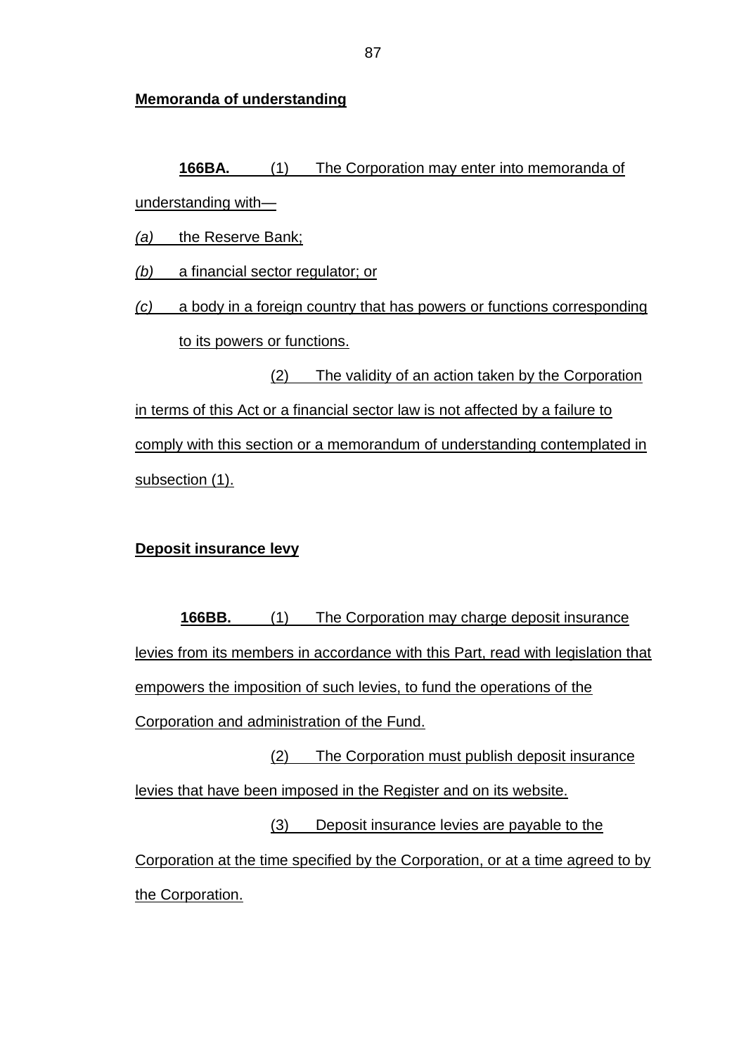**Memoranda of understanding**

**166BA.** (1) The Corporation may enter into memoranda of understanding with—

*(a)* the Reserve Bank;

*(b)* a financial sector regulator; or

*(c)* a body in a foreign country that has powers or functions corresponding to its powers or functions.

(2) The validity of an action taken by the Corporation in terms of this Act or a financial sector law is not affected by a failure to comply with this section or a memorandum of understanding contemplated in subsection (1).

**Deposit insurance levy**

**166BB.** (1) The Corporation may charge deposit insurance levies from its members in accordance with this Part, read with legislation that empowers the imposition of such levies, to fund the operations of the Corporation and administration of the Fund.

(2) The Corporation must publish deposit insurance levies that have been imposed in the Register and on its website.

(3) Deposit insurance levies are payable to the Corporation at the time specified by the Corporation, or at a time agreed to by the Corporation.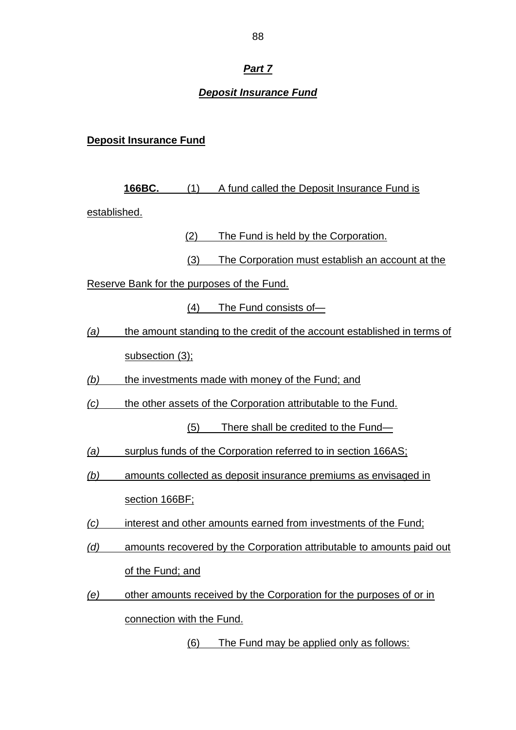## *Part 7*

## *Deposit Insurance Fund*

**Deposit Insurance Fund**

**166BC.** (1) A fund called the Deposit Insurance Fund is established.

(2) The Fund is held by the Corporation.

(3) The Corporation must establish an account at the Reserve Bank for the purposes of the Fund.

(4) The Fund consists of—

*(a)* the amount standing to the credit of the account established in terms of subsection (3);

*(b)* the investments made with money of the Fund; and

*(c)* the other assets of the Corporation attributable to the Fund.

(5) There shall be credited to the Fund—

*(a)* surplus funds of the Corporation referred to in section 166AS;

*(b)* amounts collected as deposit insurance premiums as envisaged in section 166BF;

*(c)* interest and other amounts earned from investments of the Fund;

*(d)* amounts recovered by the Corporation attributable to amounts paid out of the Fund; and

*(e)* other amounts received by the Corporation for the purposes of or in connection with the Fund.

(6) The Fund may be applied only as follows: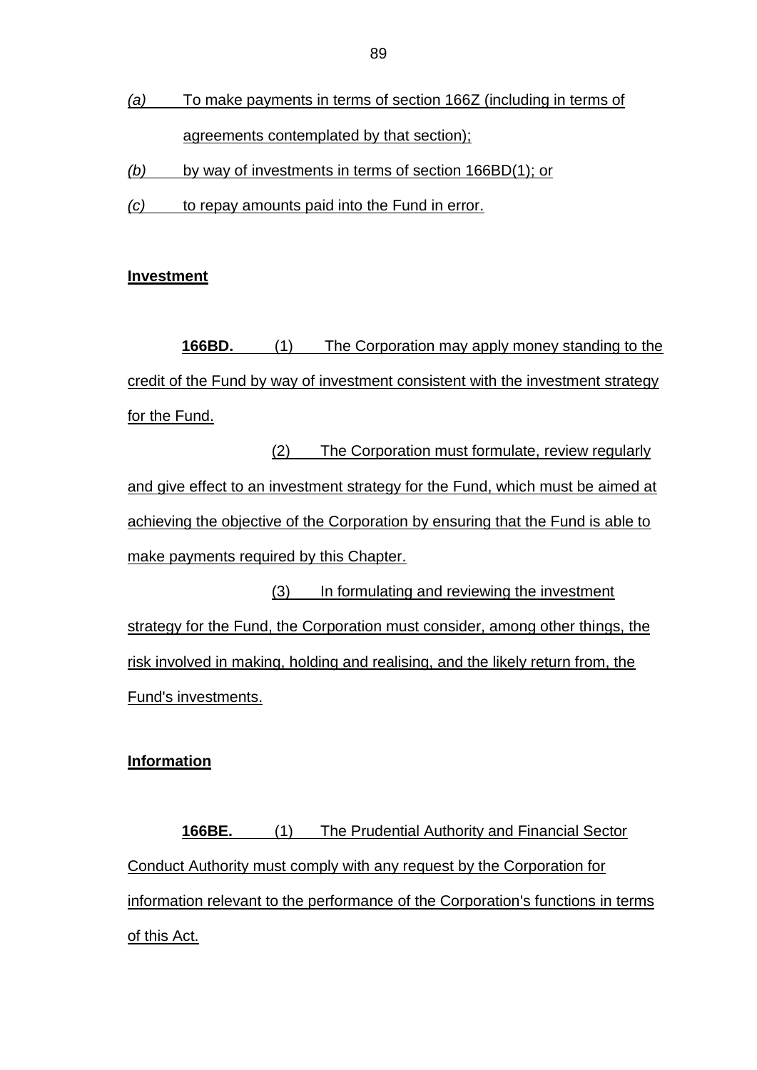*(a)* To make payments in terms of section 166Z (including in terms of agreements contemplated by that section);

*(b)* by way of investments in terms of section 166BD(1); or

*(c)* to repay amounts paid into the Fund in error.

**Investment**

**166BD.** (1) The Corporation may apply money standing to the credit of the Fund by way of investment consistent with the investment strategy for the Fund.

(2) The Corporation must formulate, review regularly and give effect to an investment strategy for the Fund, which must be aimed at achieving the objective of the Corporation by ensuring that the Fund is able to make payments required by this Chapter.

(3) In formulating and reviewing the investment strategy for the Fund, the Corporation must consider, among other things, the risk involved in making, holding and realising, and the likely return from, the Fund's investments.

**Information**

**166BE.** (1) The Prudential Authority and Financial Sector Conduct Authority must comply with any request by the Corporation for information relevant to the performance of the Corporation's functions in terms of this Act.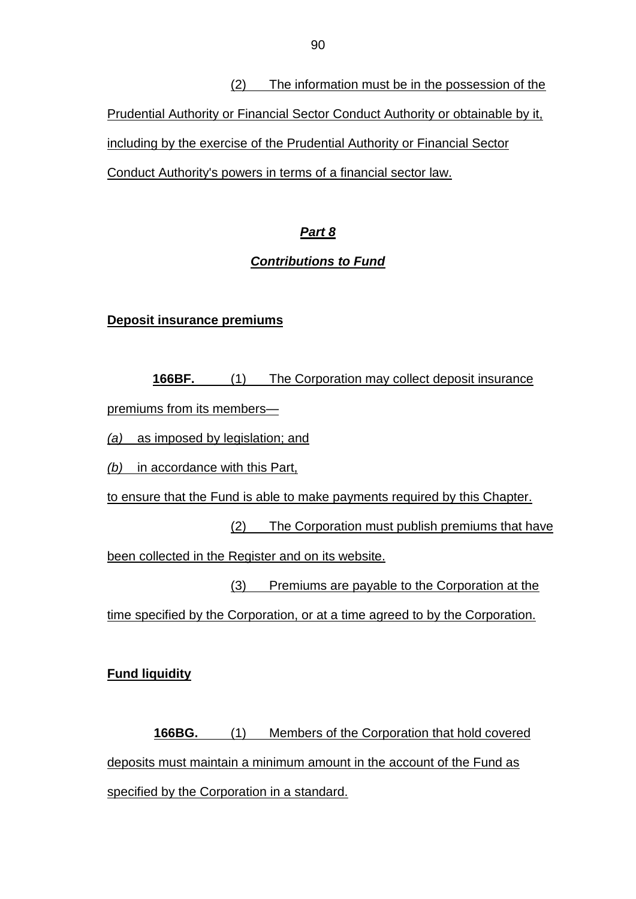(2) The information must be in the possession of the Prudential Authority or Financial Sector Conduct Authority or obtainable by it, including by the exercise of the Prudential Authority or Financial Sector Conduct Authority's powers in terms of a financial sector law.

## *Part 8*

## *Contributions to Fund*

**Deposit insurance premiums**

**166BF.** (1) The Corporation may collect deposit insurance premiums from its members—

*(a)* as imposed by legislation; and

*(b)* in accordance with this Part,

to ensure that the Fund is able to make payments required by this Chapter.

(2) The Corporation must publish premiums that have been collected in the Register and on its website.

(3) Premiums are payable to the Corporation at the time specified by the Corporation, or at a time agreed to by the Corporation.

**Fund liquidity**

**166BG.** (1) Members of the Corporation that hold covered deposits must maintain a minimum amount in the account of the Fund as specified by the Corporation in a standard.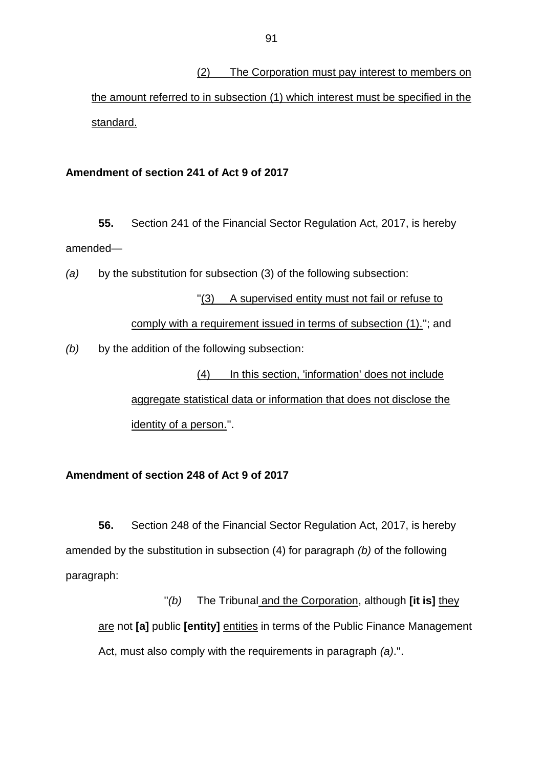(2) The Corporation must pay interest to members on the amount referred to in subsection (1) which interest must be specified in the standard.

**Amendment of section 241 of Act 9 of 2017**

**55.** Section 241 of the Financial Sector Regulation Act, 2017, is hereby amended—

*(a)* by the substitution for subsection (3) of the following subsection:

"(3) A supervised entity must not fail or refuse to comply with a requirement issued in terms of subsection (1)."; and

*(b)* by the addition of the following subsection:

(4) In this section, 'information' does not include aggregate statistical data or information that does not disclose the identity of a person.".

**Amendment of section 248 of Act 9 of 2017**

**56.** Section 248 of the Financial Sector Regulation Act, 2017, is hereby amended by the substitution in subsection (4) for paragraph *(b)* of the following paragraph:

"*(b)* The Tribunal and the Corporation, although **[it is]** they are not **[a]** public **[entity]** entities in terms of the Public Finance Management Act, must also comply with the requirements in paragraph *(a)*.".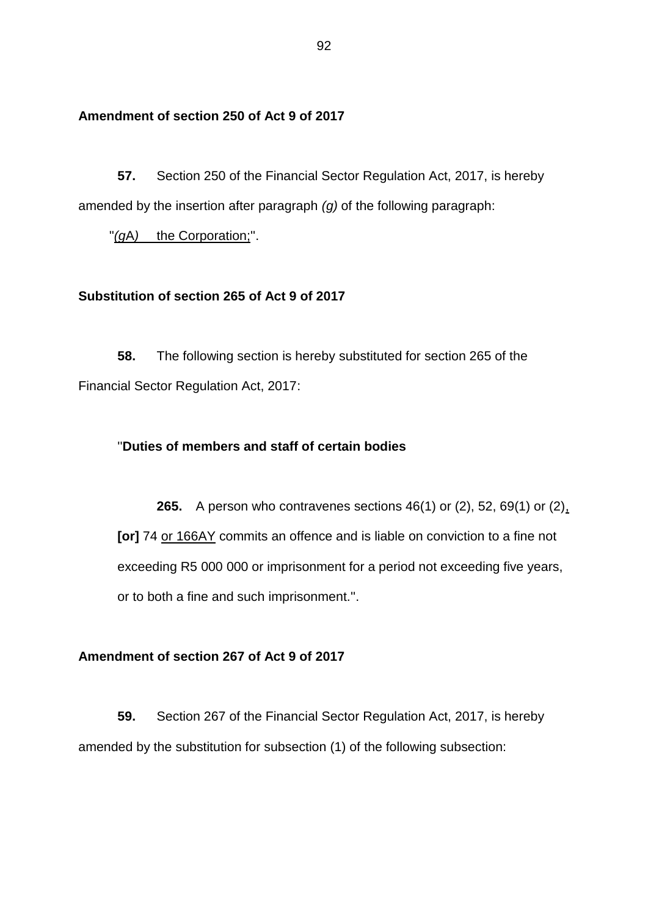**Amendment of section 250 of Act 9 of 2017**

**57.** Section 250 of the Financial Sector Regulation Act, 2017, is hereby amended by the insertion after paragraph *(g)* of the following paragraph:

"*(g*A*)* the Corporation;".

**Substitution of section 265 of Act 9 of 2017**

**58.** The following section is hereby substituted for section 265 of the Financial Sector Regulation Act, 2017:

"**Duties of members and staff of certain bodies**

**265.** A person who contravenes sections 46(1) or (2), 52, 69(1) or (2), **[or]** 74 or 166AY commits an offence and is liable on conviction to a fine not exceeding R5 000 000 or imprisonment for a period not exceeding five years, or to both a fine and such imprisonment.".

**Amendment of section 267 of Act 9 of 2017**

**59.** Section 267 of the Financial Sector Regulation Act, 2017, is hereby amended by the substitution for subsection (1) of the following subsection: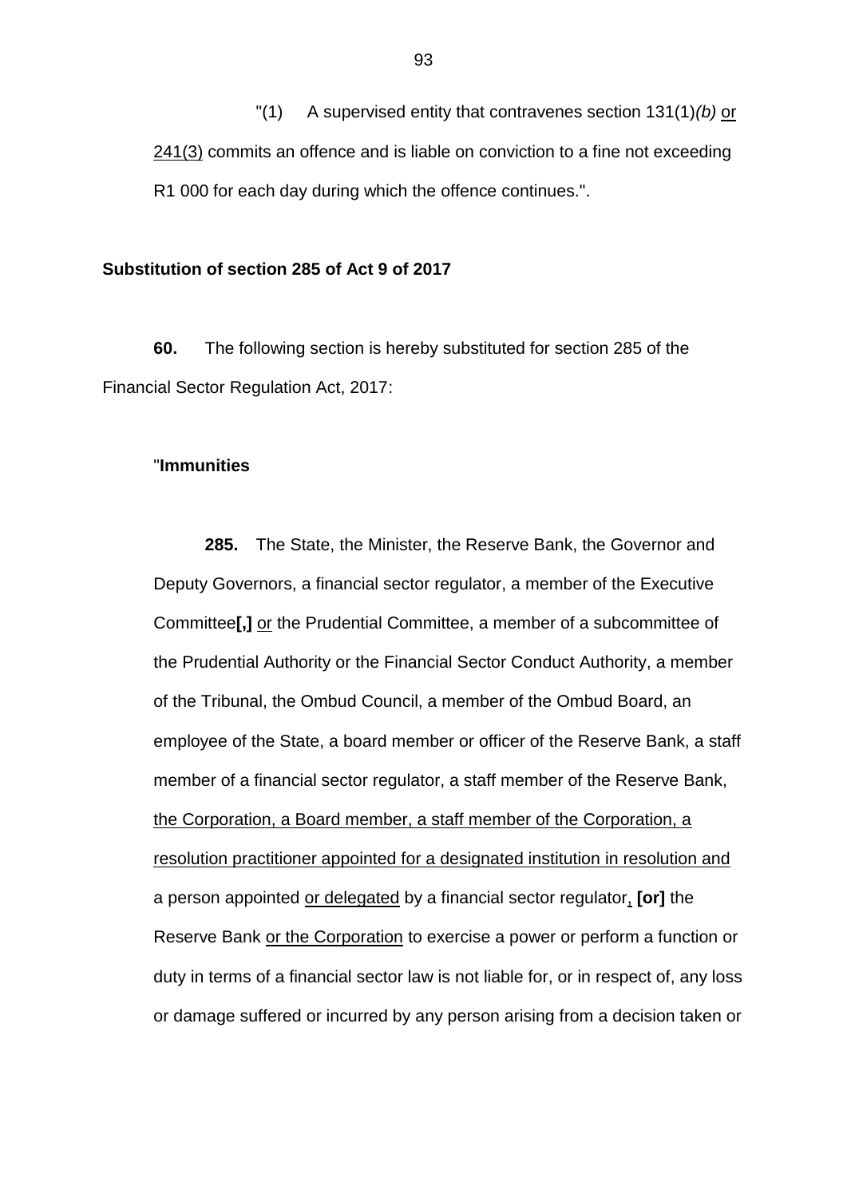"(1) A supervised entity that contravenes section 131(1)*(b)* <u>or 241(3)</u> commits an offence and is liable on conviction to a fine not exceeding R1 000 for each day during which the offence continues.".

**Substitution of section 285 of Act 9 of 2017**

**60.** The following section is hereby substituted for section 285 of the Financial Sector Regulation Act, 2017:

"**Immunities**

**285.** The State, the Minister, the Reserve Bank, the Governor and Deputy Governors, a financial sector regulator, a member of the Executive Committee**[,]** <u>or</u> the Prudential Committee, a member of a subcommittee of the Prudential Authority or the Financial Sector Conduct Authority, a member of the Tribunal, the Ombud Council, a member of the Ombud Board, an employee of the State, a board member or officer of the Reserve Bank, a staff member of a financial sector regulator, a staff member of the Reserve Bank, <u>the Corporation, a Board member, a staff member of the Corporation, a resolution practitioner appointed for a designated institution in resolution and</u> a person appointed <u>or delegated</u> by a financial sector regulator<u>,</u> **[or]** the Reserve Bank <u>or the Corporation</u> to exercise a power or perform a function or duty in terms of a financial sector law is not liable for, or in respect of, any loss or damage suffered or incurred by any person arising from a decision taken or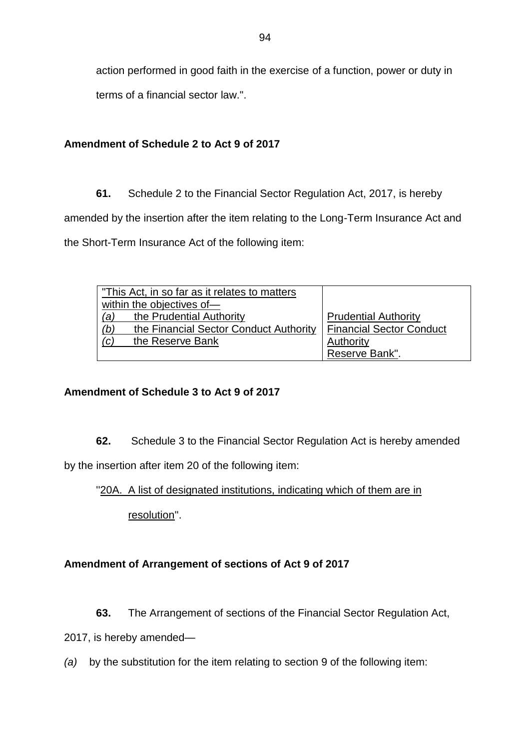action performed in good faith in the exercise of a function, power or duty in terms of a financial sector law.".

**Amendment of Schedule 2 to Act 9 of 2017**

**61.** Schedule 2 to the Financial Sector Regulation Act, 2017, is hereby amended by the insertion after the item relating to the Long-Term Insurance Act and the Short-Term Insurance Act of the following item:

| "This Act, in so far as it relates to matters within the objectives of— | |
|---|---|
| *(a)* the Prudential Authority | Prudential Authority |
| *(b)* the Financial Sector Conduct Authority | Financial Sector Conduct Authority |
| *(c)* the Reserve Bank | Reserve Bank". |

**Amendment of Schedule 3 to Act 9 of 2017**

**62.** Schedule 3 to the Financial Sector Regulation Act is hereby amended by the insertion after item 20 of the following item:

"20A. A list of designated institutions, indicating which of them are in resolution".

**Amendment of Arrangement of sections of Act 9 of 2017**

**63.** The Arrangement of sections of the Financial Sector Regulation Act, 2017, is hereby amended—

*(a)* by the substitution for the item relating to section 9 of the following item: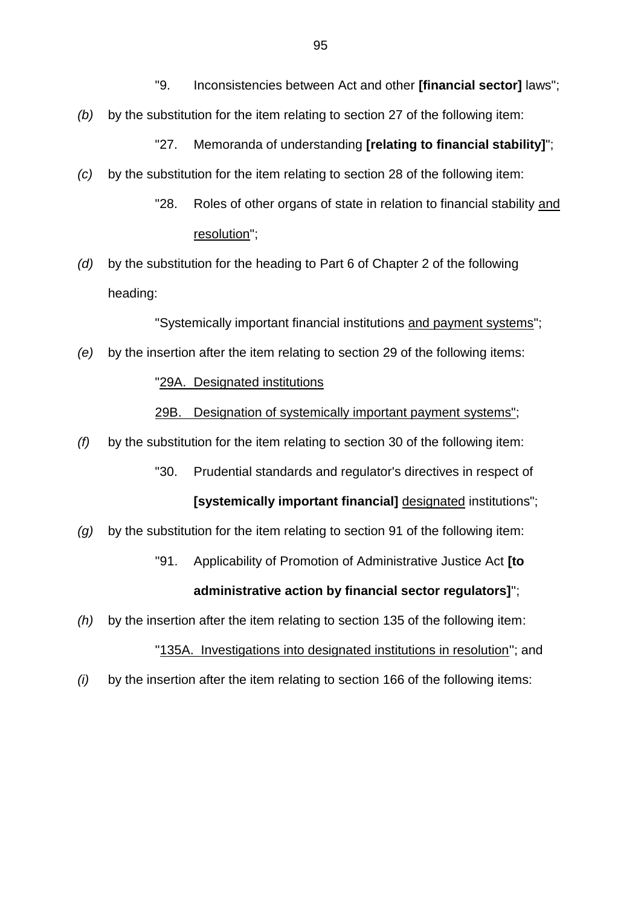"9. Inconsistencies between Act and other **[financial sector]** laws";

*(b)* by the substitution for the item relating to section 27 of the following item:

"27. Memoranda of understanding **[relating to financial stability]**";

*(c)* by the substitution for the item relating to section 28 of the following item:

"28. Roles of other organs of state in relation to financial stability <u>and resolution</u>";

*(d)* by the substitution for the heading to Part 6 of Chapter 2 of the following heading:

"Systemically important financial institutions <u>and payment systems</u>";

*(e)* by the insertion after the item relating to section 29 of the following items:

"<u>29A. Designated institutions</u>

<u>29B. Designation of systemically important payment systems</u>";

*(f)* by the substitution for the item relating to section 30 of the following item:

"30. Prudential standards and regulator's directives in respect of **[systemically important financial]** <u>designated</u> institutions";

*(g)* by the substitution for the item relating to section 91 of the following item:

"91. Applicability of Promotion of Administrative Justice Act **[to administrative action by financial sector regulators]**";

*(h)* by the insertion after the item relating to section 135 of the following item:

"<u>135A. Investigations into designated institutions in resolution</u>"; and

*(i)* by the insertion after the item relating to section 166 of the following items: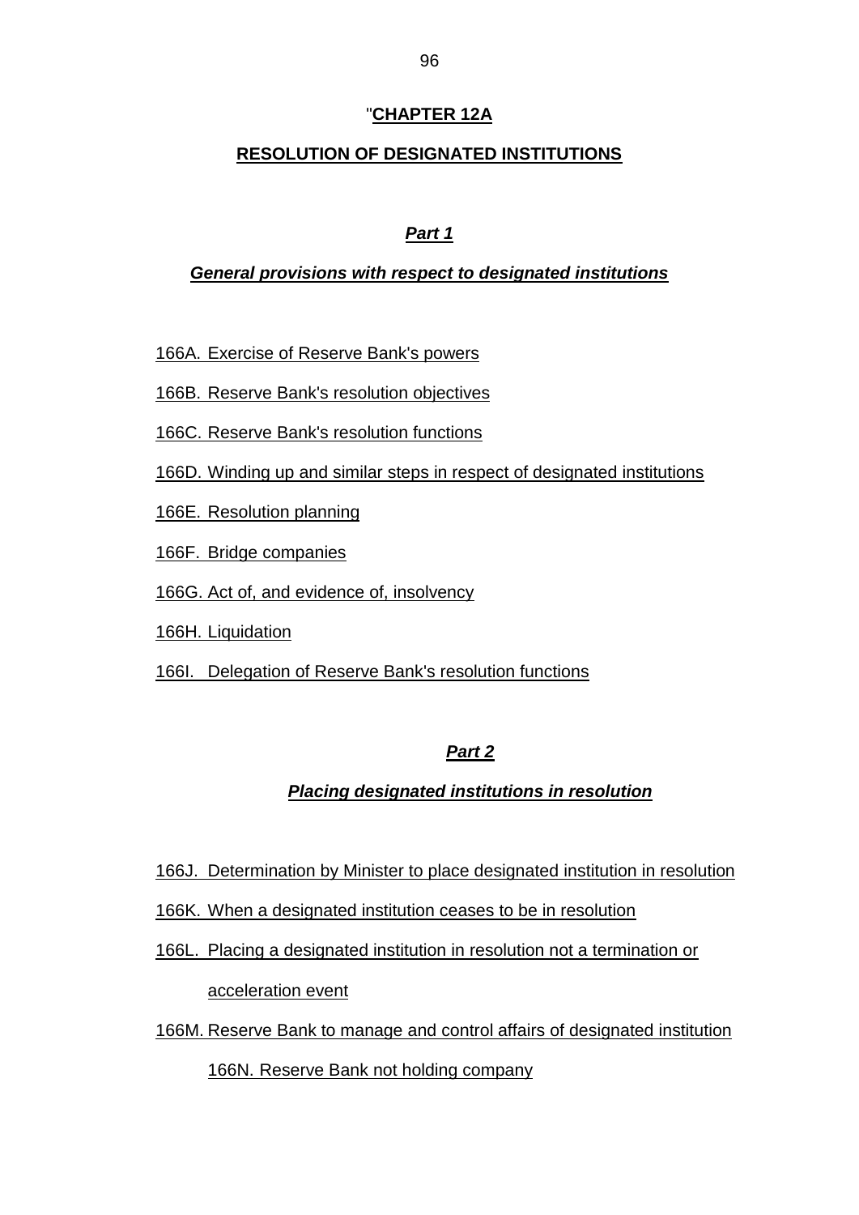"**CHAPTER 12A**

**RESOLUTION OF DESIGNATED INSTITUTIONS**

***Part 1***

***General provisions with respect to designated institutions***

166A. Exercise of Reserve Bank's powers

166B. Reserve Bank's resolution objectives

166C. Reserve Bank's resolution functions

166D. Winding up and similar steps in respect of designated institutions

166E. Resolution planning

166F. Bridge companies

166G. Act of, and evidence of, insolvency

166H. Liquidation

166I. Delegation of Reserve Bank's resolution functions

***Part 2***

***Placing designated institutions in resolution***

166J. Determination by Minister to place designated institution in resolution

166K. When a designated institution ceases to be in resolution

166L. Placing a designated institution in resolution not a termination or acceleration event

166M. Reserve Bank to manage and control affairs of designated institution

166N. Reserve Bank not holding company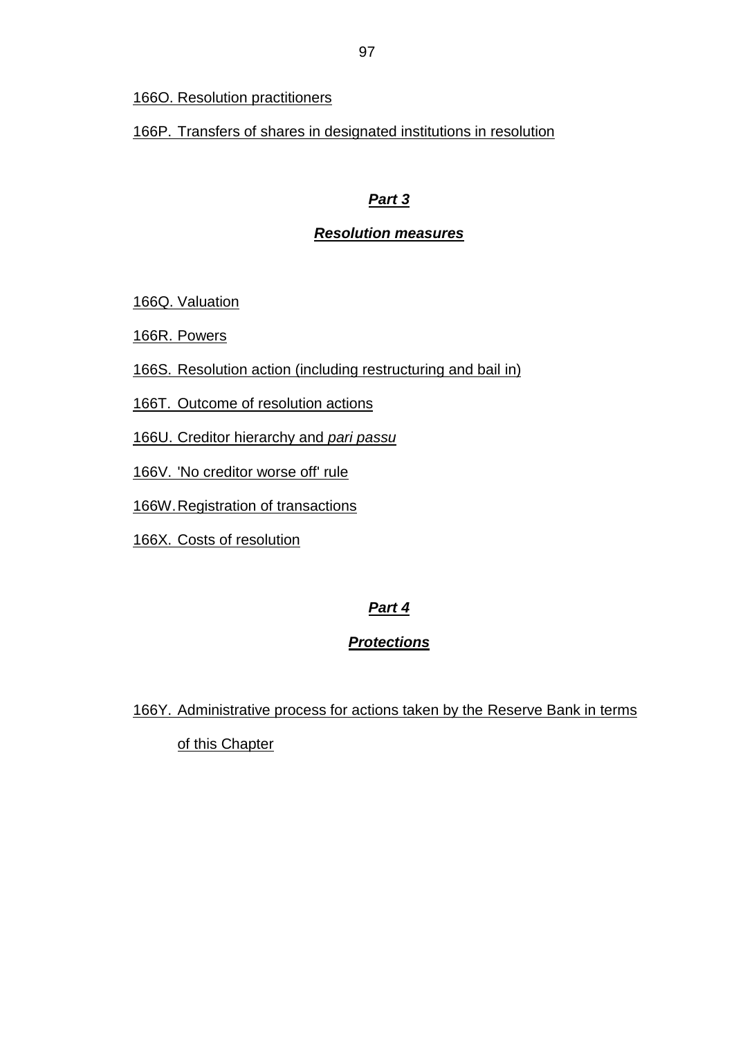166O. Resolution practitioners

166P. Transfers of shares in designated institutions in resolution

## ***Part 3***

## ***Resolution measures***

166Q. Valuation

166R. Powers

166S. Resolution action (including restructuring and bail in)

166T. Outcome of resolution actions

166U. Creditor hierarchy and *pari passu*

166V. 'No creditor worse off' rule

166W. Registration of transactions

166X. Costs of resolution

## ***Part 4***

## ***Protections***

166Y. Administrative process for actions taken by the Reserve Bank in terms of this Chapter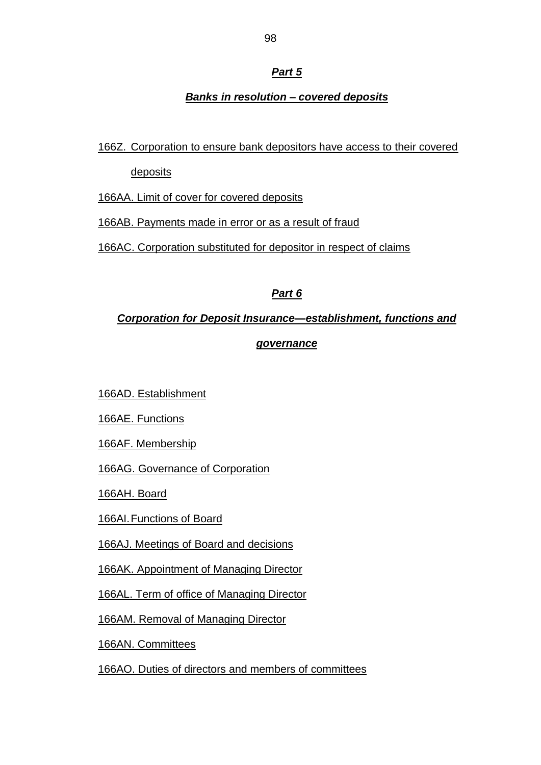## *Part 5*

### *Banks in resolution – covered deposits*

166Z. Corporation to ensure bank depositors have access to their covered deposits

166AA. Limit of cover for covered deposits

166AB. Payments made in error or as a result of fraud

166AC. Corporation substituted for depositor in respect of claims

## *Part 6*

### *Corporation for Deposit Insurance—establishment, functions and governance*

166AD. Establishment

166AE. Functions

166AF. Membership

166AG. Governance of Corporation

166AH. Board

166AI. Functions of Board

166AJ. Meetings of Board and decisions

166AK. Appointment of Managing Director

166AL. Term of office of Managing Director

166AM. Removal of Managing Director

166AN. Committees

166AO. Duties of directors and members of committees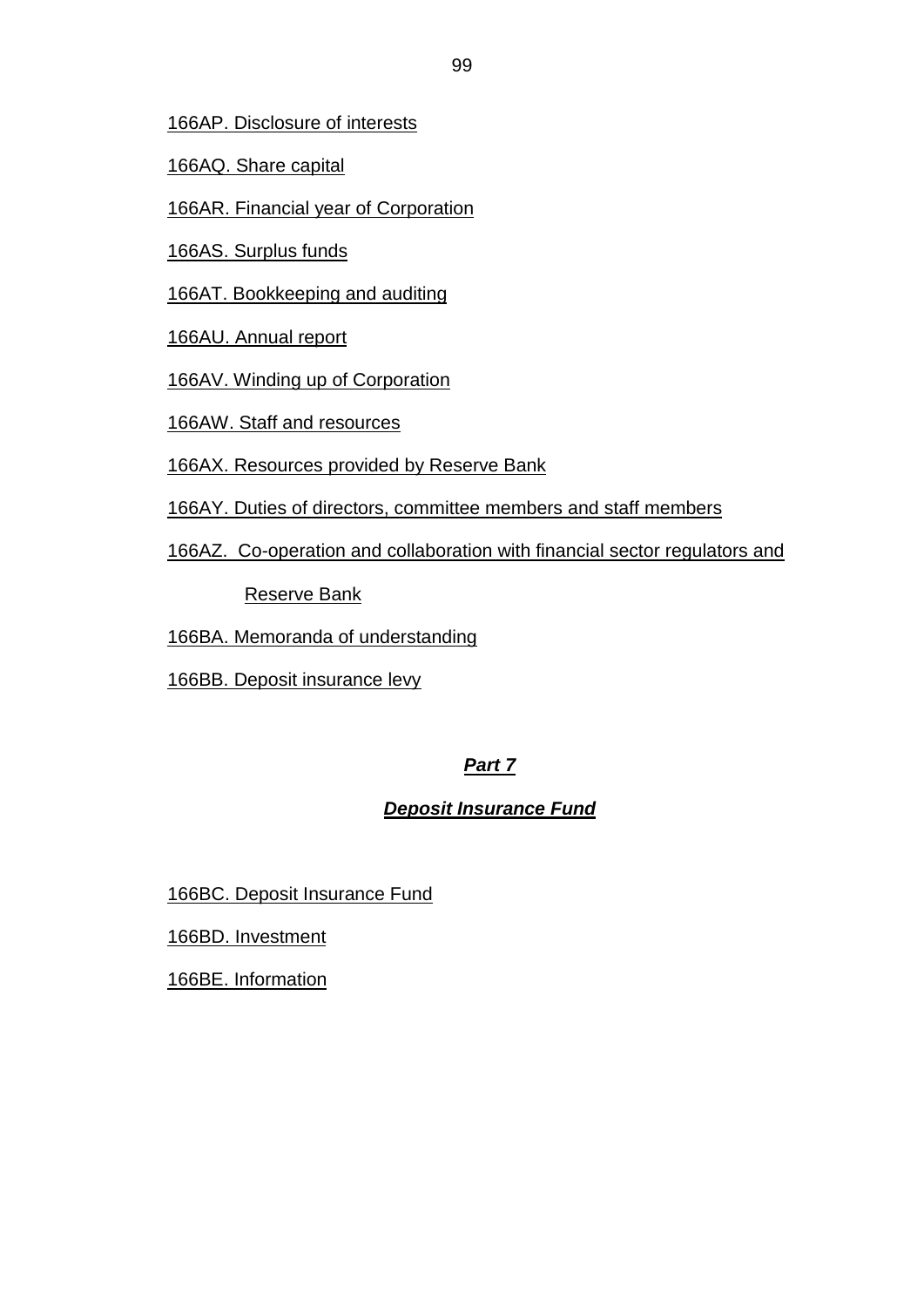166AP. Disclosure of interests

166AQ. Share capital

166AR. Financial year of Corporation

166AS. Surplus funds

166AT. Bookkeeping and auditing

166AU. Annual report

166AV. Winding up of Corporation

166AW. Staff and resources

166AX. Resources provided by Reserve Bank

166AY. Duties of directors, committee members and staff members

166AZ. Co-operation and collaboration with financial sector regulators and Reserve Bank

166BA. Memoranda of understanding

166BB. Deposit insurance levy

## ***Part 7***

## ***Deposit Insurance Fund***

166BC. Deposit Insurance Fund

166BD. Investment

166BE. Information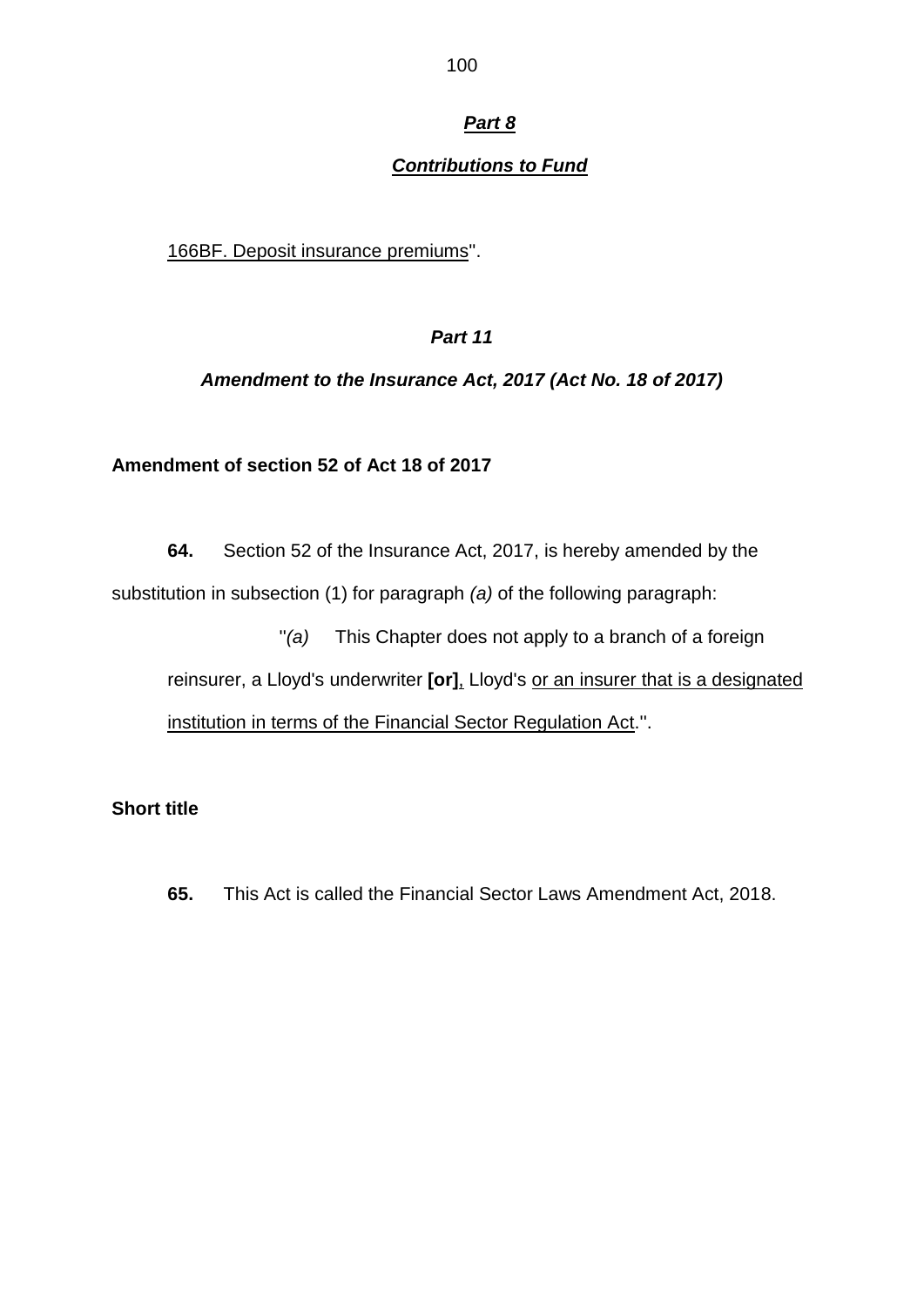***Part 8***

***Contributions to Fund***

<u>166BF. Deposit insurance premiums</u>".

***Part 11***

***Amendment to the Insurance Act, 2017 (Act No. 18 of 2017)***

**Amendment of section 52 of Act 18 of 2017**

**64.** Section 52 of the Insurance Act, 2017, is hereby amended by the substitution in subsection (1) for paragraph *(a)* of the following paragraph:

"*(a)* This Chapter does not apply to a branch of a foreign reinsurer, a Lloyd's underwriter **[or]**<u>,</u> Lloyd's <u>or an insurer that is a designated institution in terms of the Financial Sector Regulation Act</u>.".

**Short title**

**65.** This Act is called the Financial Sector Laws Amendment Act, 2018.